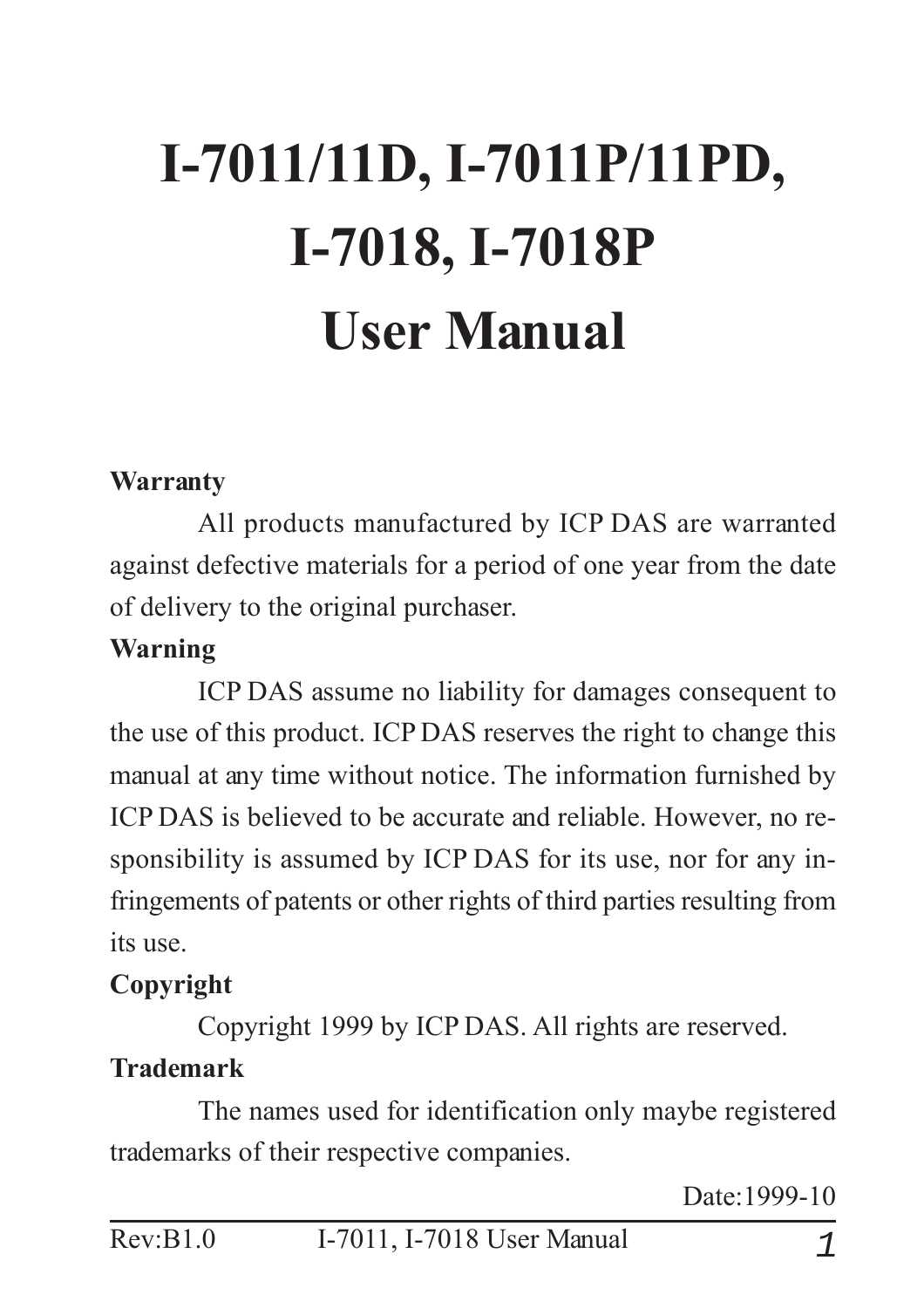# I-7011/11D, I-7011P/11PD, I-7018, I-7018P User Manual

**Warranty**

All products manufactured by ICP DAS are warranted against defective materials for a period of one year from the date of delivery to the original purchaser.

**Warning**

ICP DAS assume no liability for damages consequent to the use of this product. ICP DAS reserves the right to change this manual at any time without notice. The information furnished by ICP DAS is believed to be accurate and reliable. However, no responsibility is assumed by ICP DAS for its use, nor for any infringements of patents or other rights of third parties resulting from its use.

**Copyright**

Copyright 1999 by ICP DAS. All rights are reserved.

**Trademark**

The names used for identification only maybe registered trademarks of their respective companies.

Date:1999-10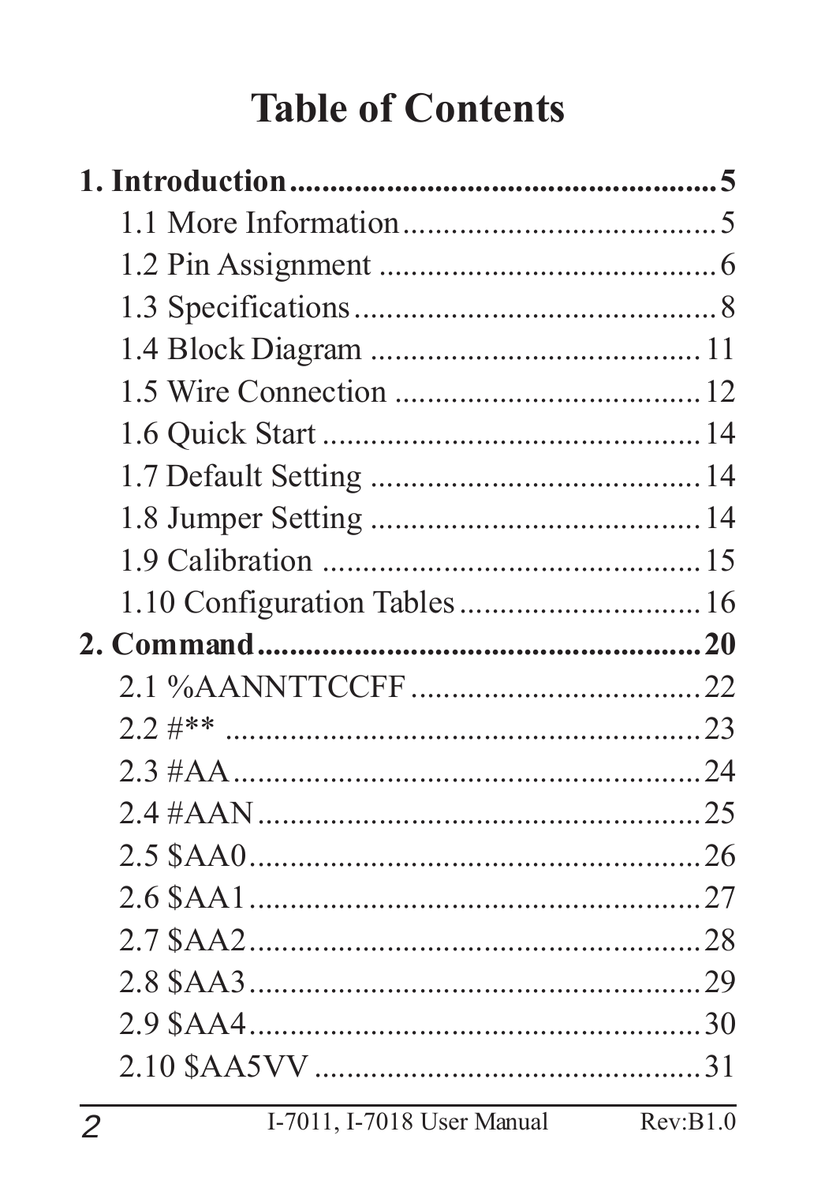# Table of Contents

**1. Introduction ..................................................... 5**

- 1.1 More Information ...................................... 5
- 1.2 Pin Assignment ......................................... 6
- 1.3 Specifications ............................................ 8
- 1.4 Block Diagram ......................................... 11
- 1.5 Wire Connection ...................................... 12
- 1.6 Quick Start .............................................. 14
- 1.7 Default Setting ........................................ 14
- 1.8 Jumper Setting ......................................... 14
- 1.9 Calibration .............................................. 15
- 1.10 Configuration Tables ............................. 16

**2. Command ....................................................... 20**

- 2.1 %AANNTTCCFF .................................... 22
- 2.2 #** ........................................................... 23
- 2.3 #AA .......................................................... 24
- 2.4 #AAN ........................................................ 25
- 2.5 $AA0 ........................................................ 26
- 2.6 $AA1 ........................................................ 27
- 2.7 $AA2 ........................................................ 28
- 2.8 $AA3 ........................................................ 29
- 2.9 $AA4 ........................................................ 30
- 2.10 $AA5VV ................................................. 31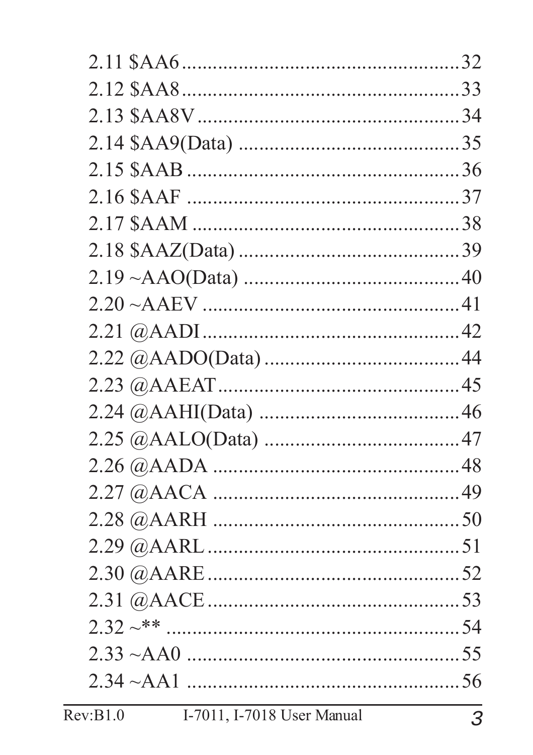2.11 $AA6 ........................................................ 32
2.12 $AA8 ........................................................ 33
2.13 $AA8V ...................................................... 34
2.14 $AA9(Data) ............................................. 35
2.15 $AAB ....................................................... 36
2.16 $AAF ........................................................ 37
2.17 $AAM ....................................................... 38
2.18 $AAZ(Data) ............................................. 39
2.19 ~AAO(Data) ............................................. 40
2.20 ~AAEV ..................................................... 41
2.21 @AADI ..................................................... 42
2.22 @AADO(Data) ......................................... 44
2.23 @AAEAT .................................................. 45
2.24 @AAHI(Data) .......................................... 46
2.25 @AALO(Data) ......................................... 47
2.26 @AADA ................................................... 48
2.27 @AACA ................................................... 49
2.28 @AARH ................................................... 50
2.29 @AARL .................................................... 51
2.30 @AARE .................................................... 52
2.31 @AACE .................................................... 53
2.32 ~** ........................................................... 54
2.33 ~AA0 ........................................................ 55
2.34 ~AA1 ........................................................ 56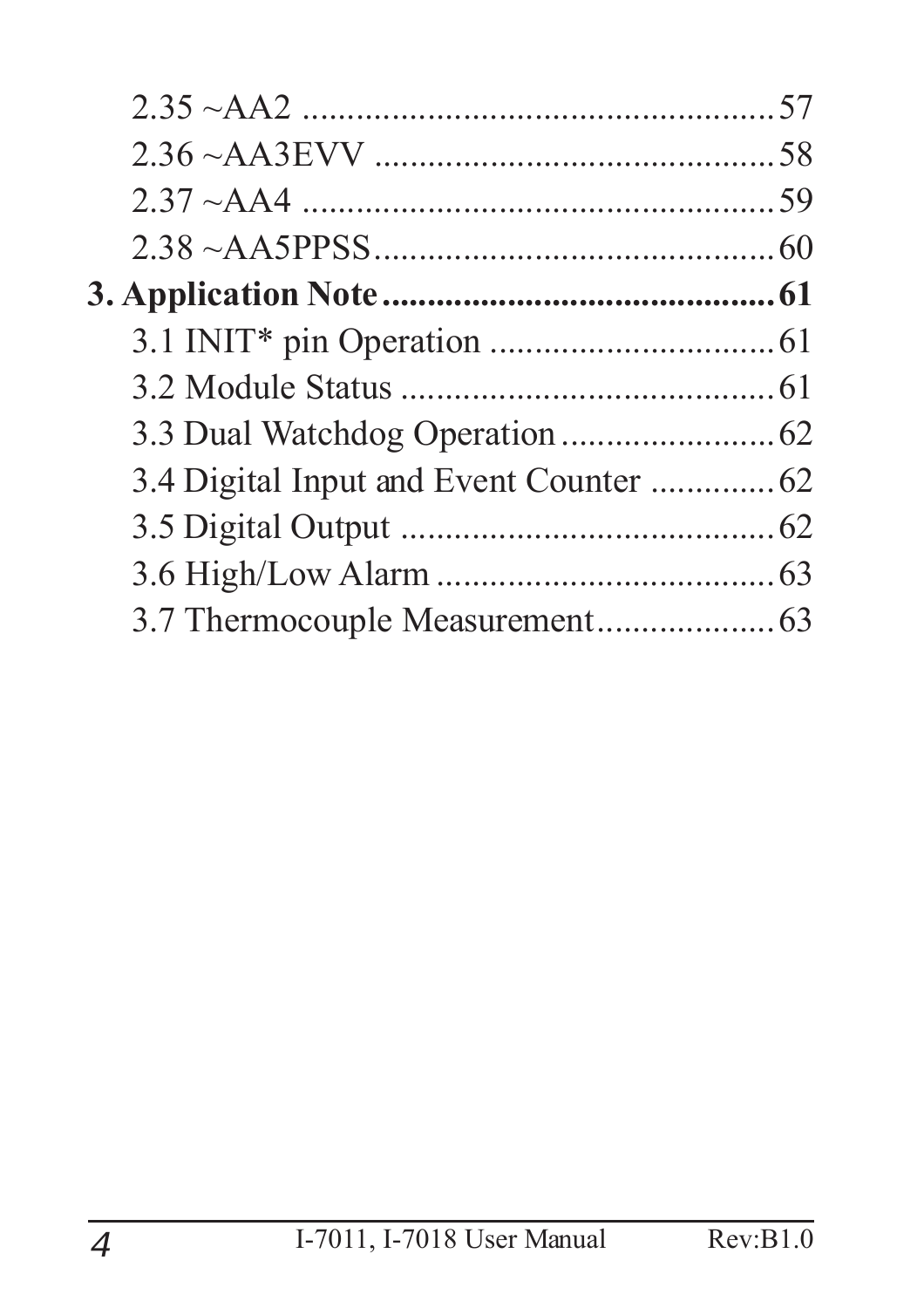2.35 ~AA2 .................................................... 57
2.36 ~AA3EVV ............................................ 58
2.37 ~AA4 .................................................... 59
2.38 ~AA5PPSS ............................................ 60

**3. Application Note ............................................ 61**

3.1 INIT* pin Operation ................................ 61
3.2 Module Status .......................................... 61
3.3 Dual Watchdog Operation ........................ 62
3.4 Digital Input and Event Counter .............. 62
3.5 Digital Output .......................................... 62
3.6 High/Low Alarm ...................................... 63
3.7 Thermocouple Measurement .................... 63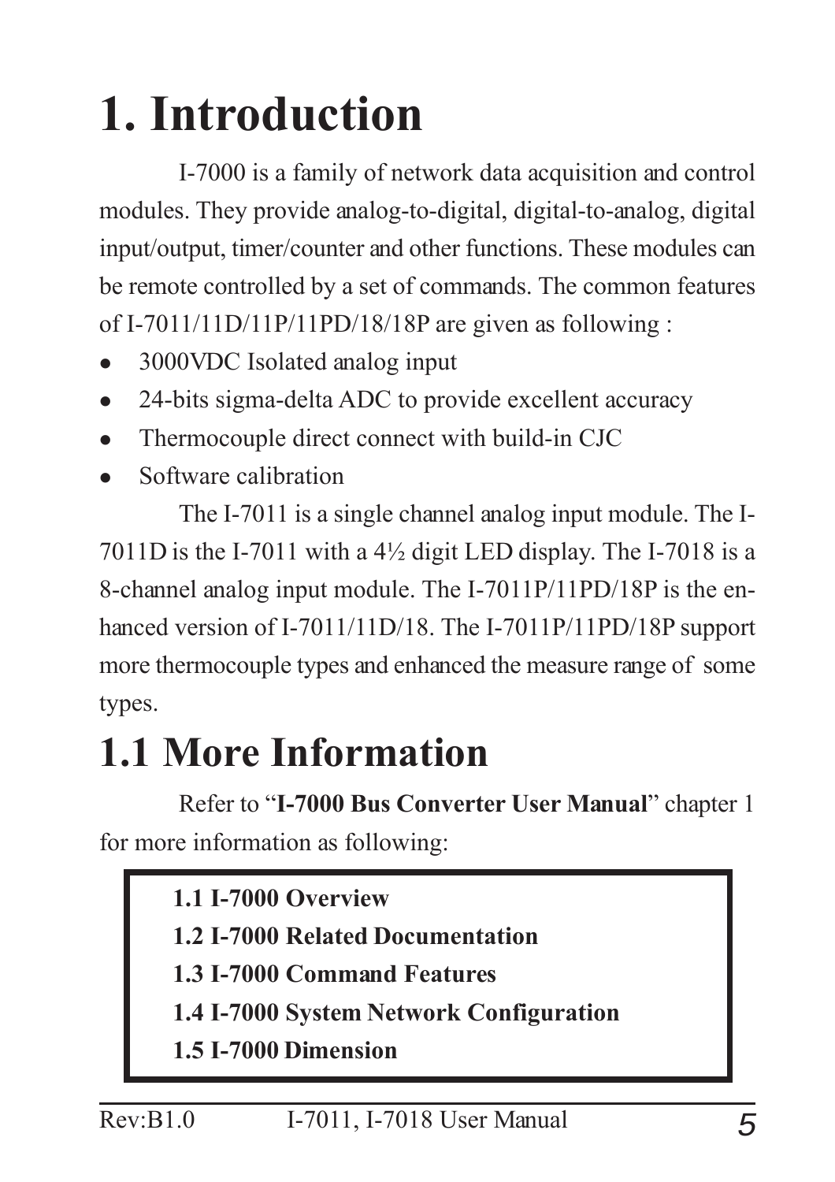# 1. Introduction

I-7000 is a family of network data acquisition and control modules. They provide analog-to-digital, digital-to-analog, digital input/output, timer/counter and other functions. These modules can be remote controlled by a set of commands. The common features of I-7011/11D/11P/11PD/18/18P are given as following :

- 3000VDC Isolated analog input
- 24-bits sigma-delta ADC to provide excellent accuracy
- Thermocouple direct connect with build-in CJC
- Software calibration

The I-7011 is a single channel analog input module. The I-7011D is the I-7011 with a 4½ digit LED display. The I-7018 is a 8-channel analog input module. The I-7011P/11PD/18P is the enhanced version of I-7011/11D/18. The I-7011P/11PD/18P support more thermocouple types and enhanced the measure range of some types.

## 1.1 More Information

Refer to "**I-7000 Bus Converter User Manual**" chapter 1 for more information as following:

**1.1 I-7000 Overview**
**1.2 I-7000 Related Documentation**
**1.3 I-7000 Command Features**
**1.4 I-7000 System Network Configuration**
**1.5 I-7000 Dimension**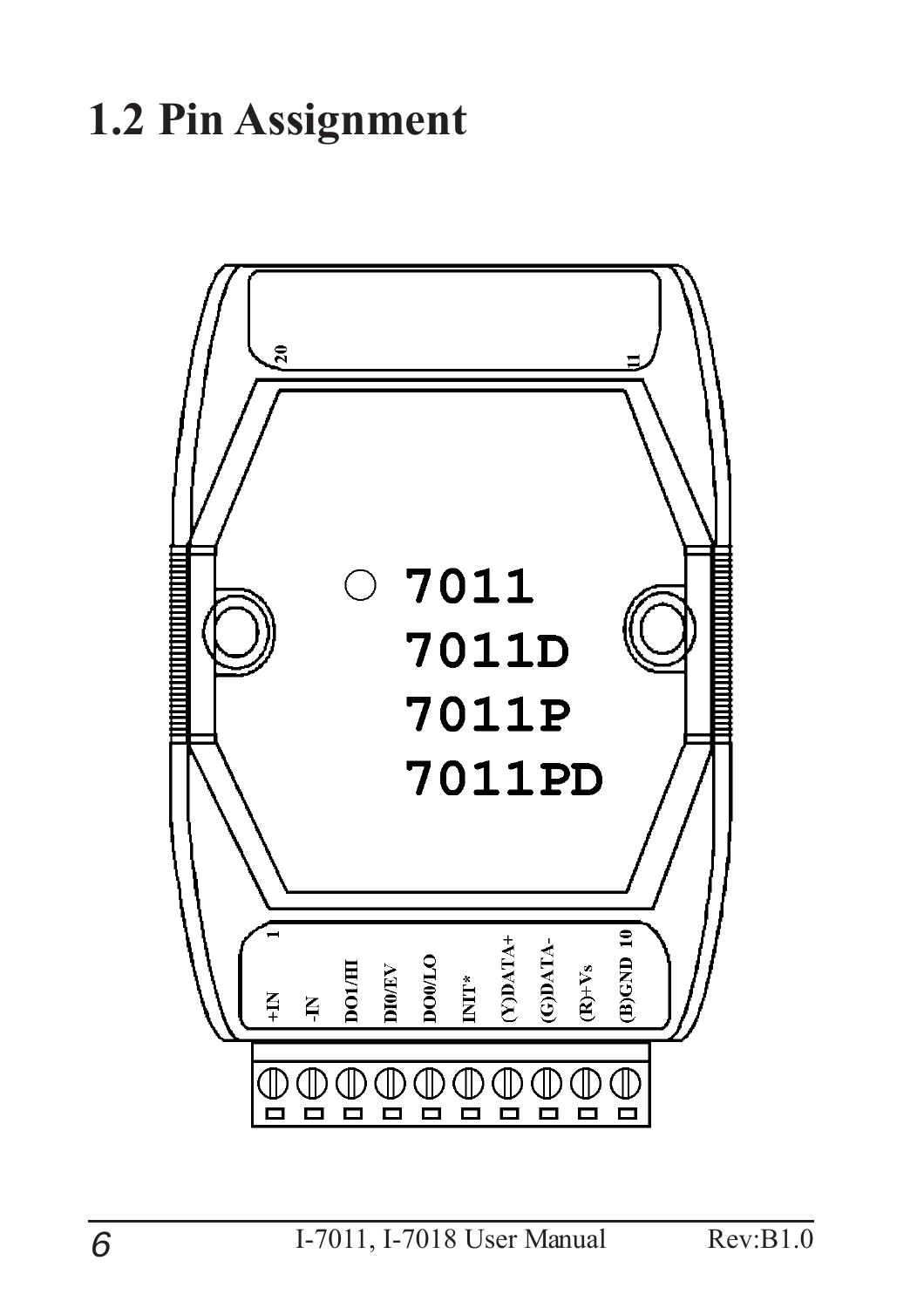# 1.2 Pin Assignment

7011
7011D
7011P
7011PD

| Pin | Name |
|---|---|
| 1 | +IN |
| 2 | -IN |
| 3 | DO1/HI |
| 4 | DI0/EV |
| 5 | DO0/LO |
| 6 | INIT* |
| 7 | (Y)DATA+ |
| 8 | (G)DATA- |
| 9 | (R)+Vs |
| 10 | (B)GND |

20 11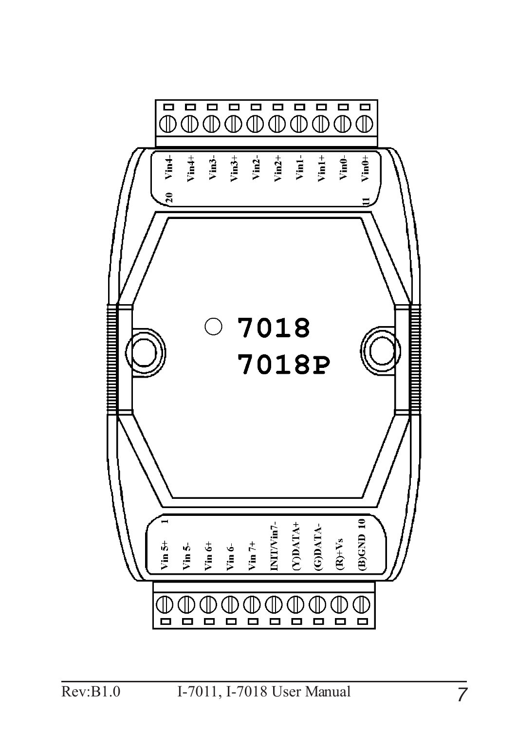Vin4- Vin4+ Vin3- Vin3+ Vin2- Vin2+ Vin1- Vin1+ Vin0- Vin0+

20 11

**7018**

**7018P**

1 10

Vin 5+ Vin 5- Vin 6+ Vin 6- Vin 7+ INIT/Vin7- (Y)DATA+ (G)DATA- (R)+Vs (B)GND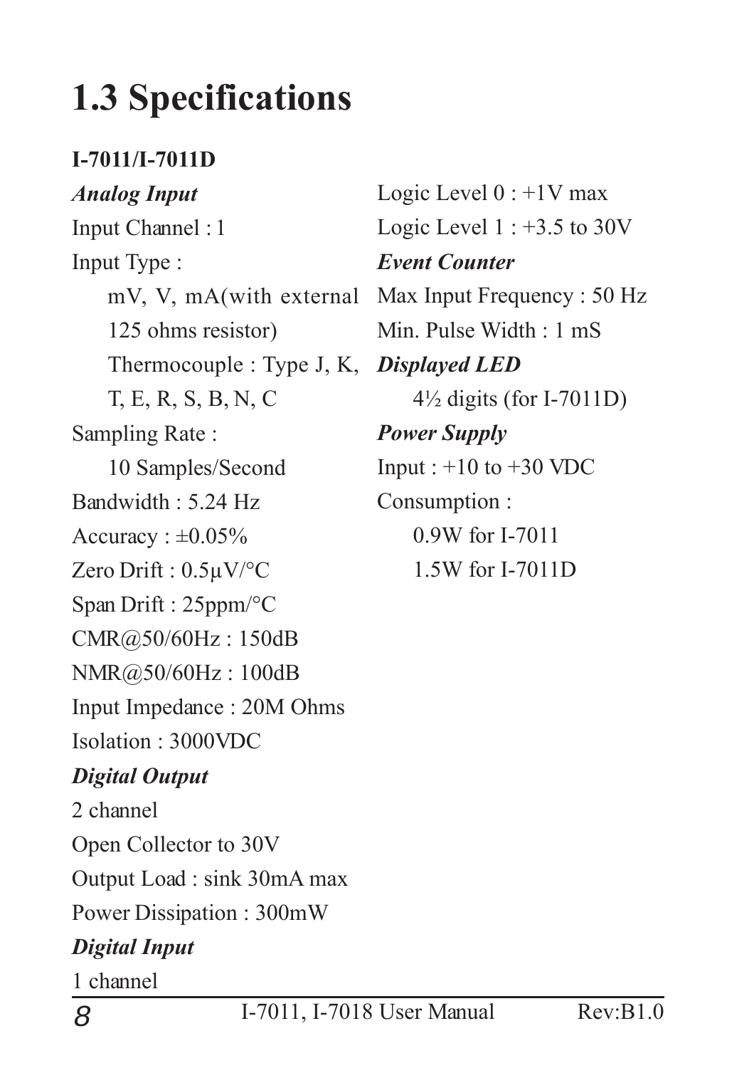# 1.3 Specifications

**I-7011/I-7011D**

***Analog Input***

Input Channel : 1

Input Type :

mV, V, mA(with external 125 ohms resistor)

Thermocouple : Type J, K, T, E, R, S, B, N, C

Sampling Rate :

10 Samples/Second

Bandwidth : 5.24 Hz

Accuracy : ±0.05%

Zero Drift : 0.5μV/°C

Span Drift : 25ppm/°C

CMR@50/60Hz : 150dB

NMR@50/60Hz : 100dB

Input Impedance : 20M Ohms

Isolation : 3000VDC

***Digital Output***

2 channel

Open Collector to 30V

Output Load : sink 30mA max

Power Dissipation : 300mW

***Digital Input***

1 channel

Logic Level 0 : +1V max

Logic Level 1 : +3.5 to 30V

***Event Counter***

Max Input Frequency : 50 Hz

Min. Pulse Width : 1 mS

***Displayed LED***

4½ digits (for I-7011D)

***Power Supply***

Input : +10 to +30 VDC

Consumption :

0.9W for I-7011

1.5W for I-7011D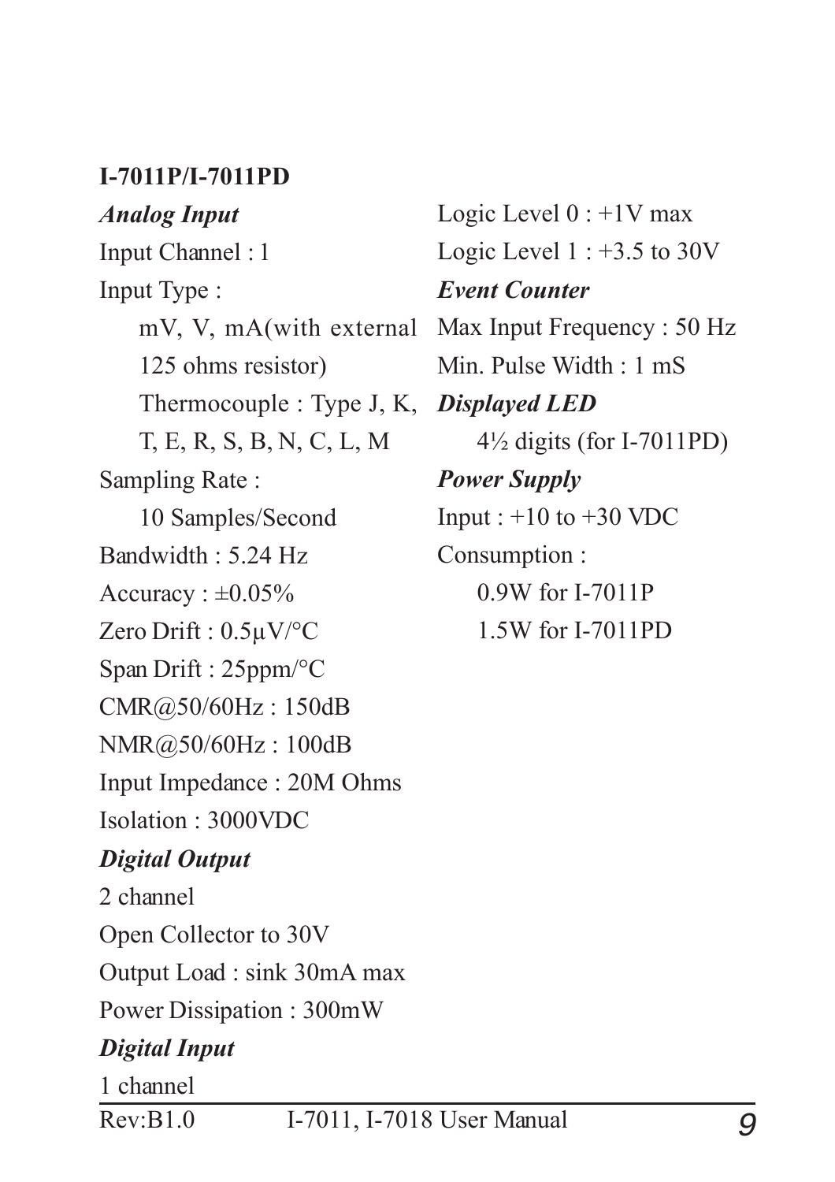**I-7011P/I-7011PD**

***Analog Input***

Input Channel : 1

Input Type :

mV, V, mA(with external 125 ohms resistor)

Thermocouple : Type J, K, T, E, R, S, B, N, C, L, M

Sampling Rate :

10 Samples/Second

Bandwidth : 5.24 Hz

Accuracy : ±0.05%

Zero Drift : 0.5µV/°C

Span Drift : 25ppm/°C

CMR@50/60Hz : 150dB

NMR@50/60Hz : 100dB

Input Impedance : 20M Ohms

Isolation : 3000VDC

***Digital Output***

2 channel

Open Collector to 30V

Output Load : sink 30mA max

Power Dissipation : 300mW

***Digital Input***

1 channel

Logic Level 0 : +1V max

Logic Level 1 : +3.5 to 30V

***Event Counter***

Max Input Frequency : 50 Hz

Min. Pulse Width : 1 mS

***Displayed LED***

4½ digits (for I-7011PD)

***Power Supply***

Input : +10 to +30 VDC

Consumption :

0.9W for I-7011P

1.5W for I-7011PD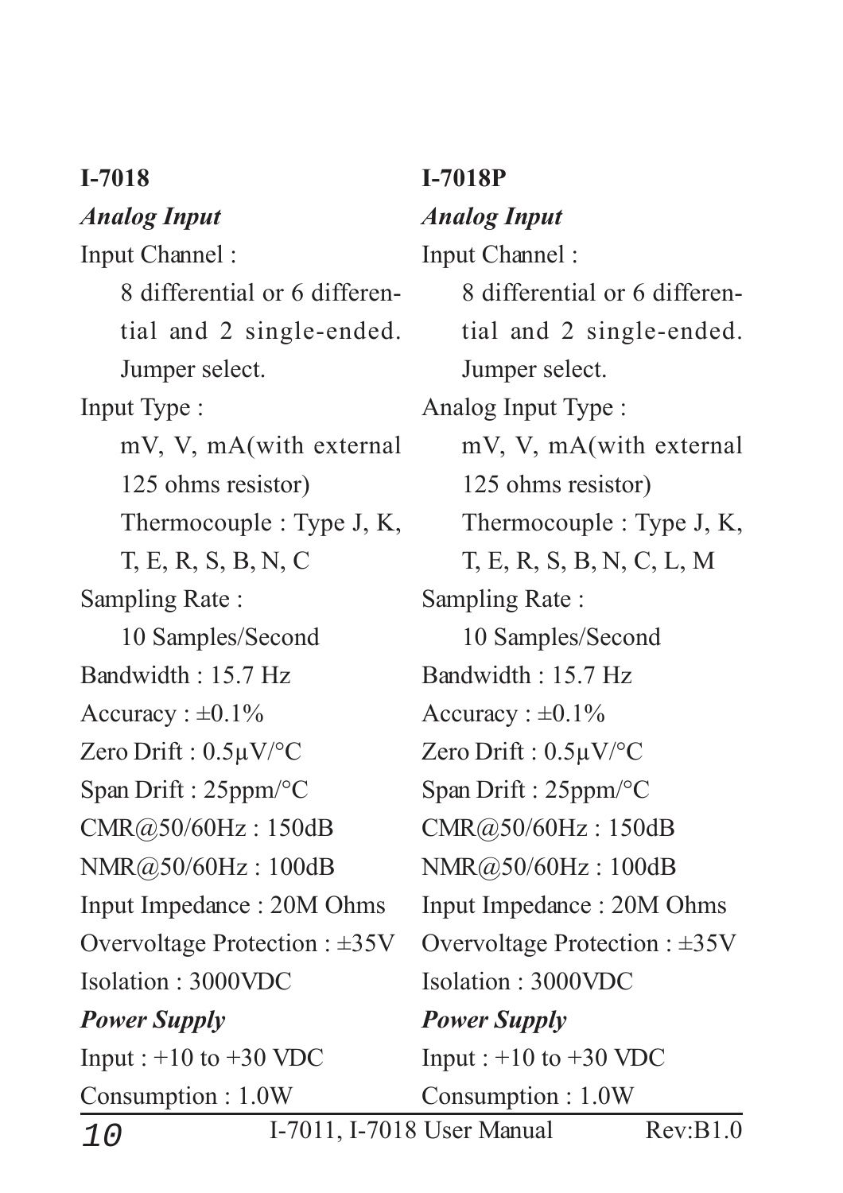## I-7018

### *Analog Input*

Input Channel :

8 differential or 6 differential and 2 single-ended. Jumper select.

Input Type :

mV, V, mA(with external 125 ohms resistor)

Thermocouple : Type J, K, T, E, R, S, B, N, C

Sampling Rate :

10 Samples/Second

Bandwidth : 15.7 Hz

Accuracy : ±0.1%

Zero Drift : 0.5µV/°C

Span Drift : 25ppm/°C

CMR@50/60Hz : 150dB

NMR@50/60Hz : 100dB

Input Impedance : 20M Ohms

Overvoltage Protection : ±35V

Isolation : 3000VDC

### *Power Supply*

Input : +10 to +30 VDC

Consumption : 1.0W

## I-7018P

### *Analog Input*

Input Channel :

8 differential or 6 differential and 2 single-ended. Jumper select.

Analog Input Type :

mV, V, mA(with external 125 ohms resistor)

Thermocouple : Type J, K, T, E, R, S, B, N, C, L, M

Sampling Rate :

10 Samples/Second

Bandwidth : 15.7 Hz

Accuracy : ±0.1%

Zero Drift : 0.5µV/°C

Span Drift : 25ppm/°C

CMR@50/60Hz : 150dB

NMR@50/60Hz : 100dB

Input Impedance : 20M Ohms

Overvoltage Protection : ±35V

Isolation : 3000VDC

### *Power Supply*

Input : +10 to +30 VDC

Consumption : 1.0W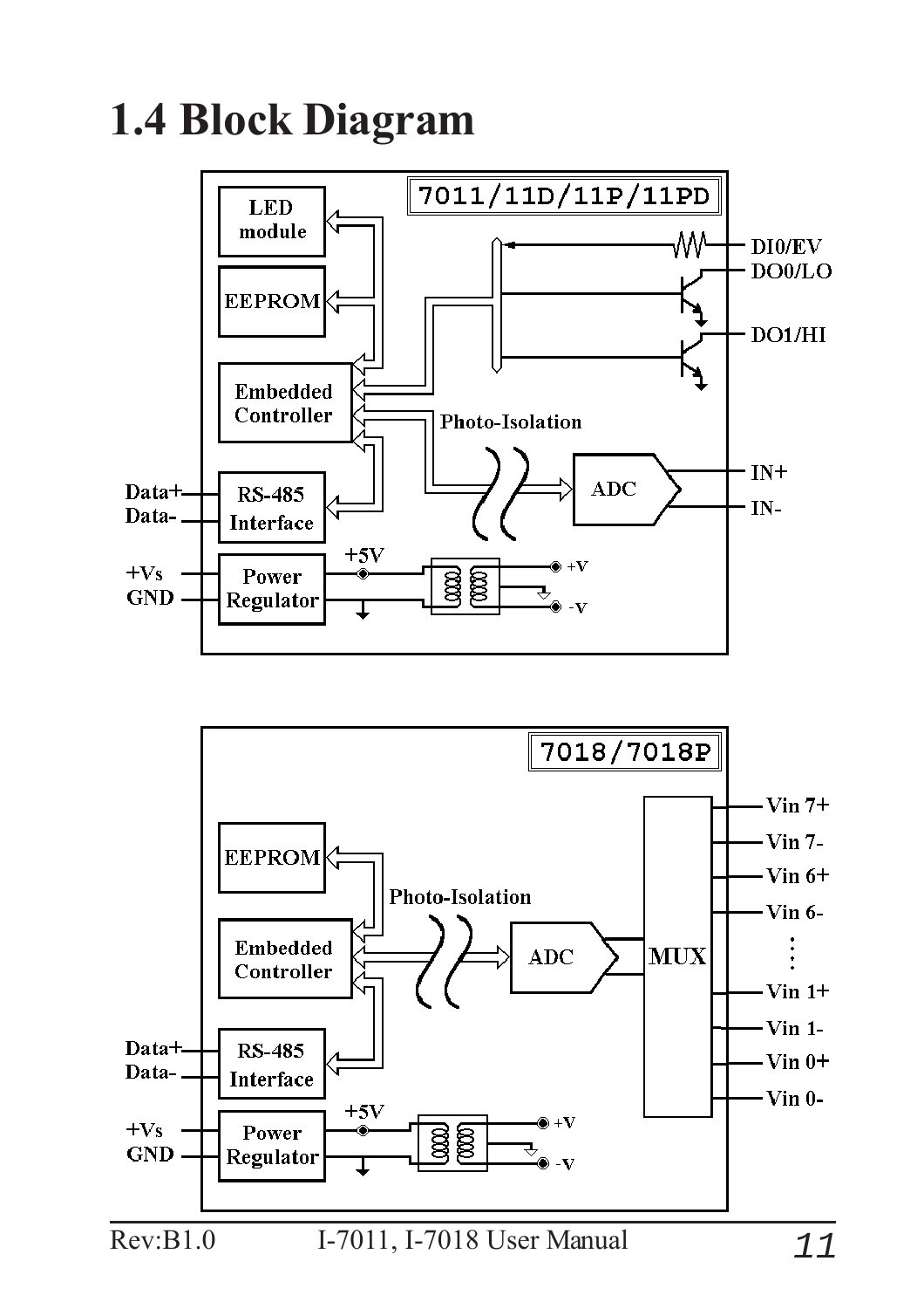# 1.4 Block Diagram

7011/11D/11P/11PD

LED module

EEPROM

Embedded Controller

RS-485 Interface

Power Regulator

Data+

Data-

+Vs

GND

+5V

+V

-V

Photo-Isolation

ADC

IN+

IN-

DI0/EV

DO0/LO

DO1/HI

7018/7018P

EEPROM

Embedded Controller

RS-485 Interface

Power Regulator

Data+

Data-

+Vs

GND

+5V

+V

-V

Photo-Isolation

ADC

MUX

Vin 7+

Vin 7-

Vin 6+

Vin 6-

Vin 1+

Vin 1-

Vin 0+

Vin 0-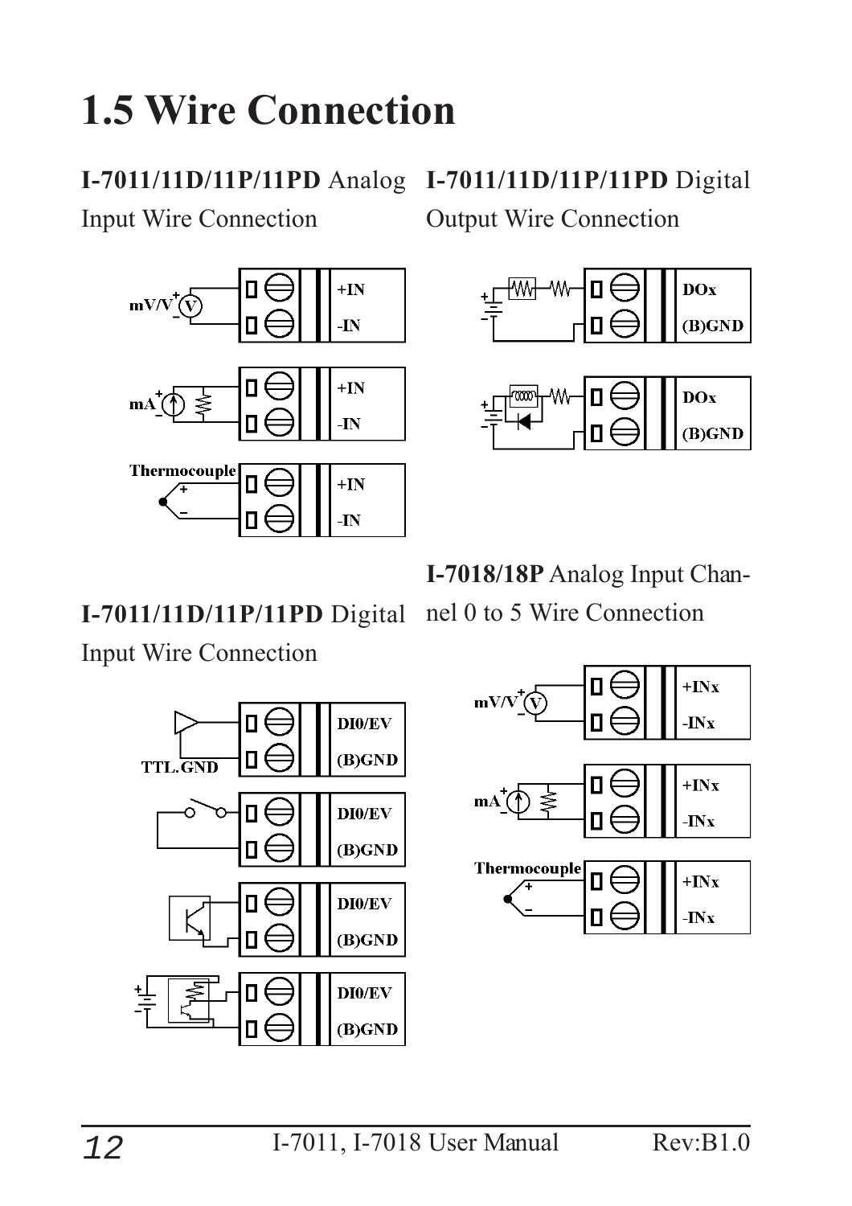# 1.5 Wire Connection

**I-7011/11D/11P/11PD** Analog Input Wire Connection

mV/V

+IN

-IN

mA

+IN

-IN

Thermocouple

+IN

-IN

**I-7011/11D/11P/11PD** Digital Output Wire Connection

DOx

(B)GND

DOx

(B)GND

**I-7011/11D/11P/11PD** Digital Input Wire Connection

DI0/EV

TTL.GND

(B)GND

DI0/EV

(B)GND

DI0/EV

(B)GND

DI0/EV

(B)GND

**I-7018/18P** Analog Input Channel 0 to 5 Wire Connection

mV/V

+INx

-INx

mA

+INx

-INx

Thermocouple

+INx

-INx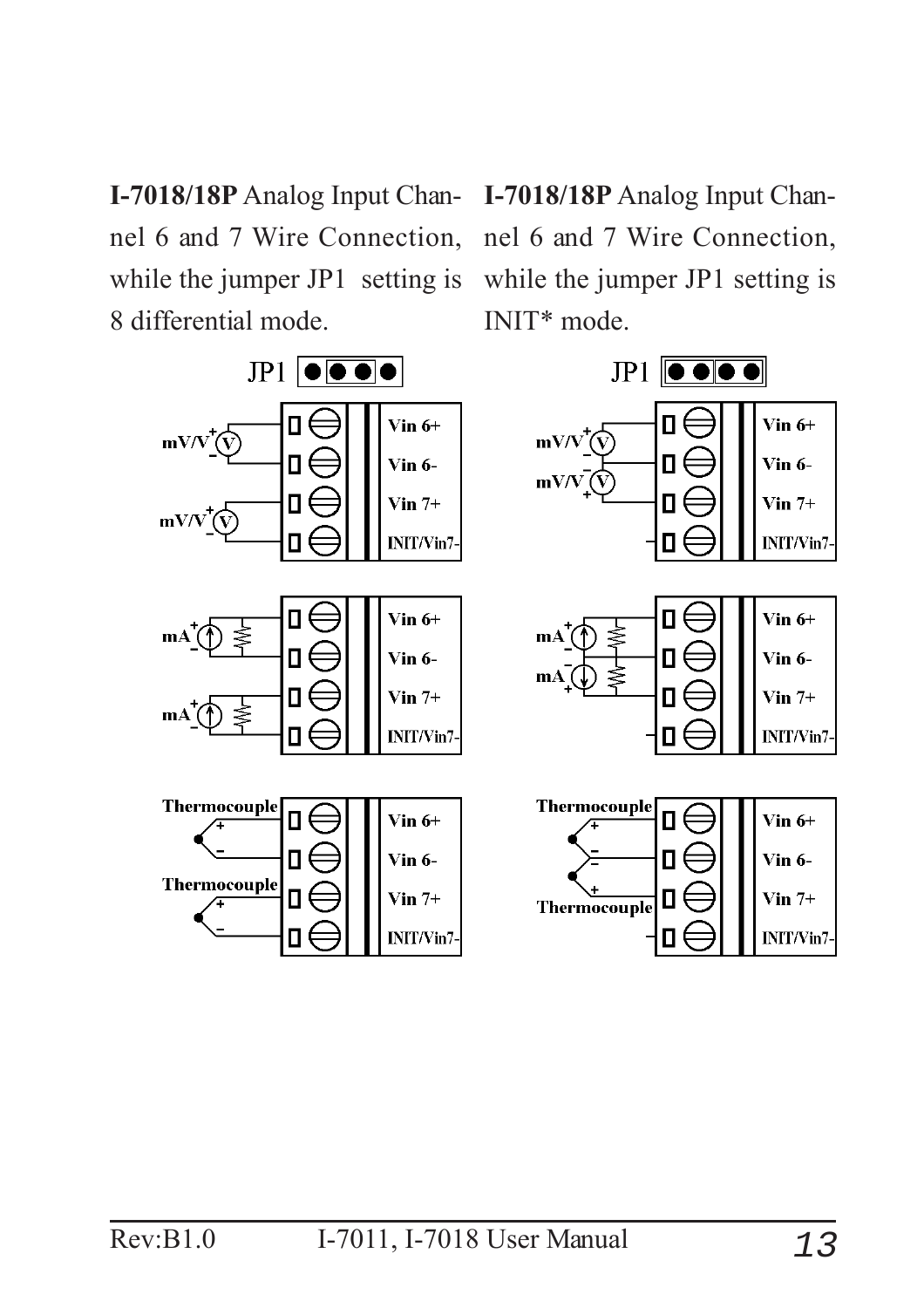**I-7018/18P** Analog Input Channel 6 and 7 Wire Connection, while the jumper JP1 setting is 8 differential mode.

**I-7018/18P** Analog Input Channel 6 and 7 Wire Connection, while the jumper JP1 setting is INIT* mode.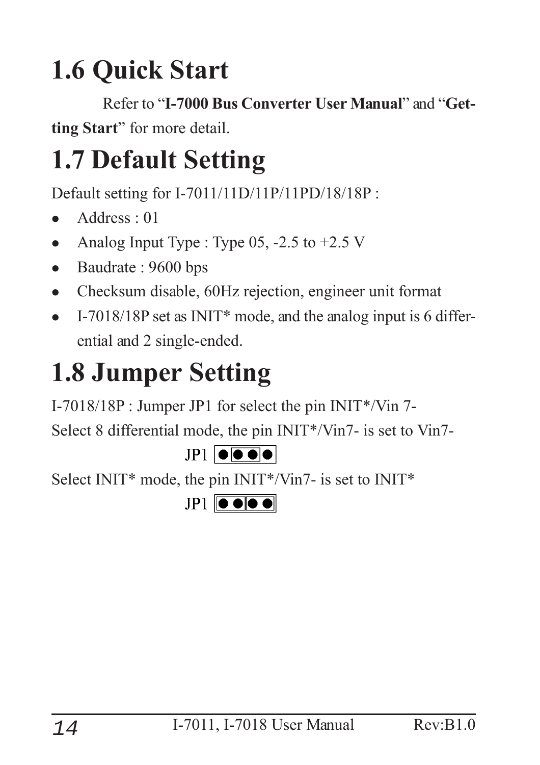# 1.6 Quick Start

Refer to "**I-7000 Bus Converter User Manual**" and "**Getting Start**" for more detail.

# 1.7 Default Setting

Default setting for I-7011/11D/11P/11PD/18/18P :

- Address : 01
- Analog Input Type : Type 05, -2.5 to +2.5 V
- Baudrate : 9600 bps
- Checksum disable, 60Hz rejection, engineer unit format
- I-7018/18P set as INIT* mode, and the analog input is 6 differential and 2 single-ended.

# 1.8 Jumper Setting

I-7018/18P : Jumper JP1 for select the pin INIT*/Vin 7-

Select 8 differential mode, the pin INIT*/Vin7- is set to Vin7-

JP1 [● | ● ● | ●]

Select INIT* mode, the pin INIT*/Vin7- is set to INIT*

JP1 [● ● | ● ●]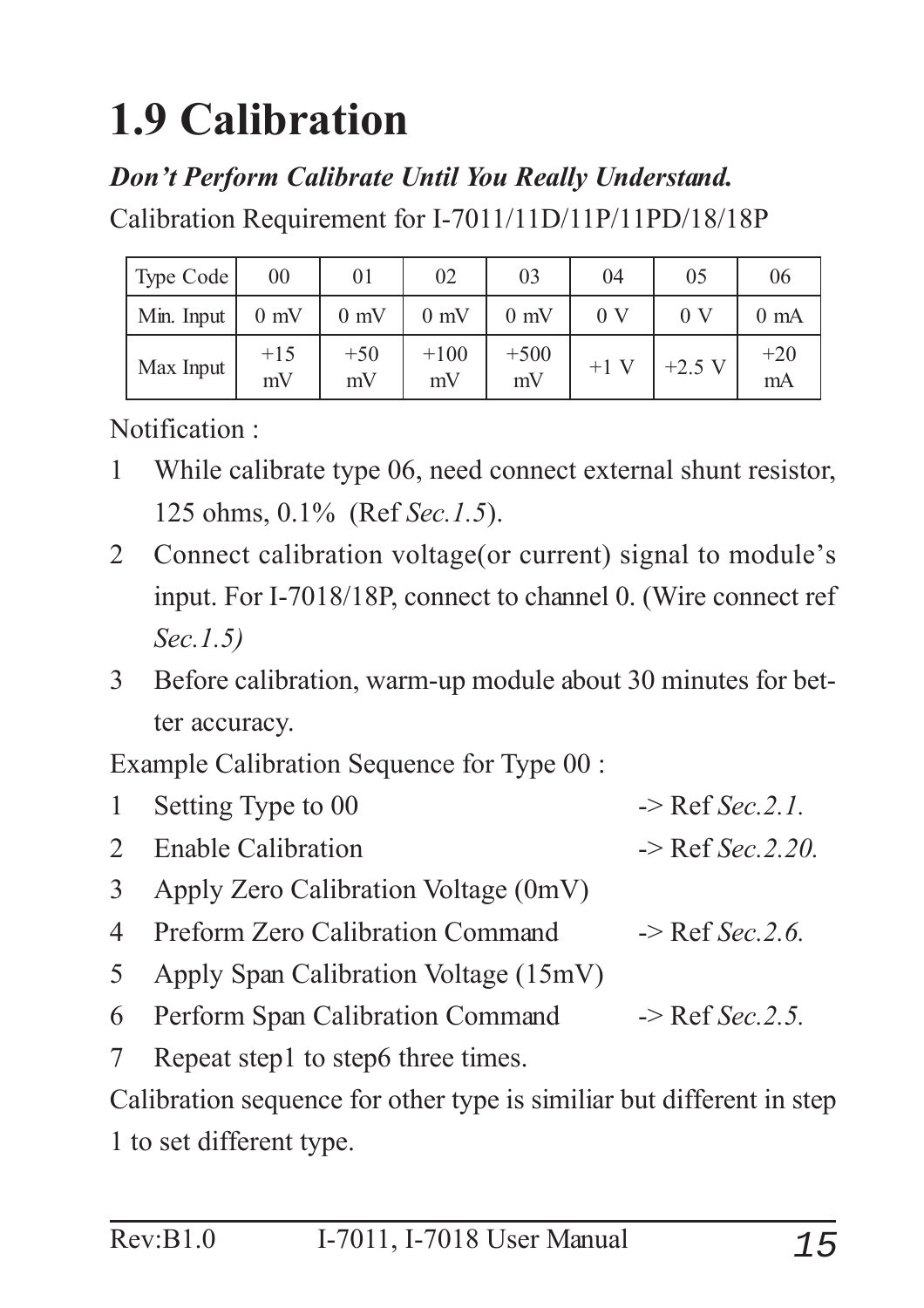# 1.9 Calibration

***Don't Perform Calibrate Until You Really Understand.***

Calibration Requirement for I-7011/11D/11P/11PD/18/18P

| Type Code | 00 | 01 | 02 | 03 | 04 | 05 | 06 |
|---|---|---|---|---|---|---|---|
| Min. Input | 0 mV | 0 mV | 0 mV | 0 mV | 0 V | 0 V | 0 mA |
| Max Input | +15 mV | +50 mV | +100 mV | +500 mV | +1 V | +2.5 V | +20 mA |

Notification :

1. While calibrate type 06, need connect external shunt resistor, 125 ohms, 0.1% (Ref *Sec.1.5*).
2. Connect calibration voltage(or current) signal to module's input. For I-7018/18P, connect to channel 0. (Wire connect ref *Sec.1.5)*
3. Before calibration, warm-up module about 30 minutes for better accuracy.

Example Calibration Sequence for Type 00 :

1. Setting Type to 00 -> Ref *Sec.2.1.*
2. Enable Calibration -> Ref *Sec.2.20.*
3. Apply Zero Calibration Voltage (0mV)
4. Preform Zero Calibration Command -> Ref *Sec.2.6.*
5. Apply Span Calibration Voltage (15mV)
6. Perform Span Calibration Command -> Ref *Sec.2.5.*
7. Repeat step1 to step6 three times.

Calibration sequence for other type is similiar but different in step 1 to set different type.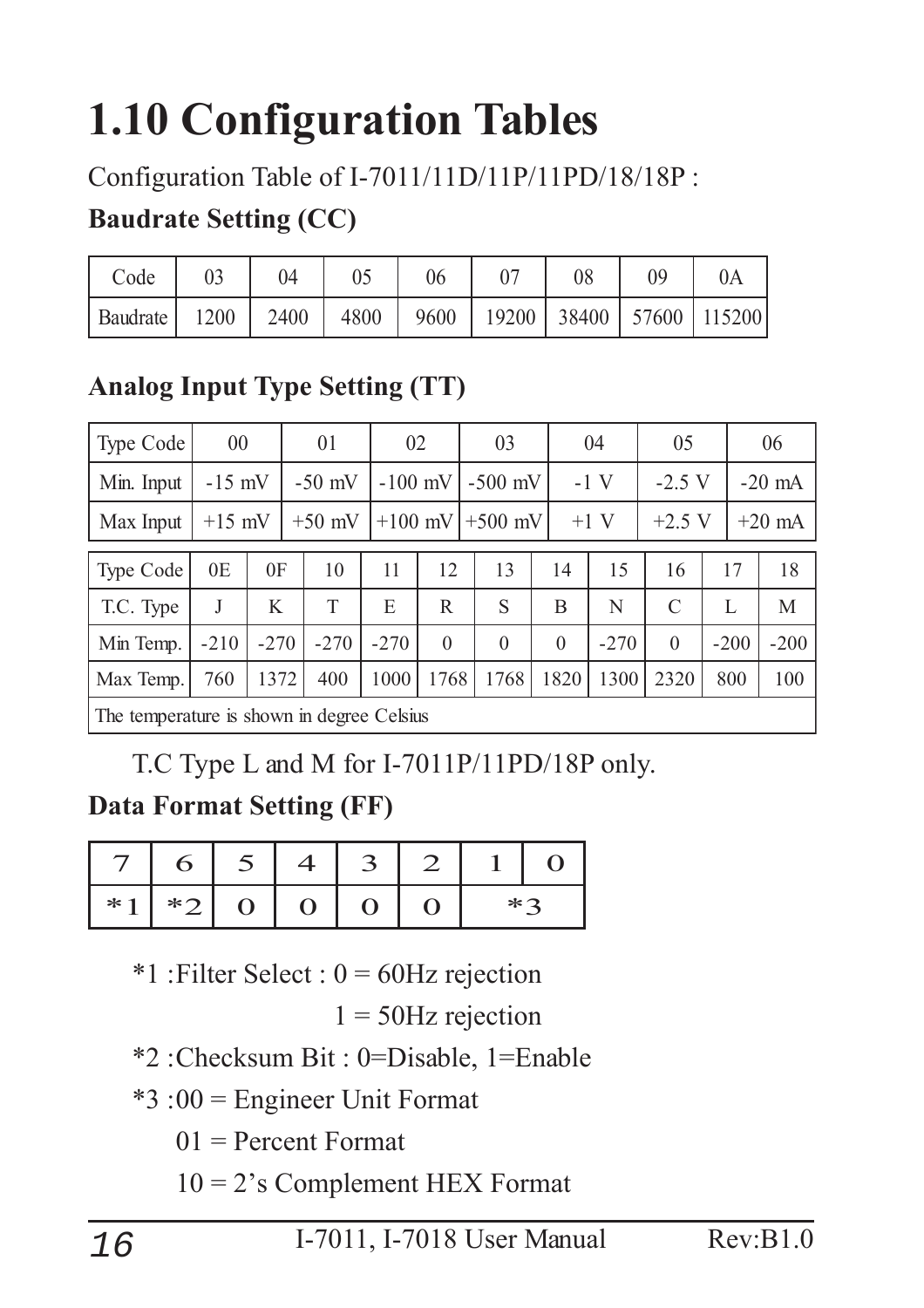# 1.10 Configuration Tables

Configuration Table of I-7011/11D/11P/11PD/18/18P :

**Baudrate Setting (CC)**

| Code | 03 | 04 | 05 | 06 | 07 | 08 | 09 | 0A |
|---|---|---|---|---|---|---|---|---|
| Baudrate | 1200 | 2400 | 4800 | 9600 | 19200 | 38400 | 57600 | 115200 |

**Analog Input Type Setting (TT)**

| Type Code | 00 | 01 | 02 | 03 | 04 | 05 | 06 |
|---|---|---|---|---|---|---|---|
| Min. Input | -15 mV | -50 mV | -100 mV | -500 mV | -1 V | -2.5 V | -20 mA |
| Max Input | +15 mV | +50 mV | +100 mV | +500 mV | +1 V | +2.5 V | +20 mA |

| Type Code | 0E | 0F | 10 | 11 | 12 | 13 | 14 | 15 | 16 | 17 | 18 |
|---|---|---|---|---|---|---|---|---|---|---|---|
| T.C. Type | J | K | T | E | R | S | B | N | C | L | M |
| Min Temp. | -210 | -270 | -270 | -270 | 0 | 0 | 0 | -270 | 0 | -200 | -200 |
| Max Temp. | 760 | 1372 | 400 | 1000 | 1768 | 1768 | 1820 | 1300 | 2320 | 800 | 100 |
| The temperature is shown in degree Celsius | | | | | | | | | | | |

T.C Type L and M for I-7011P/11PD/18P only.

**Data Format Setting (FF)**

| 7 | 6 | 5 | 4 | 3 | 2 | 1 | 0 |
|---|---|---|---|---|---|---|---|
| *1 | *2 | 0 | 0 | 0 | 0 | *3 | |

*1 :Filter Select : 0 = 60Hz rejection

1 = 50Hz rejection

*2 :Checksum Bit : 0=Disable, 1=Enable

*3 :00 = Engineer Unit Format

01 = Percent Format

10 = 2's Complement HEX Format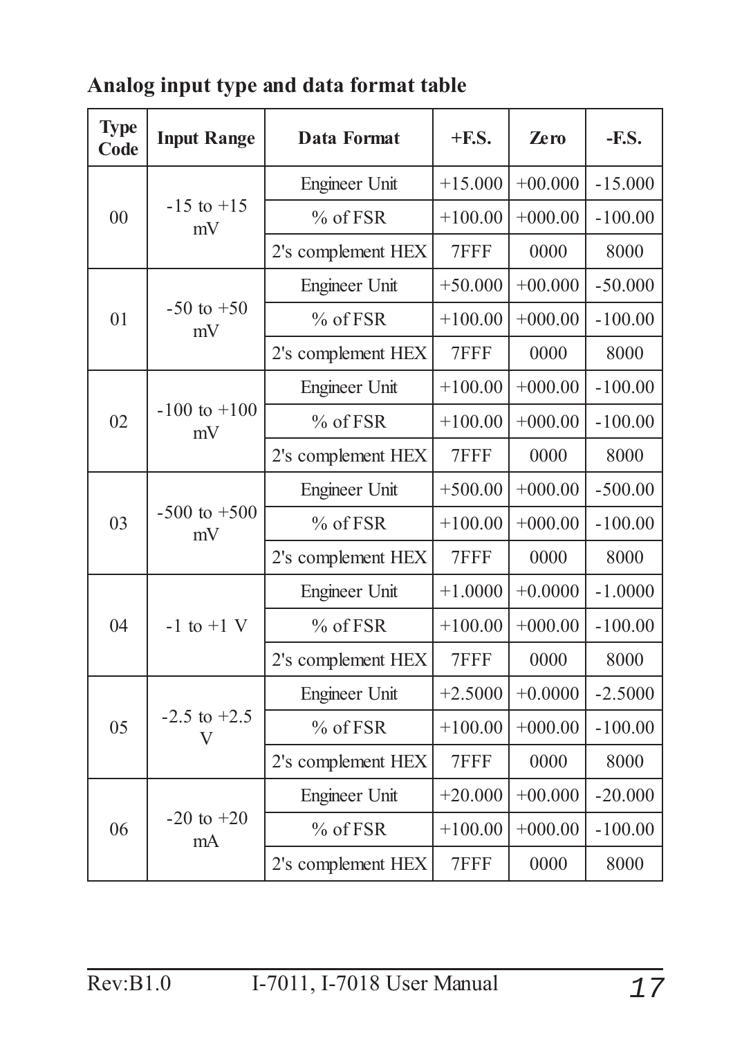**Analog input type and data format table**

| Type Code | Input Range | Data Format | +F.S. | Zero | -F.S. |
|---|---|---|---|---|---|
| 00 | -15 to +15 mV | Engineer Unit | +15.000 | +00.000 | -15.000 |
| | | % of FSR | +100.00 | +000.00 | -100.00 |
| | | 2's complement HEX | 7FFF | 0000 | 8000 |
| 01 | -50 to +50 mV | Engineer Unit | +50.000 | +00.000 | -50.000 |
| | | % of FSR | +100.00 | +000.00 | -100.00 |
| | | 2's complement HEX | 7FFF | 0000 | 8000 |
| 02 | -100 to +100 mV | Engineer Unit | +100.00 | +000.00 | -100.00 |
| | | % of FSR | +100.00 | +000.00 | -100.00 |
| | | 2's complement HEX | 7FFF | 0000 | 8000 |
| 03 | -500 to +500 mV | Engineer Unit | +500.00 | +000.00 | -500.00 |
| | | % of FSR | +100.00 | +000.00 | -100.00 |
| | | 2's complement HEX | 7FFF | 0000 | 8000 |
| 04 | -1 to +1 V | Engineer Unit | +1.0000 | +0.0000 | -1.0000 |
| | | % of FSR | +100.00 | +000.00 | -100.00 |
| | | 2's complement HEX | 7FFF | 0000 | 8000 |
| 05 | -2.5 to +2.5 V | Engineer Unit | +2.5000 | +0.0000 | -2.5000 |
| | | % of FSR | +100.00 | +000.00 | -100.00 |
| | | 2's complement HEX | 7FFF | 0000 | 8000 |
| 06 | -20 to +20 mA | Engineer Unit | +20.000 | +00.000 | -20.000 |
| | | % of FSR | +100.00 | +000.00 | -100.00 |
| | | 2's complement HEX | 7FFF | 0000 | 8000 |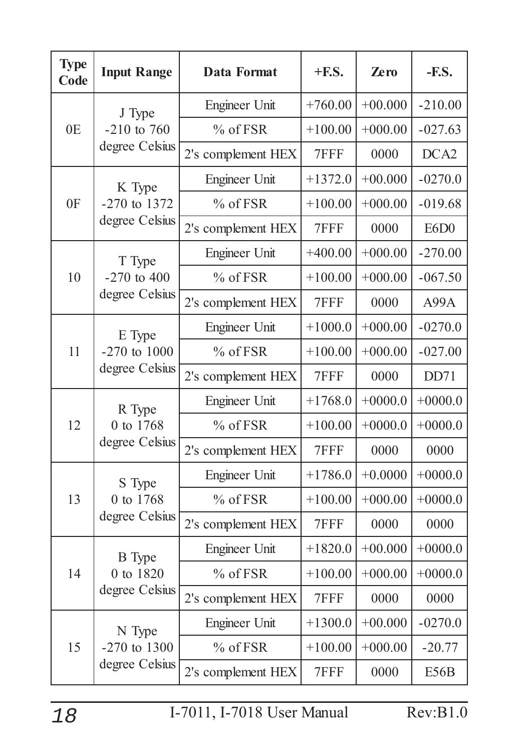| Type Code | Input Range | Data Format | +F.S. | Zero | -F.S. |
|---|---|---|---|---|---|
| 0E | J Type -210 to 760 degree Celsius | Engineer Unit | +760.00 | +00.000 | -210.00 |
| | | % of FSR | +100.00 | +000.00 | -027.63 |
| | | 2's complement HEX | 7FFF | 0000 | DCA2 |
| 0F | K Type -270 to 1372 degree Celsius | Engineer Unit | +1372.0 | +00.000 | -0270.0 |
| | | % of FSR | +100.00 | +000.00 | -019.68 |
| | | 2's complement HEX | 7FFF | 0000 | E6D0 |
| 10 | T Type -270 to 400 degree Celsius | Engineer Unit | +400.00 | +000.00 | -270.00 |
| | | % of FSR | +100.00 | +000.00 | -067.50 |
| | | 2's complement HEX | 7FFF | 0000 | A99A |
| 11 | E Type -270 to 1000 degree Celsius | Engineer Unit | +1000.0 | +000.00 | -0270.0 |
| | | % of FSR | +100.00 | +000.00 | -027.00 |
| | | 2's complement HEX | 7FFF | 0000 | DD71 |
| 12 | R Type 0 to 1768 degree Celsius | Engineer Unit | +1768.0 | +0000.0 | +0000.0 |
| | | % of FSR | +100.00 | +0000.0 | +0000.0 |
| | | 2's complement HEX | 7FFF | 0000 | 0000 |
| 13 | S Type 0 to 1768 degree Celsius | Engineer Unit | +1786.0 | +0.0000 | +0000.0 |
| | | % of FSR | +100.00 | +000.00 | +0000.0 |
| | | 2's complement HEX | 7FFF | 0000 | 0000 |
| 14 | B Type 0 to 1820 degree Celsius | Engineer Unit | +1820.0 | +00.000 | +0000.0 |
| | | % of FSR | +100.00 | +000.00 | +0000.0 |
| | | 2's complement HEX | 7FFF | 0000 | 0000 |
| 15 | N Type -270 to 1300 degree Celsius | Engineer Unit | +1300.0 | +00.000 | -0270.0 |
| | | % of FSR | +100.00 | +000.00 | -20.77 |
| | | 2's complement HEX | 7FFF | 0000 | E56B |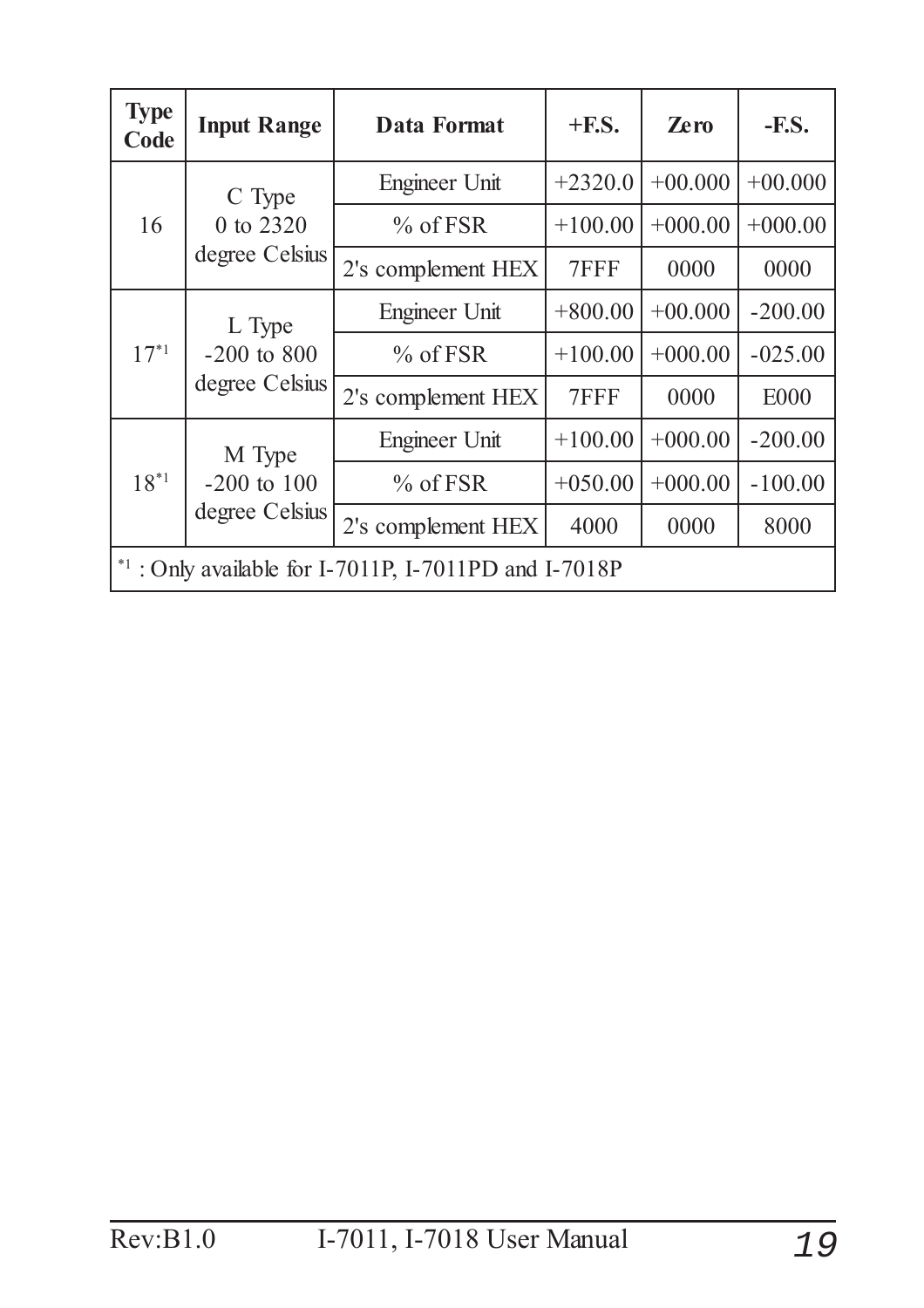| Type Code | Input Range | Data Format | +F.S. | Zero | -F.S. |
|---|---|---|---|---|---|
| 16 | C Type 0 to 2320 degree Celsius | Engineer Unit | +2320.0 | +00.000 | +00.000 |
| | | % of FSR | +100.00 | +000.00 | +000.00 |
| | | 2's complement HEX | 7FFF | 0000 | 0000 |
| 17[*1] | L Type -200 to 800 degree Celsius | Engineer Unit | +800.00 | +00.000 | -200.00 |
| | | % of FSR | +100.00 | +000.00 | -025.00 |
| | | 2's complement HEX | 7FFF | 0000 | E000 |
| 18[*1] | M Type -200 to 100 degree Celsius | Engineer Unit | +100.00 | +000.00 | -200.00 |
| | | % of FSR | +050.00 | +000.00 | -100.00 |
| | | 2's complement HEX | 4000 | 0000 | 8000 |
| [*1] : Only available for I-7011P, I-7011PD and I-7018P | | | | | |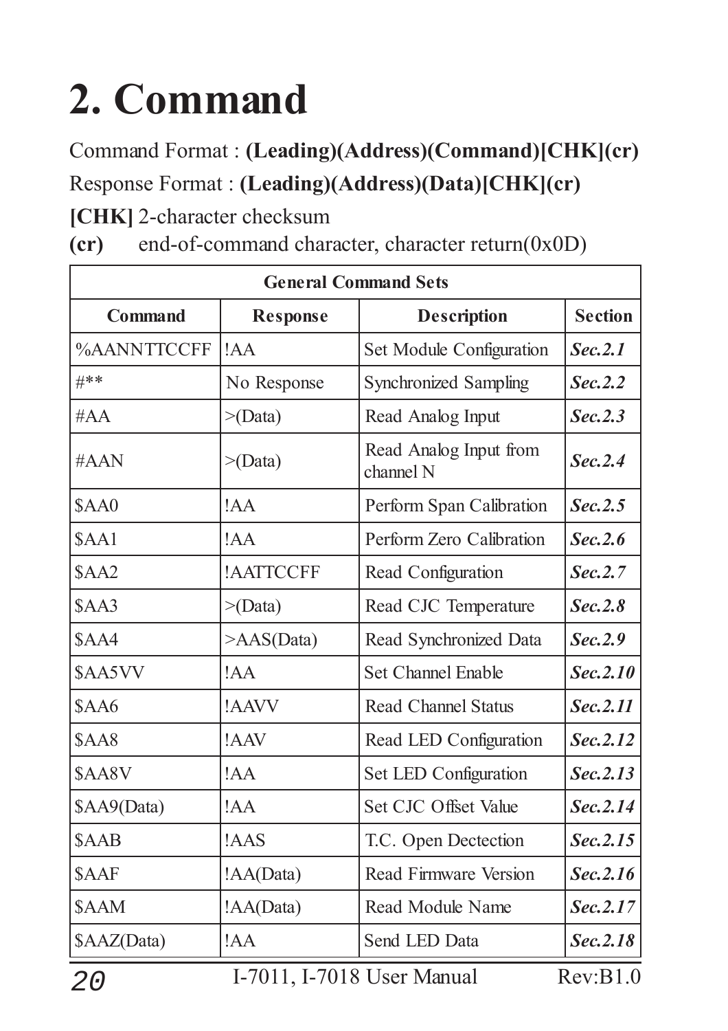# 2. Command

Command Format : **(Leading)(Address)(Command)[CHK](cr)**

Response Format : **(Leading)(Address)(Data)[CHK](cr)**

**[CHK]** 2-character checksum

**(cr)** end-of-command character, character return(0x0D)

| General Command Sets | | | |
|---|---|---|---|
| **Command** | **Response** | **Description** | **Section** |
| %AANNTTCCFF | !AA | Set Module Configuration | ***Sec.2.1*** |
| #** | No Response | Synchronized Sampling | ***Sec.2.2*** |
| #AA | >(Data) | Read Analog Input | ***Sec.2.3*** |
| #AAN | >(Data) | Read Analog Input from channel N | ***Sec.2.4*** |
| $AA0 | !AA | Perform Span Calibration | ***Sec.2.5*** |
| $AA1 | !AA | Perform Zero Calibration | ***Sec.2.6*** |
| $AA2 | !AATTCCFF | Read Configuration | ***Sec.2.7*** |
| $AA3 | >(Data) | Read CJC Temperature | ***Sec.2.8*** |
| $AA4 | >AAS(Data) | Read Synchronized Data | ***Sec.2.9*** |
| $AA5VV | !AA | Set Channel Enable | ***Sec.2.10*** |
| $AA6 | !AAVV | Read Channel Status | ***Sec.2.11*** |
| $AA8 | !AAV | Read LED Configuration | ***Sec.2.12*** |
| $AA8V | !AA | Set LED Configuration | ***Sec.2.13*** |
| $AA9(Data) | !AA | Set CJC Offset Value | ***Sec.2.14*** |
| $AAB | !AAS | T.C. Open Dectection | ***Sec.2.15*** |
| $AAF | !AA(Data) | Read Firmware Version | ***Sec.2.16*** |
| $AAM | !AA(Data) | Read Module Name | ***Sec.2.17*** |
| $AAZ(Data) | !AA | Send LED Data | ***Sec.2.18*** |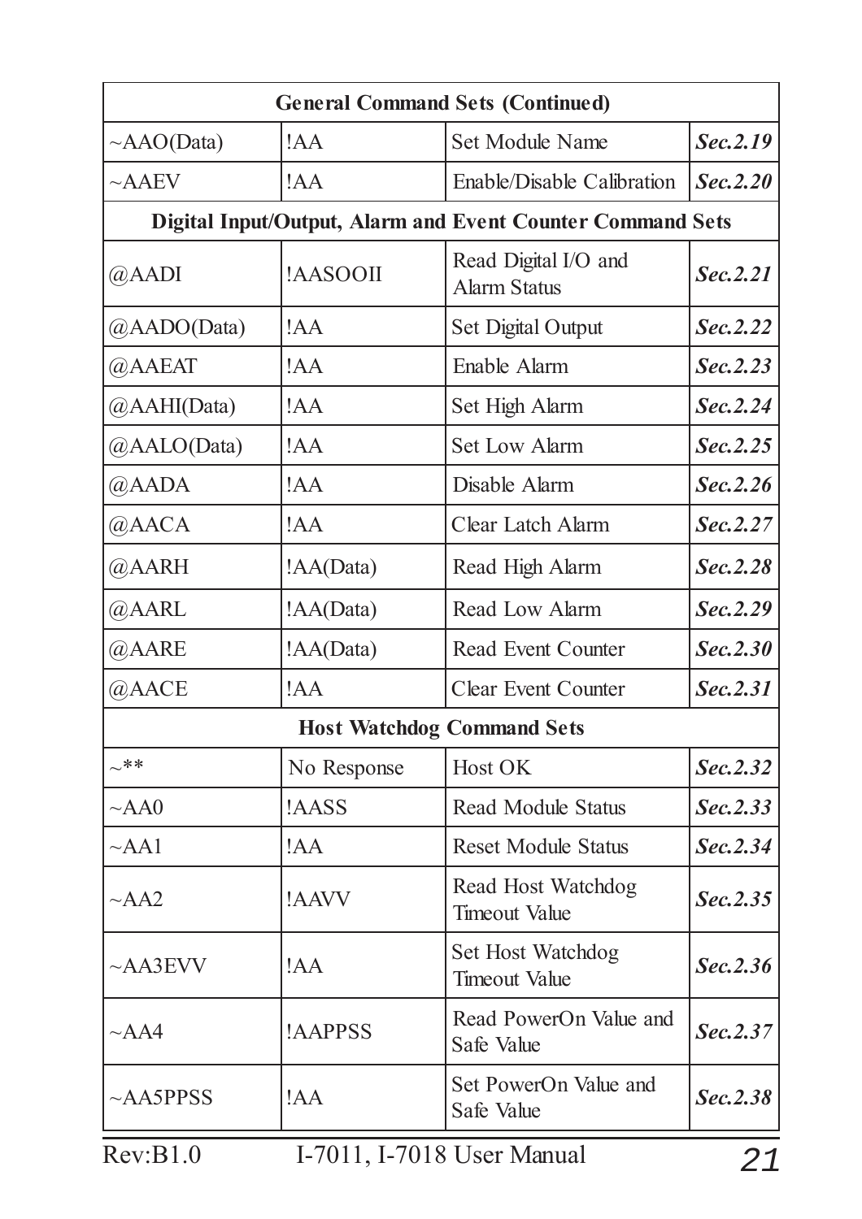| General Command Sets (Continued) | | | |
|---|---|---|---|
| ~AAO(Data) | !AA | Set Module Name | ***Sec.2.19*** |
| ~AAEV | !AA | Enable/Disable Calibration | ***Sec.2.20*** |
| **Digital Input/Output, Alarm and Event Counter Command Sets** | | | |
| @AADI | !AASOOII | Read Digital I/O and Alarm Status | ***Sec.2.21*** |
| @AADO(Data) | !AA | Set Digital Output | ***Sec.2.22*** |
| @AAEAT | !AA | Enable Alarm | ***Sec.2.23*** |
| @AAHI(Data) | !AA | Set High Alarm | ***Sec.2.24*** |
| @AALO(Data) | !AA | Set Low Alarm | ***Sec.2.25*** |
| @AADA | !AA | Disable Alarm | ***Sec.2.26*** |
| @AACA | !AA | Clear Latch Alarm | ***Sec.2.27*** |
| @AARH | !AA(Data) | Read High Alarm | ***Sec.2.28*** |
| @AARL | !AA(Data) | Read Low Alarm | ***Sec.2.29*** |
| @AARE | !AA(Data) | Read Event Counter | ***Sec.2.30*** |
| @AACE | !AA | Clear Event Counter | ***Sec.2.31*** |
| **Host Watchdog Command Sets** | | | |
| ~** | No Response | Host OK | ***Sec.2.32*** |
| ~AA0 | !AASS | Read Module Status | ***Sec.2.33*** |
| ~AA1 | !AA | Reset Module Status | ***Sec.2.34*** |
| ~AA2 | !AAVV | Read Host Watchdog Timeout Value | ***Sec.2.35*** |
| ~AA3EVV | !AA | Set Host Watchdog Timeout Value | ***Sec.2.36*** |
| ~AA4 | !AAPPSS | Read PowerOn Value and Safe Value | ***Sec.2.37*** |
| ~AA5PPSS | !AA | Set PowerOn Value and Safe Value | ***Sec.2.38*** |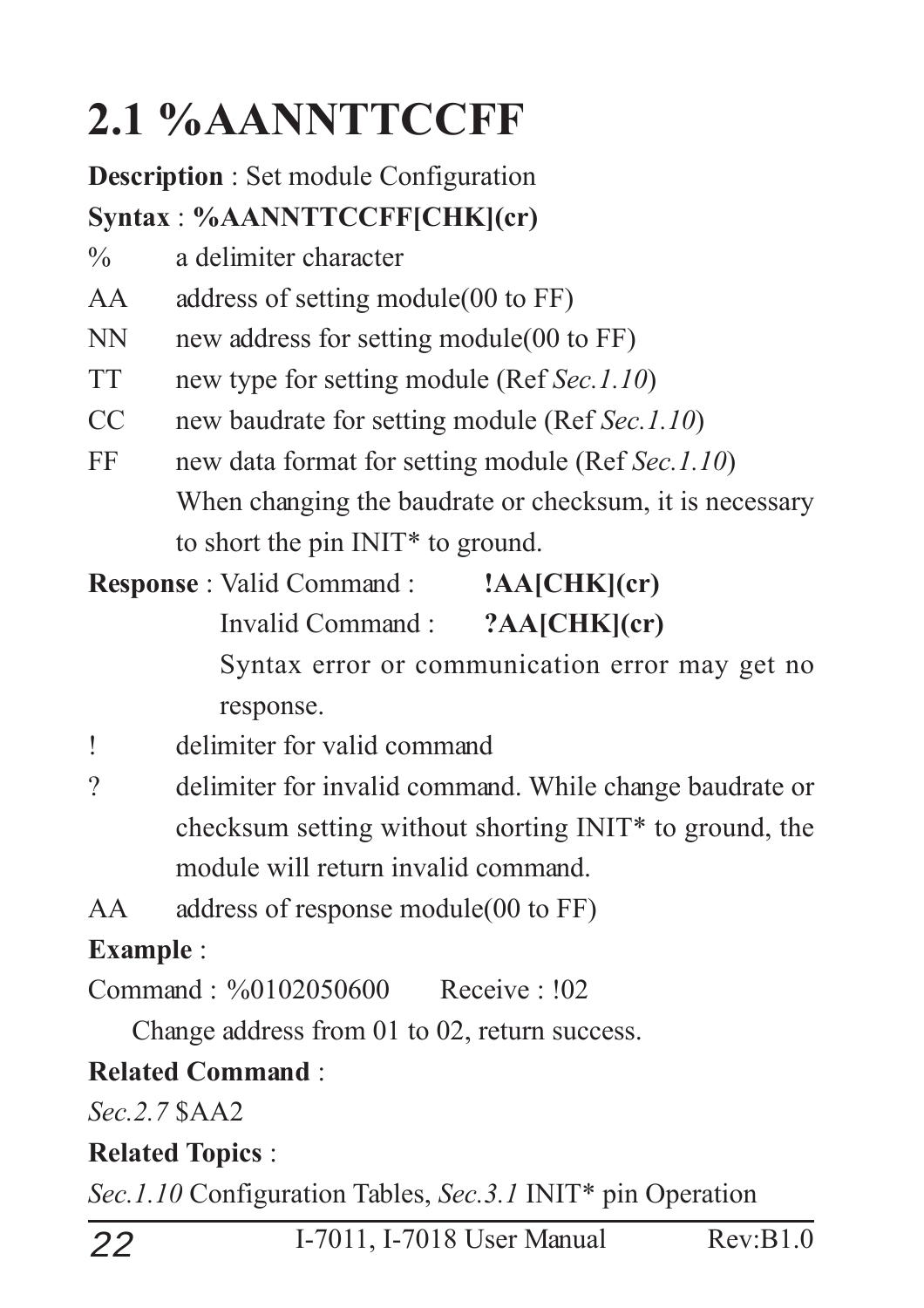# 2.1 %AANNTTCCFF

**Description** : Set module Configuration

**Syntax** : **%AANNTTCCFF[CHK](cr)**

| | |
|---|---|
| % | a delimiter character |
| AA | address of setting module(00 to FF) |
| NN | new address for setting module(00 to FF) |
| TT | new type for setting module (Ref *Sec.1.10*) |
| CC | new baudrate for setting module (Ref *Sec.1.10*) |
| FF | new data format for setting module (Ref *Sec.1.10*) When changing the baudrate or checksum, it is necessary to short the pin INIT* to ground. |

**Response** : Valid Command : **!AA[CHK](cr)**

Invalid Command : **?AA[CHK](cr)**

Syntax error or communication error may get no response.

| | |
|---|---|
| ! | delimiter for valid command |
| ? | delimiter for invalid command. While change baudrate or checksum setting without shorting INIT* to ground, the module will return invalid command. |
| AA | address of response module(00 to FF) |

**Example** :

Command : %0102050600     Receive : !02

Change address from 01 to 02, return success.

**Related Command** :

*Sec.2.7* $AA2

**Related Topics** :

*Sec.1.10* Configuration Tables, *Sec.3.1* INIT* pin Operation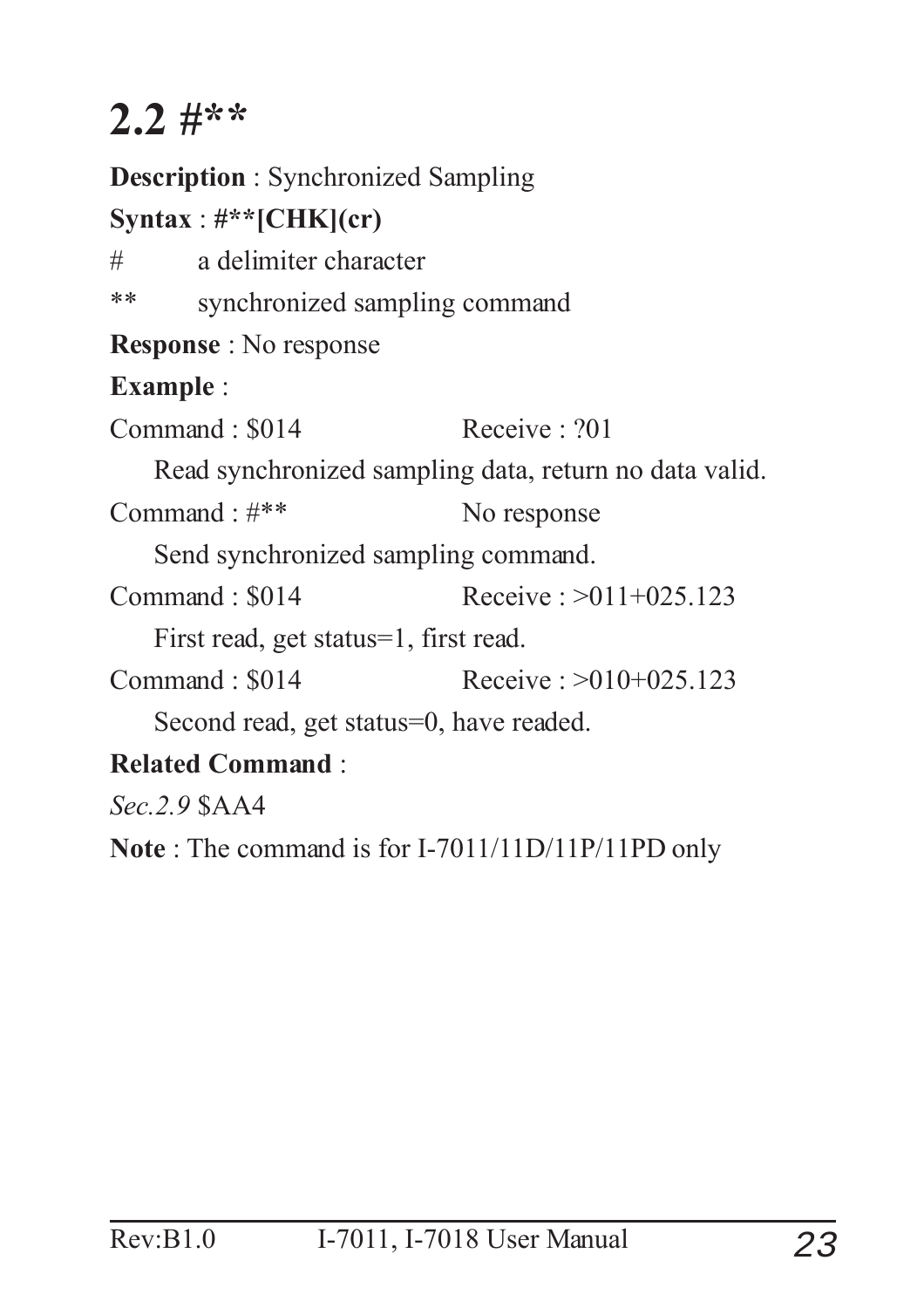## 2.2 #**

**Description** : Synchronized Sampling

**Syntax** : **#**[CHK](cr)**

| | |
|---|---|
| # | a delimiter character |
| ** | synchronized sampling command |

**Response** : No response

**Example** :

Command : $014 Receive : ?01

Read synchronized sampling data, return no data valid.

Command : #** No response

Send synchronized sampling command.

Command : $014 Receive : >011+025.123

First read, get status=1, first read.

Command : $014 Receive : >010+025.123

Second read, get status=0, have readed.

**Related Command** :

*Sec.2.9* $AA4

**Note** : The command is for I-7011/11D/11P/11PD only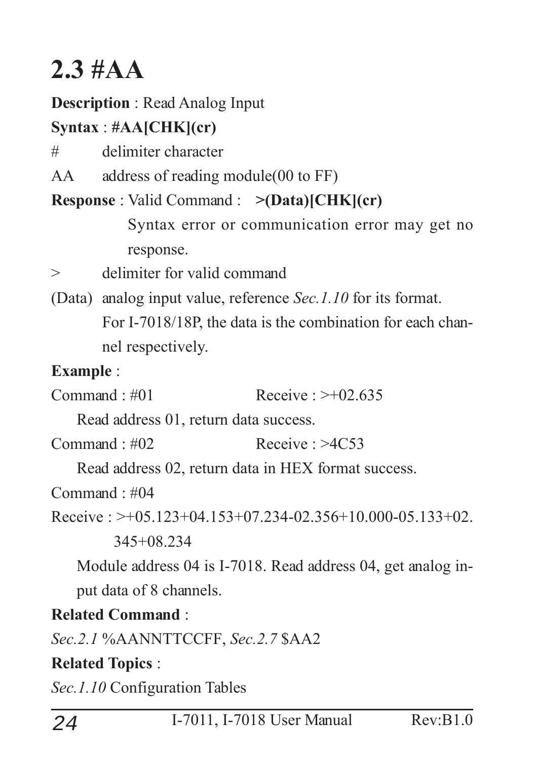# 2.3 #AA

**Description** : Read Analog Input

**Syntax** : **#AA[CHK](cr)**

| | |
|---|---|
| # | delimiter character |
| AA | address of reading module(00 to FF) |

**Response** : Valid Command : **>(Data)[CHK](cr)**

Syntax error or communication error may get no response.

| | |
|---|---|
| > | delimiter for valid command |
| (Data) | analog input value, reference *Sec.1.10* for its format. For I-7018/18P, the data is the combination for each channel respectively. |

**Example** :

Command : #01 Receive : >+02.635

Read address 01, return data success.

Command : #02 Receive : >4C53

Read address 02, return data in HEX format success.

Command : #04

Receive : >+05.123+04.153+07.234-02.356+10.000-05.133+02.345+08.234

Module address 04 is I-7018. Read address 04, get analog input data of 8 channels.

**Related Command** :

*Sec.2.1* %AANNTTCCFF, *Sec.2.7* $AA2

**Related Topics** :

*Sec.1.10* Configuration Tables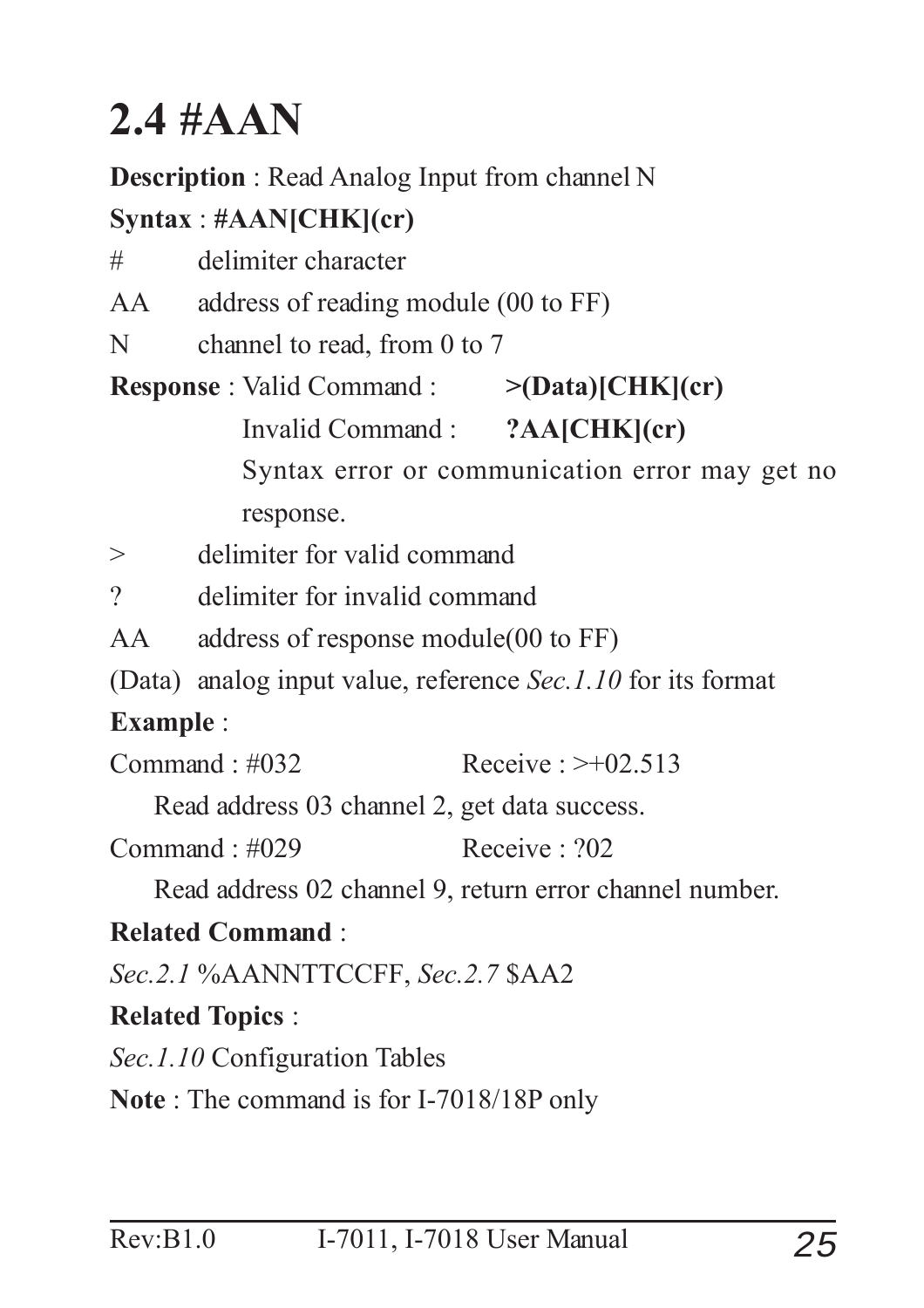# 2.4 #AAN

**Description** : Read Analog Input from channel N

**Syntax** : **#AAN[CHK](cr)**

| | |
|---|---|
| # | delimiter character |
| AA | address of reading module (00 to FF) |
| N | channel to read, from 0 to 7 |

**Response** : Valid Command : **>(Data)[CHK](cr)**

Invalid Command : **?AA[CHK](cr)**

Syntax error or communication error may get no response.

| | |
|---|---|
| > | delimiter for valid command |
| ? | delimiter for invalid command |
| AA | address of response module(00 to FF) |
| (Data) | analog input value, reference *Sec.1.10* for its format |

**Example** :

Command : #032 Receive : >+02.513

Read address 03 channel 2, get data success.

Command : #029 Receive : ?02

Read address 02 channel 9, return error channel number.

**Related Command** :

*Sec.2.1* %AANNTTCCFF, *Sec.2.7* $AA2

**Related Topics** :

*Sec.1.10* Configuration Tables

**Note** : The command is for I-7018/18P only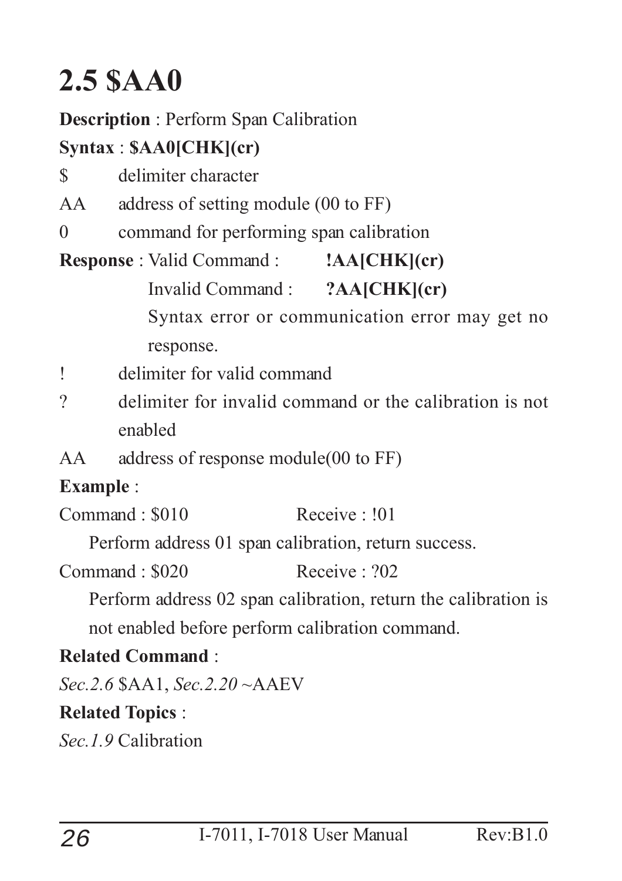# 2.5 $AA0

**Description** : Perform Span Calibration

**Syntax** : **$AA0[CHK](cr)**

$ delimiter character

AA address of setting module (00 to FF)

0 command for performing span calibration

**Response** : Valid Command : **!AA[CHK](cr)**

Invalid Command : **?AA[CHK](cr)**

Syntax error or communication error may get no response.

! delimiter for valid command

? delimiter for invalid command or the calibration is not enabled

AA address of response module(00 to FF)

**Example** :

Command : $010 Receive : !01

Perform address 01 span calibration, return success.

Command : $020 Receive : ?02

Perform address 02 span calibration, return the calibration is not enabled before perform calibration command.

**Related Command** :

*Sec.2.6* $AA1, *Sec.2.20* ~AAEV

**Related Topics** :

*Sec.1.9* Calibration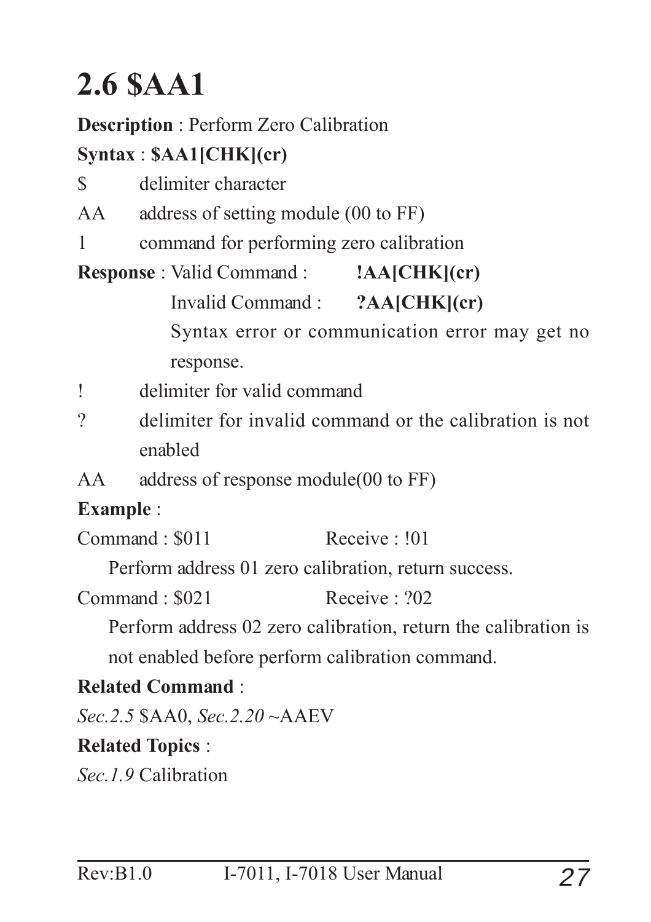## 2.6 $AA1

**Description** : Perform Zero Calibration

**Syntax** : **$AA1[CHK](cr)**

$ delimiter character

AA address of setting module (00 to FF)

1 command for performing zero calibration

**Response** : Valid Command : **!AA[CHK](cr)**

Invalid Command : **?AA[CHK](cr)**

Syntax error or communication error may get no response.

! delimiter for valid command

? delimiter for invalid command or the calibration is not enabled

AA address of response module(00 to FF)

**Example** :

Command : $011 Receive : !01

Perform address 01 zero calibration, return success.

Command : $021 Receive : ?02

Perform address 02 zero calibration, return the calibration is not enabled before perform calibration command.

**Related Command** :

*Sec.2.5* $AA0, *Sec.2.20* ~AAEV

**Related Topics** :

*Sec.1.9* Calibration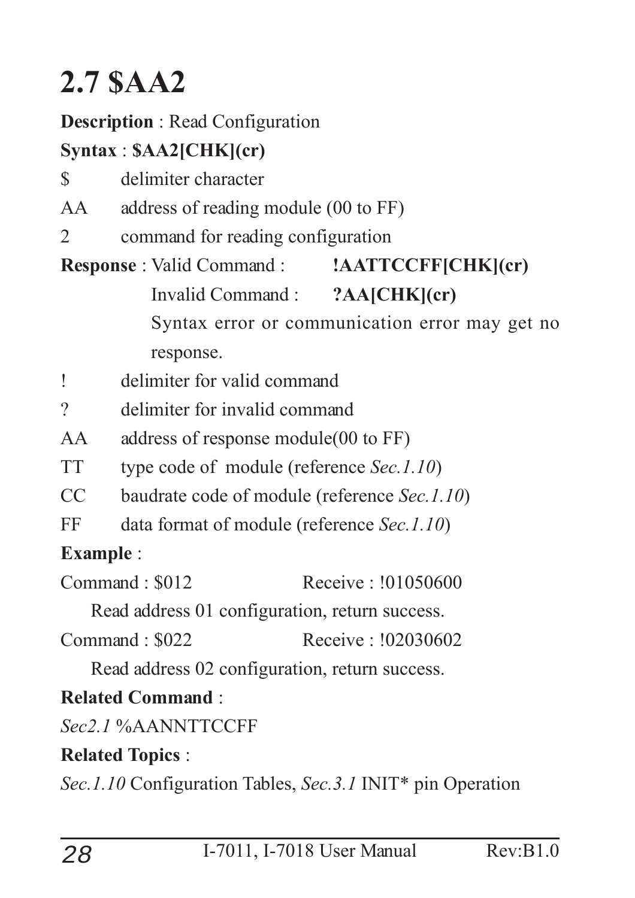# 2.7 $AA2

**Description** : Read Configuration

**Syntax** : **$AA2[CHK](cr)**

$ delimiter character

AA address of reading module (00 to FF)

2 command for reading configuration

**Response** : Valid Command : **!AATTCCFF[CHK](cr)**

Invalid Command : **?AA[CHK](cr)**

Syntax error or communication error may get no response.

! delimiter for valid command

? delimiter for invalid command

AA address of response module(00 to FF)

TT type code of module (reference *Sec.1.10*)

CC baudrate code of module (reference *Sec.1.10*)

FF data format of module (reference *Sec.1.10*)

**Example** :

Command : $012 Receive : !01050600

Read address 01 configuration, return success.

Command : $022 Receive : !02030602

Read address 02 configuration, return success.

**Related Command** :

*Sec2.1* %AANNTTCCFF

**Related Topics** :

*Sec.1.10* Configuration Tables, *Sec.3.1* INIT* pin Operation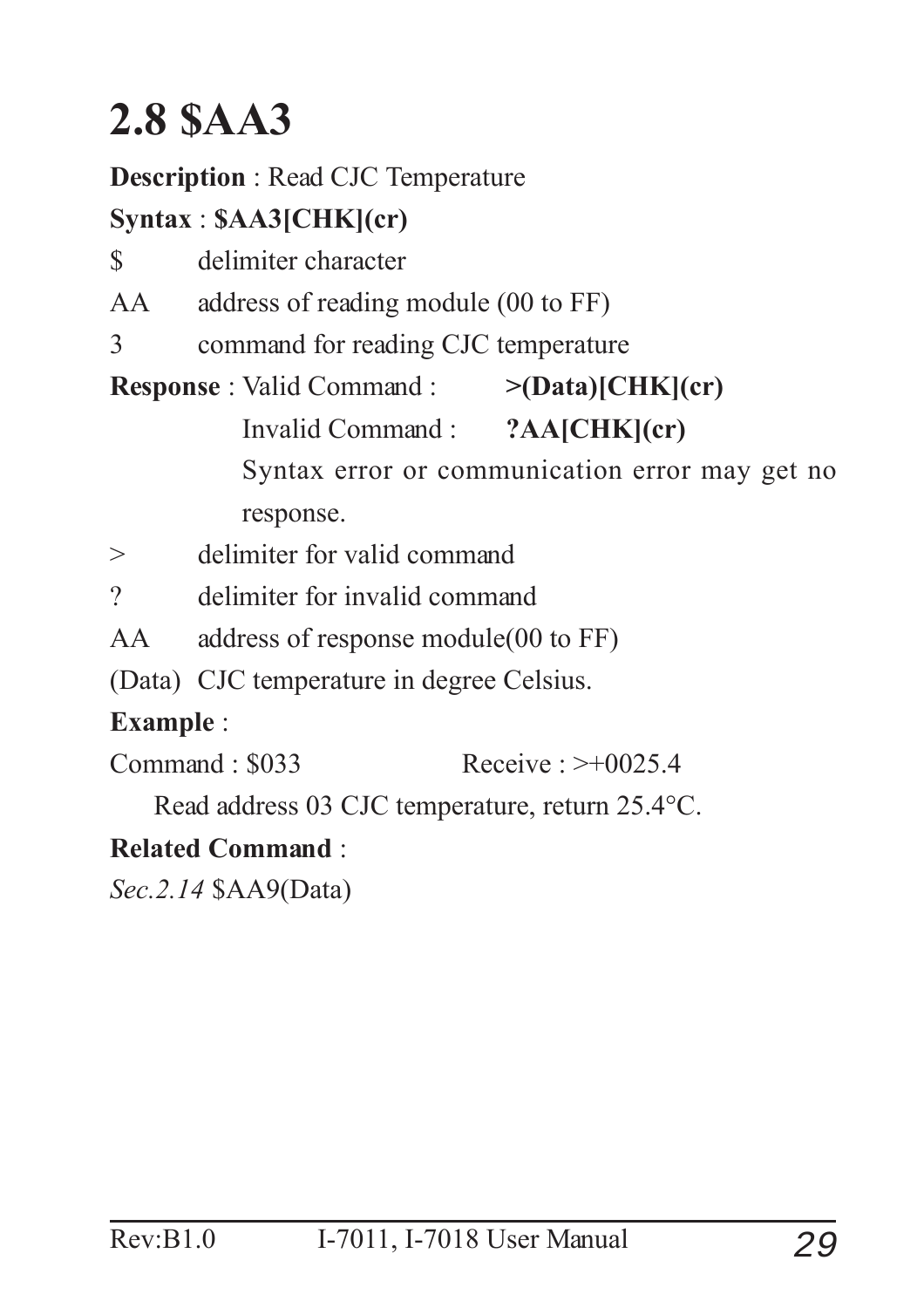## 2.8 $AA3

**Description** : Read CJC Temperature

**Syntax** : **$AA3[CHK](cr)**

$ delimiter character

AA address of reading module (00 to FF)

3 command for reading CJC temperature

**Response** : Valid Command : **>(Data)[CHK](cr)**

Invalid Command : **?AA[CHK](cr)**

Syntax error or communication error may get no response.

> delimiter for valid command

? delimiter for invalid command

AA address of response module(00 to FF)

(Data) CJC temperature in degree Celsius.

**Example** :

Command : $033 Receive : >+0025.4

Read address 03 CJC temperature, return 25.4°C.

**Related Command** :

*Sec.2.14* $AA9(Data)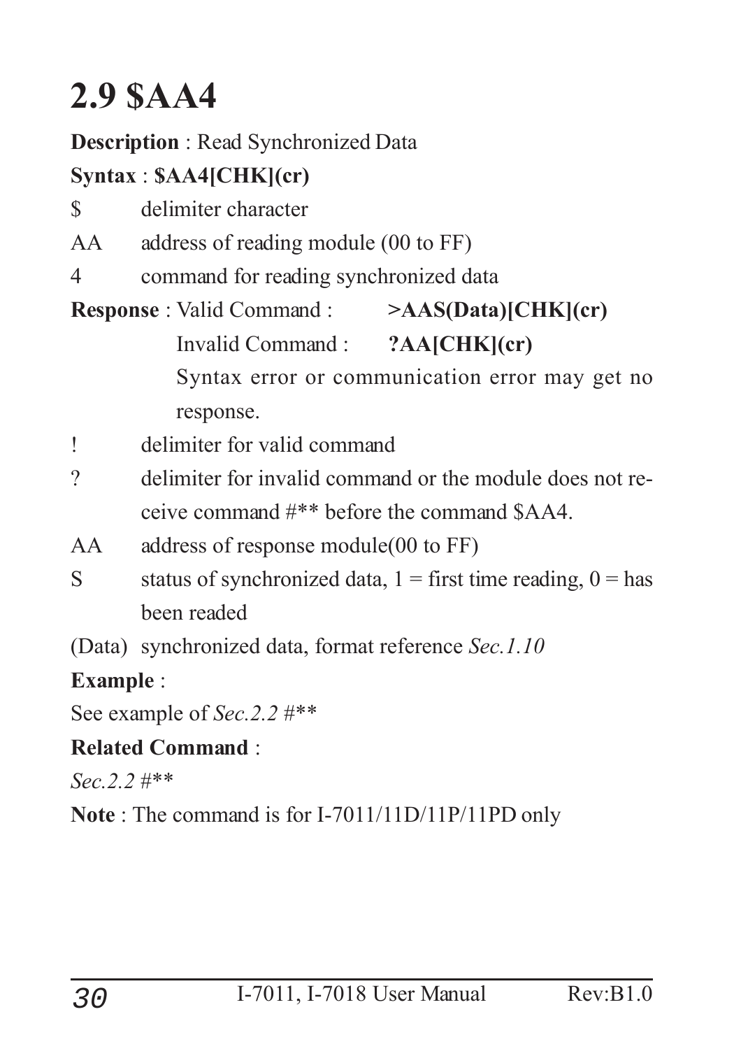# 2.9 $AA4

**Description** : Read Synchronized Data

**Syntax** : **$AA4[CHK](cr)**

| | |
|---|---|
| $ | delimiter character |
| AA | address of reading module (00 to FF) |
| 4 | command for reading synchronized data |

**Response** : Valid Command : **>AAS(Data)[CHK](cr)**

Invalid Command : **?AA[CHK](cr)**

Syntax error or communication error may get no response.

| | |
|---|---|
| ! | delimiter for valid command |
| ? | delimiter for invalid command or the module does not receive command #** before the command $AA4. |
| AA | address of response module(00 to FF) |
| S | status of synchronized data, 1 = first time reading, 0 = has been readed |
| (Data) | synchronized data, format reference *Sec.1.10* |

**Example** :

See example of *Sec.2.2 #***

**Related Command** :

*Sec.2.2 #***

**Note** : The command is for I-7011/11D/11P/11PD only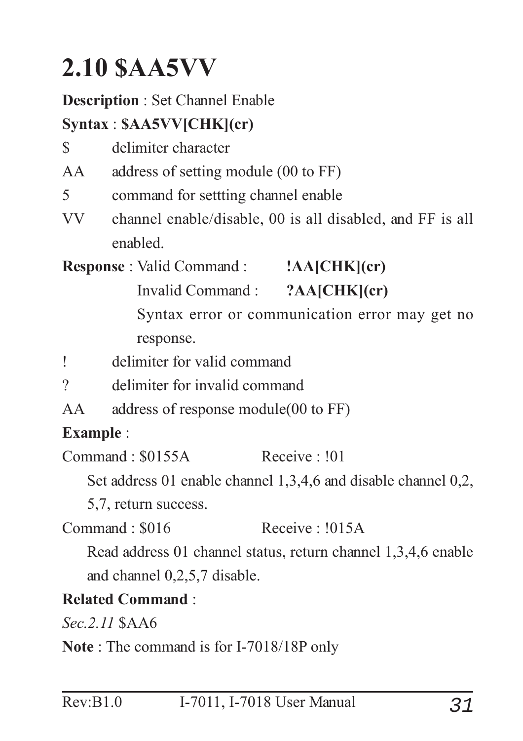# 2.10 $AA5VV

**Description** : Set Channel Enable

**Syntax** : **$AA5VV[CHK](cr)**

$ delimiter character

AA address of setting module (00 to FF)

5 command for settting channel enable

VV channel enable/disable, 00 is all disabled, and FF is all enabled.

**Response** : Valid Command : **!AA[CHK](cr)**

Invalid Command : **?AA[CHK](cr)**

Syntax error or communication error may get no response.

! delimiter for valid command

? delimiter for invalid command

AA address of response module(00 to FF)

**Example** :

Command : $0155A Receive : !01

Set address 01 enable channel 1,3,4,6 and disable channel 0,2, 5,7, return success.

Command : $016 Receive : !015A

Read address 01 channel status, return channel 1,3,4,6 enable and channel 0,2,5,7 disable.

**Related Command** :

*Sec.2.11* $AA6

**Note** : The command is for I-7018/18P only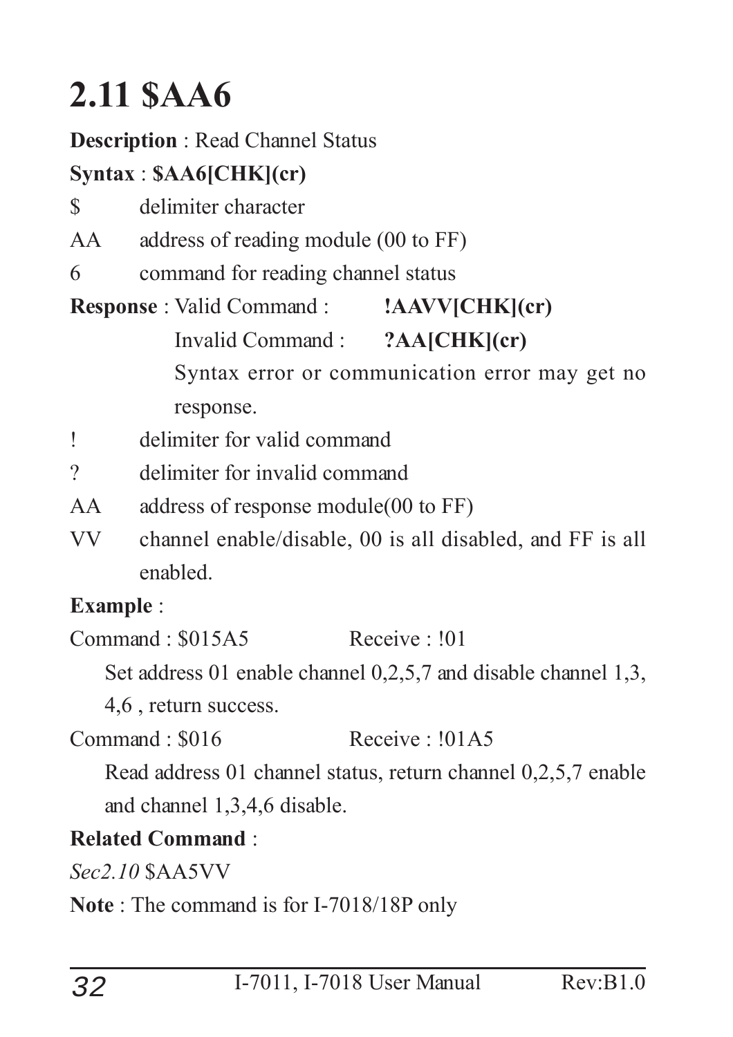# 2.11 $AA6

**Description** : Read Channel Status

**Syntax** : **$AA6[CHK](cr)**

$ delimiter character

AA address of reading module (00 to FF)

6 command for reading channel status

**Response** : Valid Command : **!AAVV[CHK](cr)**

Invalid Command : **?AA[CHK](cr)**

Syntax error or communication error may get no response.

! delimiter for valid command

? delimiter for invalid command

AA address of response module(00 to FF)

VV channel enable/disable, 00 is all disabled, and FF is all enabled.

**Example** :

Command : $015A5 Receive : !01

Set address 01 enable channel 0,2,5,7 and disable channel 1,3, 4,6 , return success.

Command : $016 Receive : !01A5

Read address 01 channel status, return channel 0,2,5,7 enable and channel 1,3,4,6 disable.

**Related Command** :

*Sec2.10* $AA5VV

**Note** : The command is for I-7018/18P only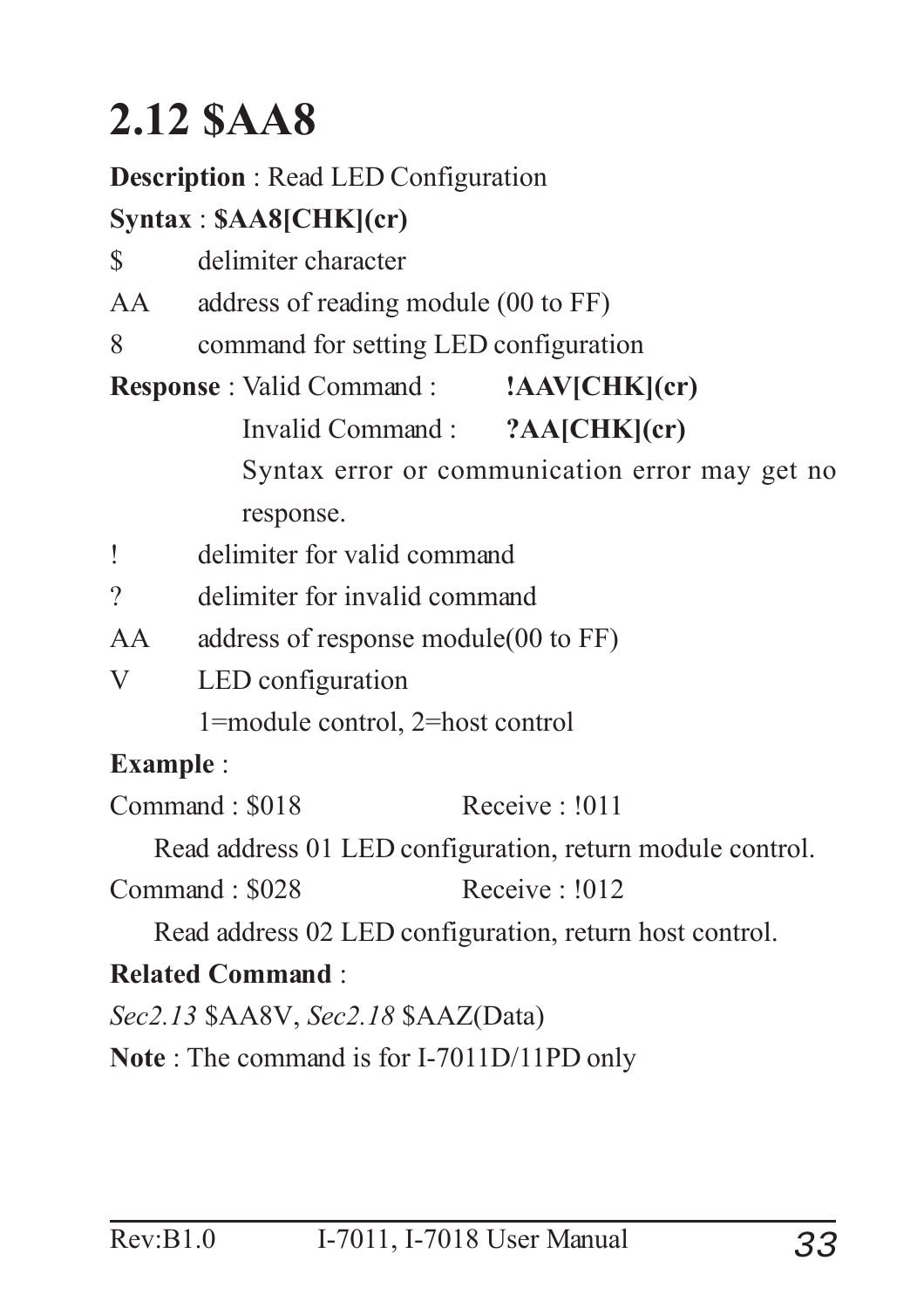## 2.12 $AA8

**Description** : Read LED Configuration

**Syntax** : **$AA8[CHK](cr)**

| | |
|---|---|
| $ | delimiter character |
| AA | address of reading module (00 to FF) |
| 8 | command for setting LED configuration |

**Response** : Valid Command : **!AAV[CHK](cr)**

Invalid Command : **?AA[CHK](cr)**

Syntax error or communication error may get no response.

| | |
|---|---|
| ! | delimiter for valid command |
| ? | delimiter for invalid command |
| AA | address of response module(00 to FF) |
| V | LED configuration<br>1=module control, 2=host control |

**Example** :

Command : $018 Receive : !011

Read address 01 LED configuration, return module control.

Command : $028 Receive : !012

Read address 02 LED configuration, return host control.

**Related Command** :

*Sec2.13* $AA8V, *Sec2.18* $AAZ(Data)

**Note** : The command is for I-7011D/11PD only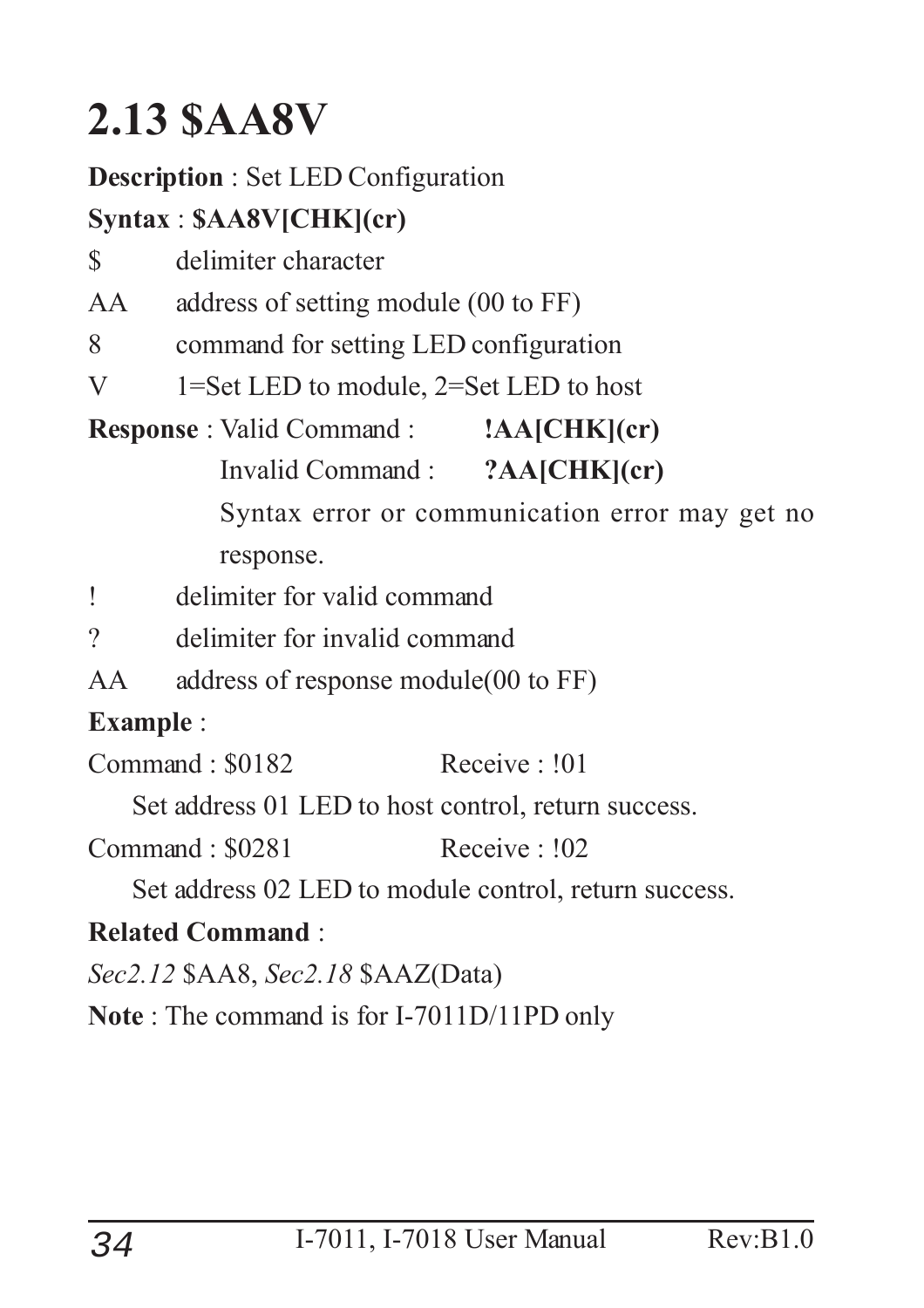# 2.13 $AA8V

**Description** : Set LED Configuration

**Syntax** : **$AA8V[CHK](cr)**

| | |
|---|---|
| $ | delimiter character |
| AA | address of setting module (00 to FF) |
| 8 | command for setting LED configuration |
| V | 1=Set LED to module, 2=Set LED to host |

**Response** : Valid Command : **!AA[CHK](cr)**

Invalid Command : **?AA[CHK](cr)**

Syntax error or communication error may get no response.

| | |
|---|---|
| ! | delimiter for valid command |
| ? | delimiter for invalid command |
| AA | address of response module(00 to FF) |

**Example** :

Command : $0182 Receive : !01

Set address 01 LED to host control, return success.

Command : $0281 Receive : !02

Set address 02 LED to module control, return success.

**Related Command** :

*Sec2.12* $AA8, *Sec2.18* $AAZ(Data)

**Note** : The command is for I-7011D/11PD only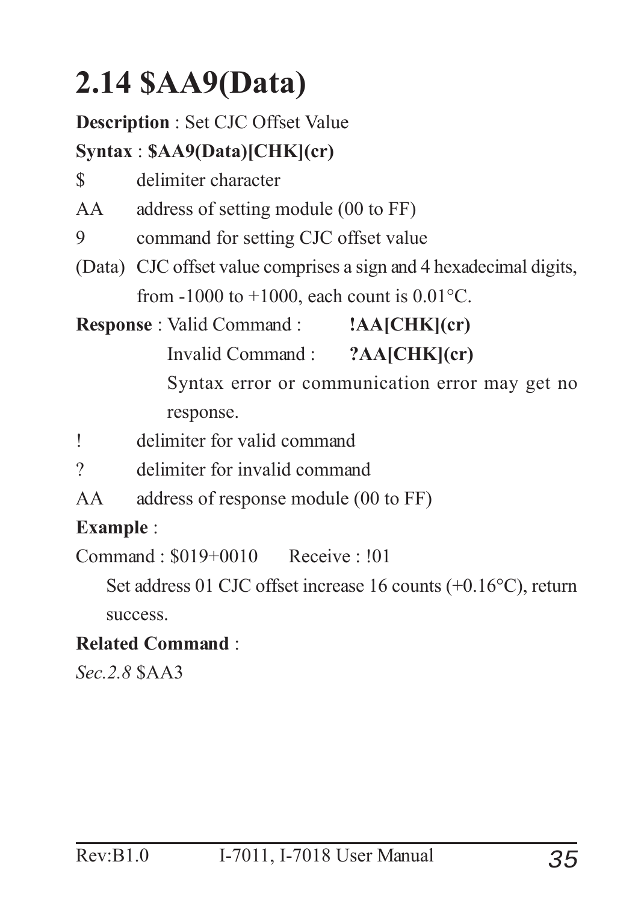## 2.14 $AA9(Data)

**Description** : Set CJC Offset Value

**Syntax** : **$AA9(Data)[CHK](cr)**

$ delimiter character

AA address of setting module (00 to FF)

9 command for setting CJC offset value

(Data) CJC offset value comprises a sign and 4 hexadecimal digits, from -1000 to +1000, each count is 0.01°C.

**Response** : Valid Command : **!AA[CHK](cr)**

Invalid Command : **?AA[CHK](cr)**

Syntax error or communication error may get no response.

! delimiter for valid command

? delimiter for invalid command

AA address of response module (00 to FF)

**Example** :

Command : $019+0010 Receive : !01

Set address 01 CJC offset increase 16 counts (+0.16°C), return success.

**Related Command** :

*Sec.2.8* $AA3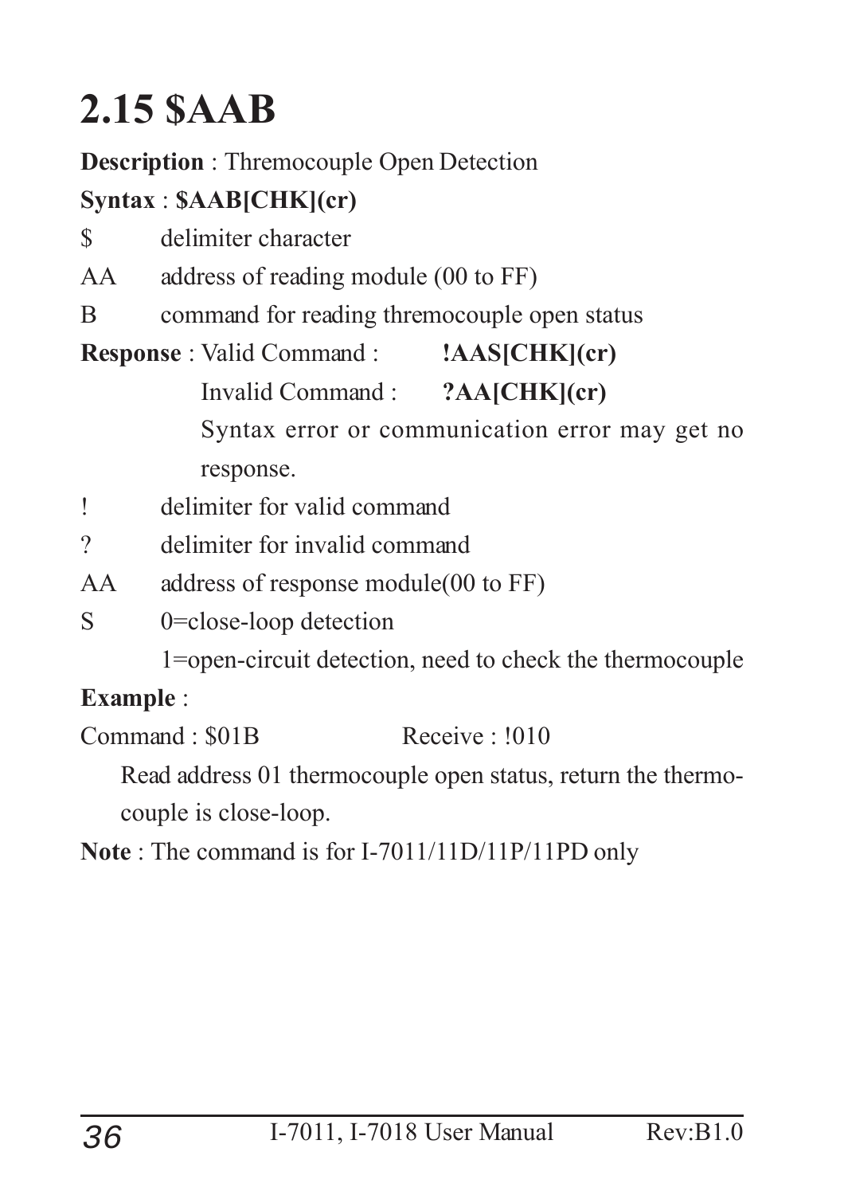# 2.15 $AAB

**Description** : Thremocouple Open Detection

**Syntax** : **$AAB[CHK](cr)**

| | |
|---|---|
| $ | delimiter character |
| AA | address of reading module (00 to FF) |
| B | command for reading thremocouple open status |

**Response** : Valid Command : **!AAS[CHK](cr)**

Invalid Command : **?AA[CHK](cr)**

Syntax error or communication error may get no response.

| | |
|---|---|
| ! | delimiter for valid command |
| ? | delimiter for invalid command |
| AA | address of response module(00 to FF) |
| S | 0=close-loop detection<br>1=open-circuit detection, need to check the thermocouple |

**Example** :

Command : $01B  Receive : !010

Read address 01 thermocouple open status, return the thermocouple is close-loop.

**Note** : The command is for I-7011/11D/11P/11PD only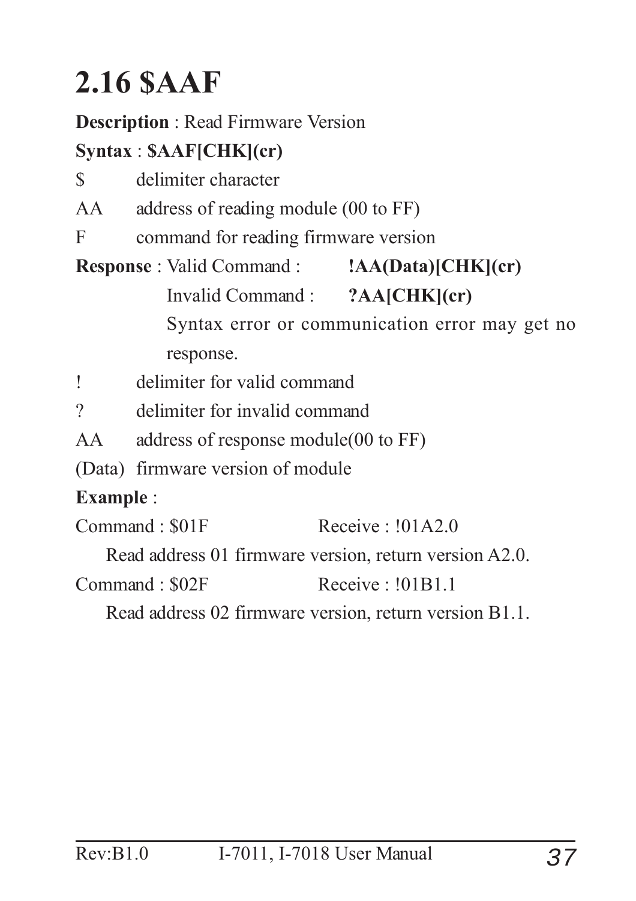# 2.16 $AAF

**Description** : Read Firmware Version

**Syntax** : **$AAF[CHK](cr)**

$ delimiter character

AA address of reading module (00 to FF)

F command for reading firmware version

**Response** : Valid Command : **!AA(Data)[CHK](cr)**

Invalid Command : **?AA[CHK](cr)**

Syntax error or communication error may get no response.

! delimiter for valid command

? delimiter for invalid command

AA address of response module(00 to FF)

(Data) firmware version of module

**Example** :

Command : $01F Receive : !01A2.0

Read address 01 firmware version, return version A2.0.

Command : $02F Receive : !01B1.1

Read address 02 firmware version, return version B1.1.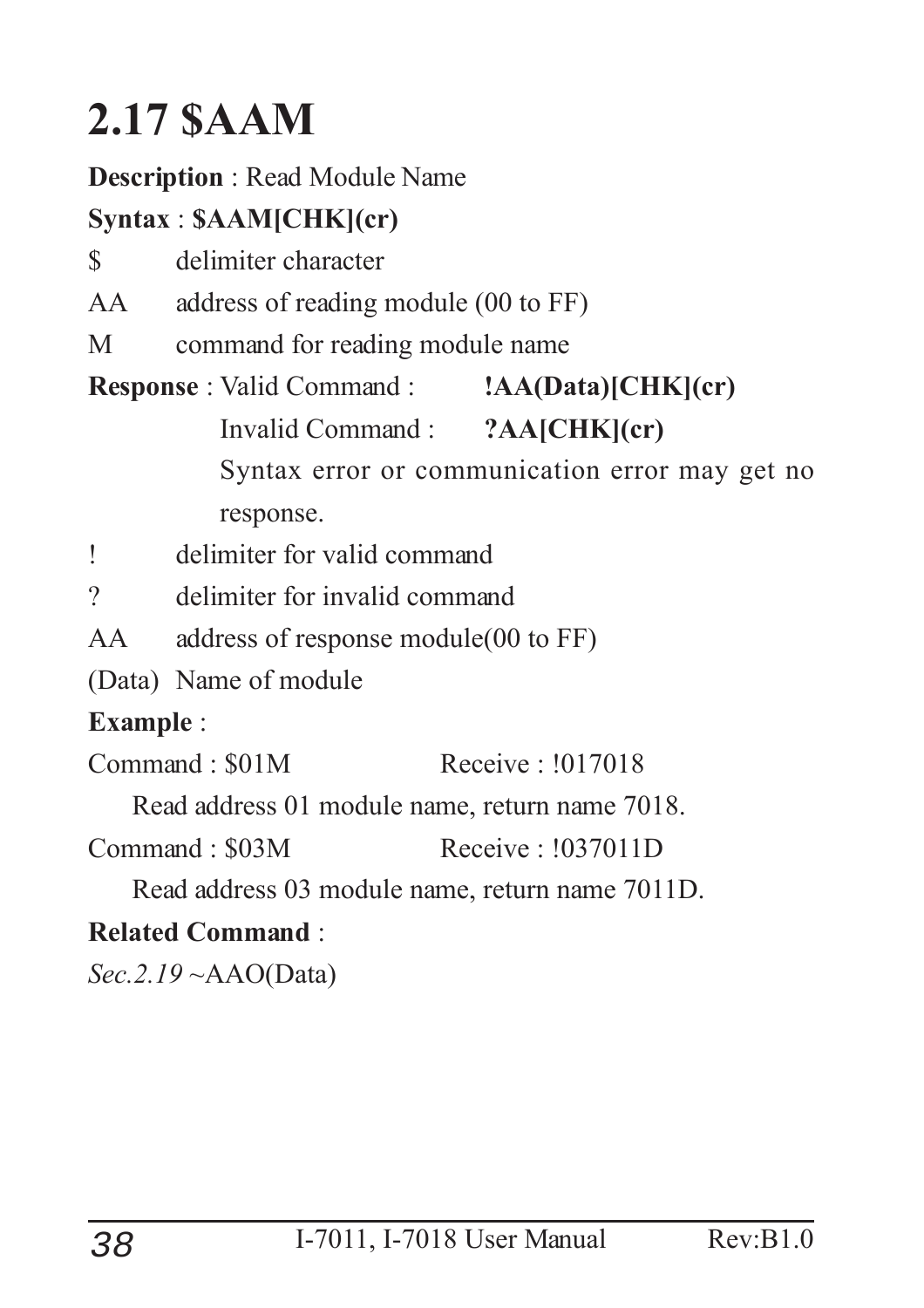# 2.17 $AAM

**Description** : Read Module Name

**Syntax** : **$AAM[CHK](cr)**

| | |
|---|---|
| $ | delimiter character |
| AA | address of reading module (00 to FF) |
| M | command for reading module name |

**Response** : Valid Command : **!AA(Data)[CHK](cr)**

Invalid Command : **?AA[CHK](cr)**

Syntax error or communication error may get no response.

| | |
|---|---|
| ! | delimiter for valid command |
| ? | delimiter for invalid command |
| AA | address of response module(00 to FF) |
| (Data) | Name of module |

**Example** :

Command : $01M Receive : !017018

Read address 01 module name, return name 7018.

Command : $03M Receive : !037011D

Read address 03 module name, return name 7011D.

**Related Command** :

*Sec.2.19* ~AAO(Data)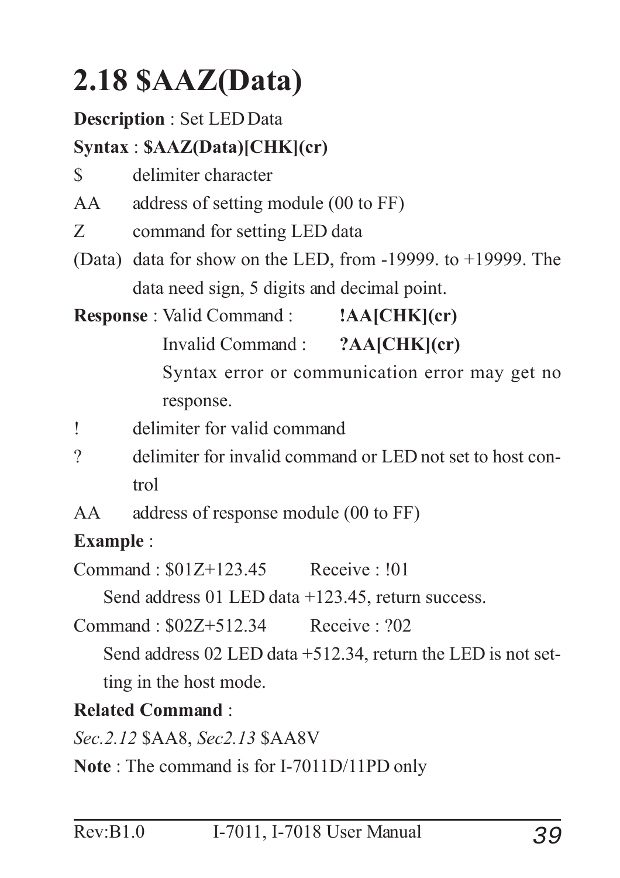## 2.18 $AAZ(Data)

**Description** : Set LED Data

**Syntax** : **$AAZ(Data)[CHK](cr)**

$ delimiter character

AA address of setting module (00 to FF)

Z command for setting LED data

(Data) data for show on the LED, from -19999. to +19999. The data need sign, 5 digits and decimal point.

**Response** : Valid Command : **!AA[CHK](cr)**

Invalid Command : **?AA[CHK](cr)**

Syntax error or communication error may get no response.

! delimiter for valid command

? delimiter for invalid command or LED not set to host control

AA address of response module (00 to FF)

**Example** :

Command : $01Z+123.45 Receive : !01

Send address 01 LED data +123.45, return success.

Command : $02Z+512.34 Receive : ?02

Send address 02 LED data +512.34, return the LED is not setting in the host mode.

**Related Command** :

*Sec.2.12* $AA8, *Sec2.13* $AA8V

**Note** : The command is for I-7011D/11PD only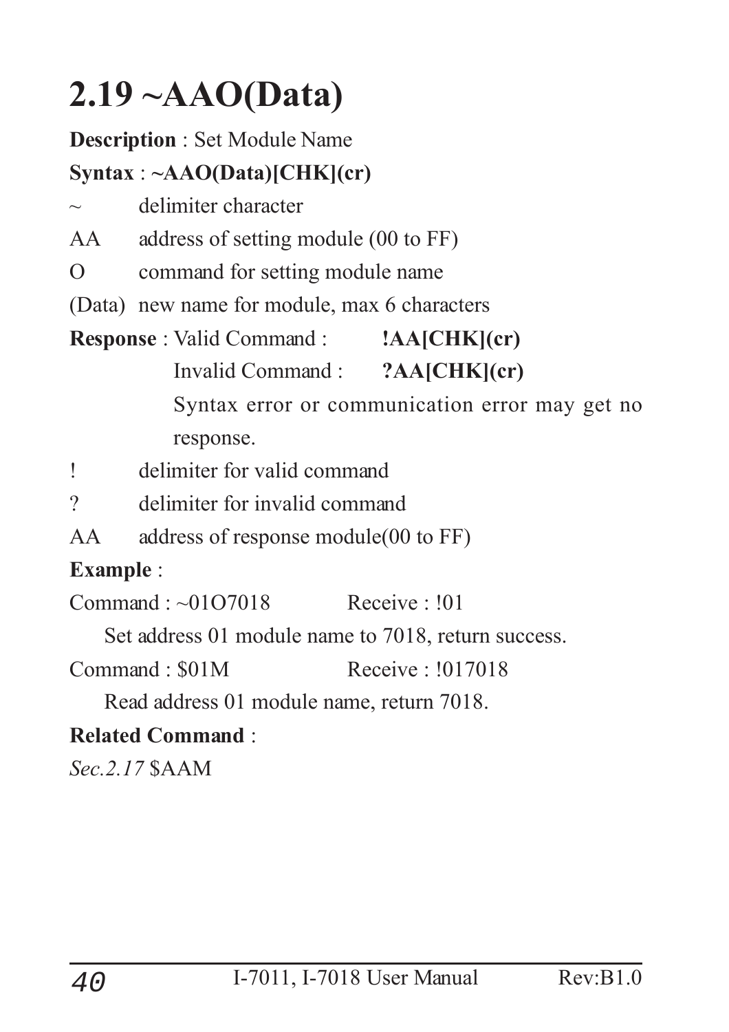# 2.19 ~AAO(Data)

**Description** : Set Module Name

**Syntax** : **~AAO(Data)[CHK](cr)**

~ delimiter character

AA address of setting module (00 to FF)

O command for setting module name

(Data) new name for module, max 6 characters

**Response** : Valid Command : **!AA[CHK](cr)**

Invalid Command : **?AA[CHK](cr)**

Syntax error or communication error may get no response.

! delimiter for valid command

? delimiter for invalid command

AA address of response module(00 to FF)

**Example** :

Command : ~01O7018 Receive : !01

Set address 01 module name to 7018, return success.

Command : $01M Receive : !017018

Read address 01 module name, return 7018.

**Related Command** :

*Sec.2.17* $AAM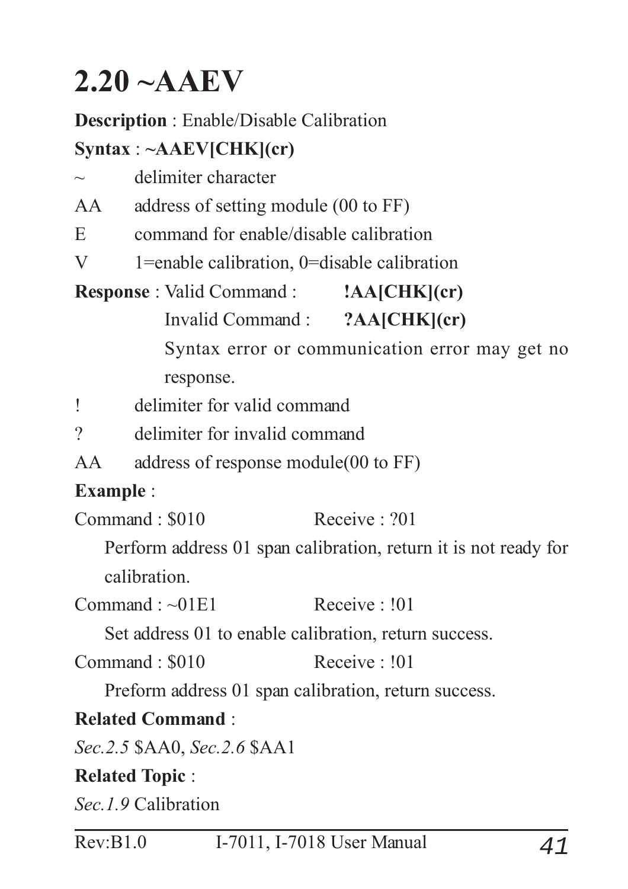## 2.20 ~AAEV

**Description** : Enable/Disable Calibration

**Syntax** : **~AAEV[CHK](cr)**

~ delimiter character

AA address of setting module (00 to FF)

E command for enable/disable calibration

V 1=enable calibration, 0=disable calibration

**Response** : Valid Command : **!AA[CHK](cr)**

Invalid Command : **?AA[CHK](cr)**

Syntax error or communication error may get no response.

! delimiter for valid command

? delimiter for invalid command

AA address of response module(00 to FF)

**Example** :

Command : $010 Receive : ?01

Perform address 01 span calibration, return it is not ready for calibration.

Command : ~01E1 Receive : !01

Set address 01 to enable calibration, return success.

Command : $010 Receive : !01

Preform address 01 span calibration, return success.

**Related Command** :

*Sec.2.5* $AA0, *Sec.2.6* $AA1

**Related Topic** :

*Sec.1.9* Calibration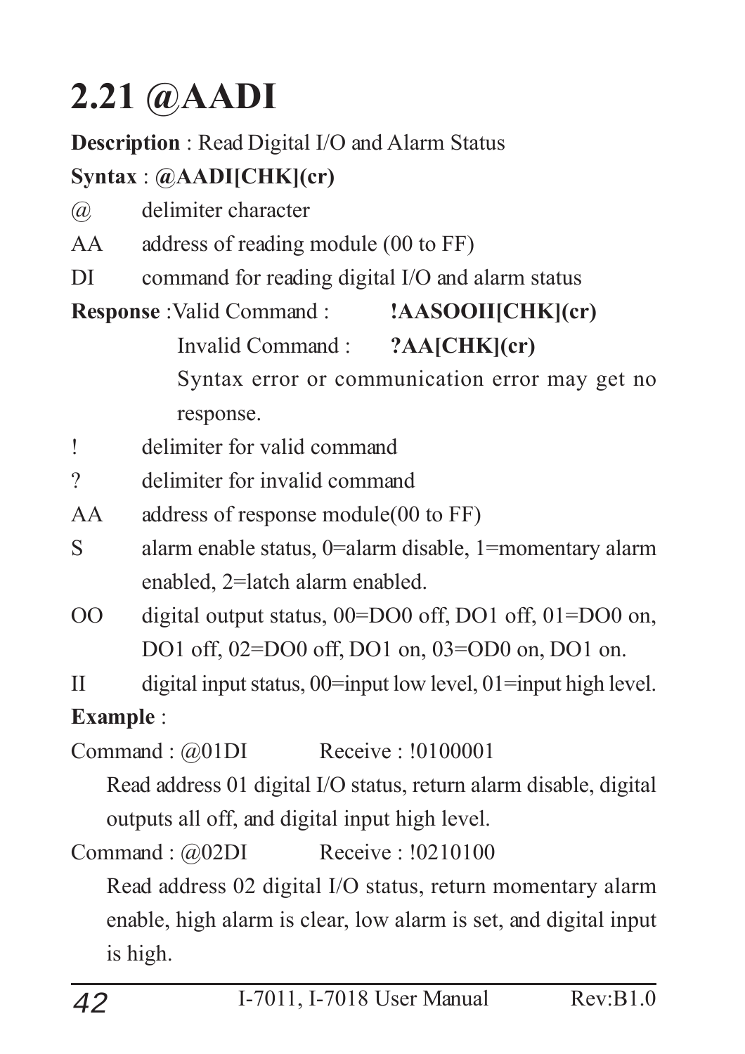# 2.21 @AADI

**Description** : Read Digital I/O and Alarm Status

**Syntax** : **@AADI[CHK](cr)**

@ delimiter character

AA address of reading module (00 to FF)

DI command for reading digital I/O and alarm status

**Response** :Valid Command : **!AASOOII[CHK](cr)**

Invalid Command : **?AA[CHK](cr)**

Syntax error or communication error may get no response.

! delimiter for valid command

? delimiter for invalid command

AA address of response module(00 to FF)

S alarm enable status, 0=alarm disable, 1=momentary alarm enabled, 2=latch alarm enabled.

OO digital output status, 00=DO0 off, DO1 off, 01=DO0 on, DO1 off, 02=DO0 off, DO1 on, 03=OD0 on, DO1 on.

II digital input status, 00=input low level, 01=input high level.

**Example** :

Command : @01DI Receive : !0100001

Read address 01 digital I/O status, return alarm disable, digital outputs all off, and digital input high level.

Command : @02DI Receive : !0210100

Read address 02 digital I/O status, return momentary alarm enable, high alarm is clear, low alarm is set, and digital input is high.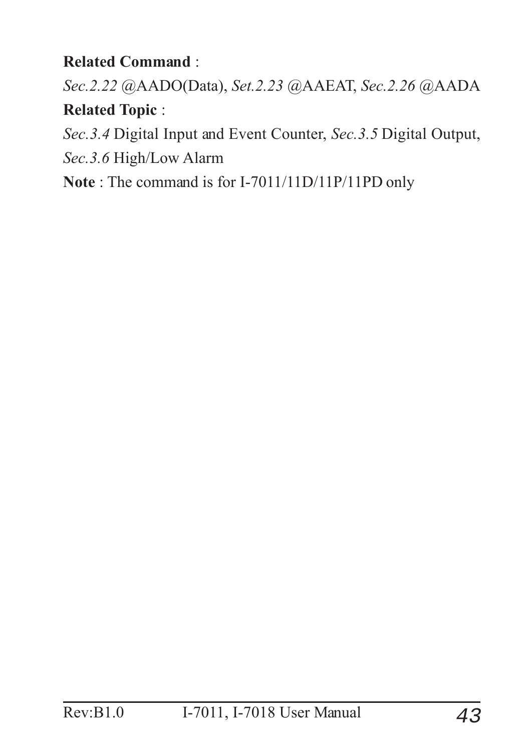**Related Command** :

*Sec.2.22* @AADO(Data), *Set.2.23* @AAEAT, *Sec.2.26* @AADA

**Related Topic** :

*Sec.3.4* Digital Input and Event Counter, *Sec.3.5* Digital Output, *Sec.3.6* High/Low Alarm

**Note** : The command is for I-7011/11D/11P/11PD only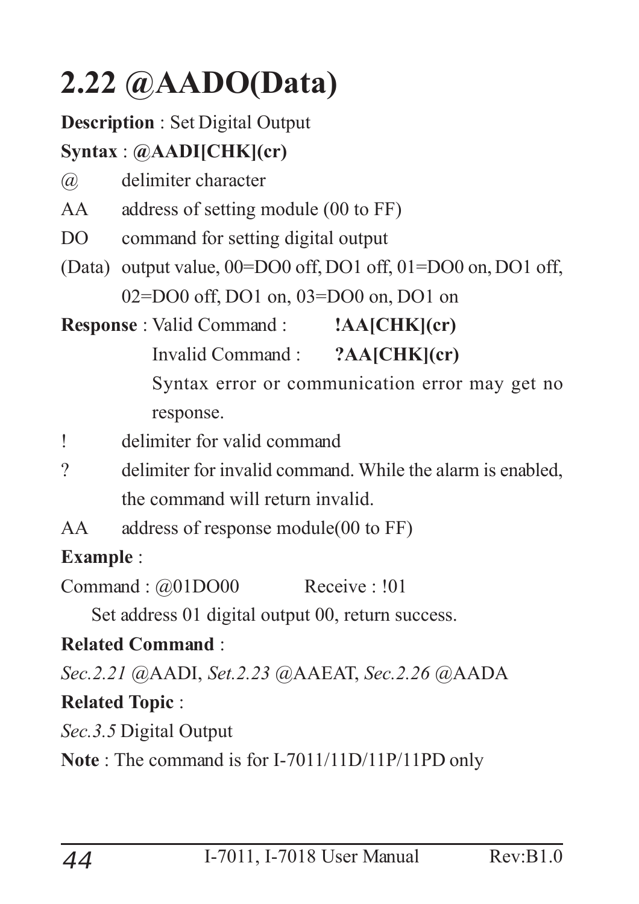# 2.22 @AADO(Data)

**Description** : Set Digital Output

**Syntax** : **@AADI[CHK](cr)**

| | |
|---|---|
| @ | delimiter character |
| AA | address of setting module (00 to FF) |
| DO | command for setting digital output |
| (Data) | output value, 00=DO0 off, DO1 off, 01=DO0 on, DO1 off, 02=DO0 off, DO1 on, 03=DO0 on, DO1 on |

**Response** : Valid Command : **!AA[CHK](cr)**

Invalid Command : **?AA[CHK](cr)**

Syntax error or communication error may get no response.

| | |
|---|---|
| ! | delimiter for valid command |
| ? | delimiter for invalid command. While the alarm is enabled, the command will return invalid. |
| AA | address of response module(00 to FF) |

**Example** :

Command : @01DO00 Receive : !01

Set address 01 digital output 00, return success.

**Related Command** :

*Sec.2.21* @AADI, *Set.2.23* @AAEAT, *Sec.2.26* @AADA

**Related Topic** :

*Sec.3.5* Digital Output

**Note** : The command is for I-7011/11D/11P/11PD only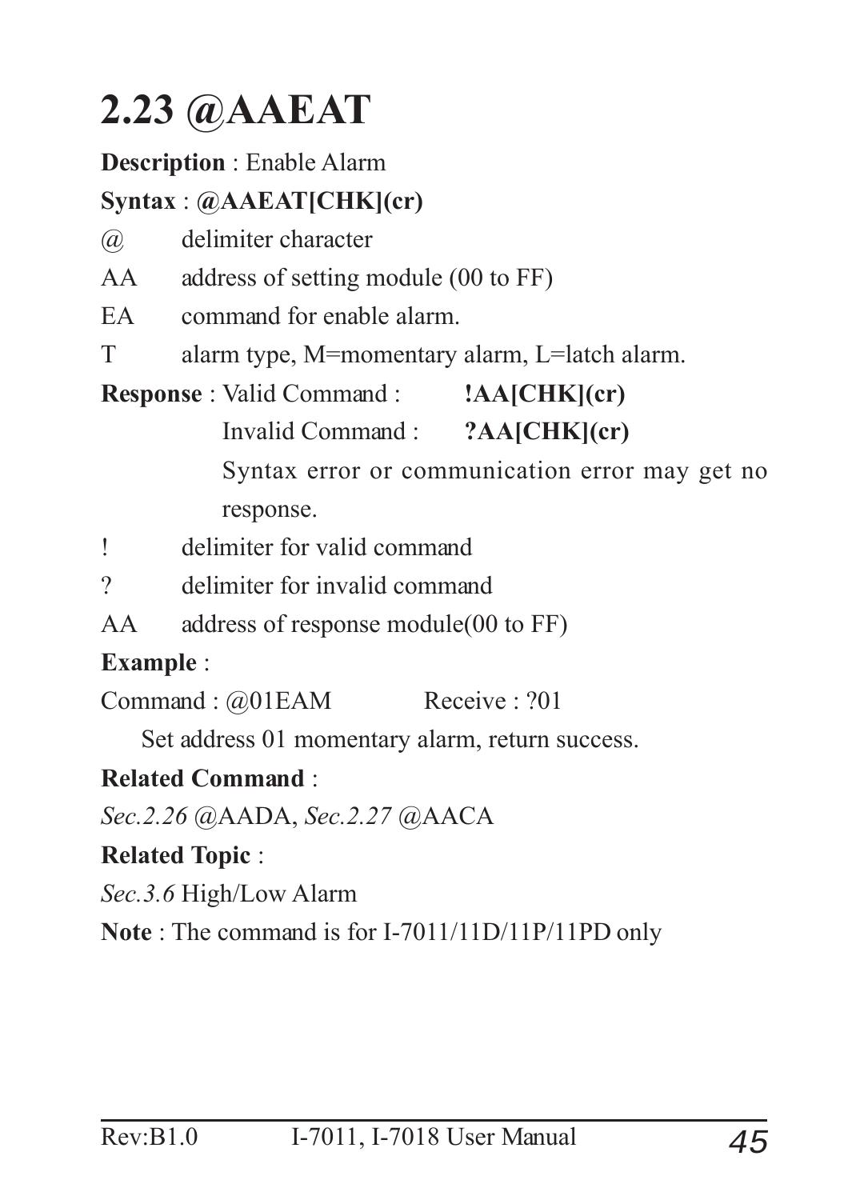## 2.23 @AAEAT

**Description** : Enable Alarm

**Syntax** : **@AAEAT[CHK](cr)**

@ delimiter character

AA address of setting module (00 to FF)

EA command for enable alarm.

T alarm type, M=momentary alarm, L=latch alarm.

**Response** : Valid Command : **!AA[CHK](cr)**

Invalid Command : **?AA[CHK](cr)**

Syntax error or communication error may get no response.

! delimiter for valid command

? delimiter for invalid command

AA address of response module(00 to FF)

**Example** :

Command : @01EAM Receive : ?01

Set address 01 momentary alarm, return success.

**Related Command** :

*Sec.2.26* @AADA, *Sec.2.27* @AACA

**Related Topic** :

*Sec.3.6* High/Low Alarm

**Note** : The command is for I-7011/11D/11P/11PD only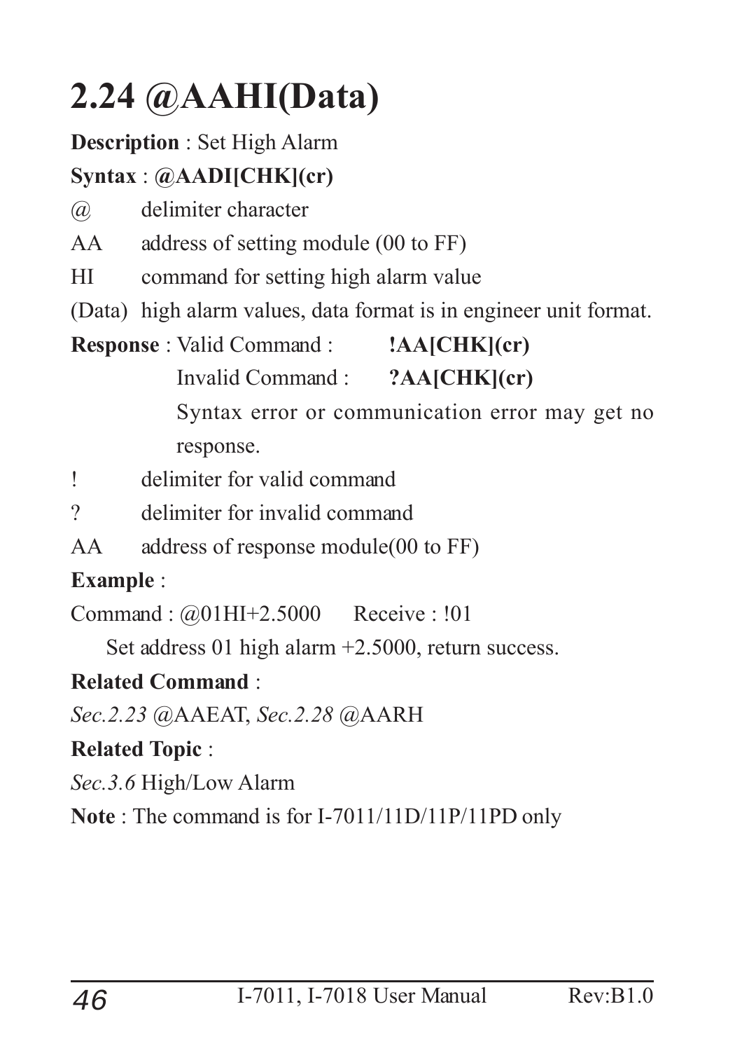# 2.24 @AAHI(Data)

**Description** : Set High Alarm

**Syntax** : **@AADI[CHK](cr)**

| | |
|---|---|
| @ | delimiter character |
| AA | address of setting module (00 to FF) |
| HI | command for setting high alarm value |
| (Data) | high alarm values, data format is in engineer unit format. |

**Response** : Valid Command : **!AA[CHK](cr)**

Invalid Command : **?AA[CHK](cr)**

Syntax error or communication error may get no response.

| | |
|---|---|
| ! | delimiter for valid command |
| ? | delimiter for invalid command |
| AA | address of response module(00 to FF) |

**Example** :

Command : @01HI+2.5000 Receive : !01

Set address 01 high alarm +2.5000, return success.

**Related Command** :

*Sec.2.23* @AAEAT, *Sec.2.28* @AARH

**Related Topic** :

*Sec.3.6* High/Low Alarm

**Note** : The command is for I-7011/11D/11P/11PD only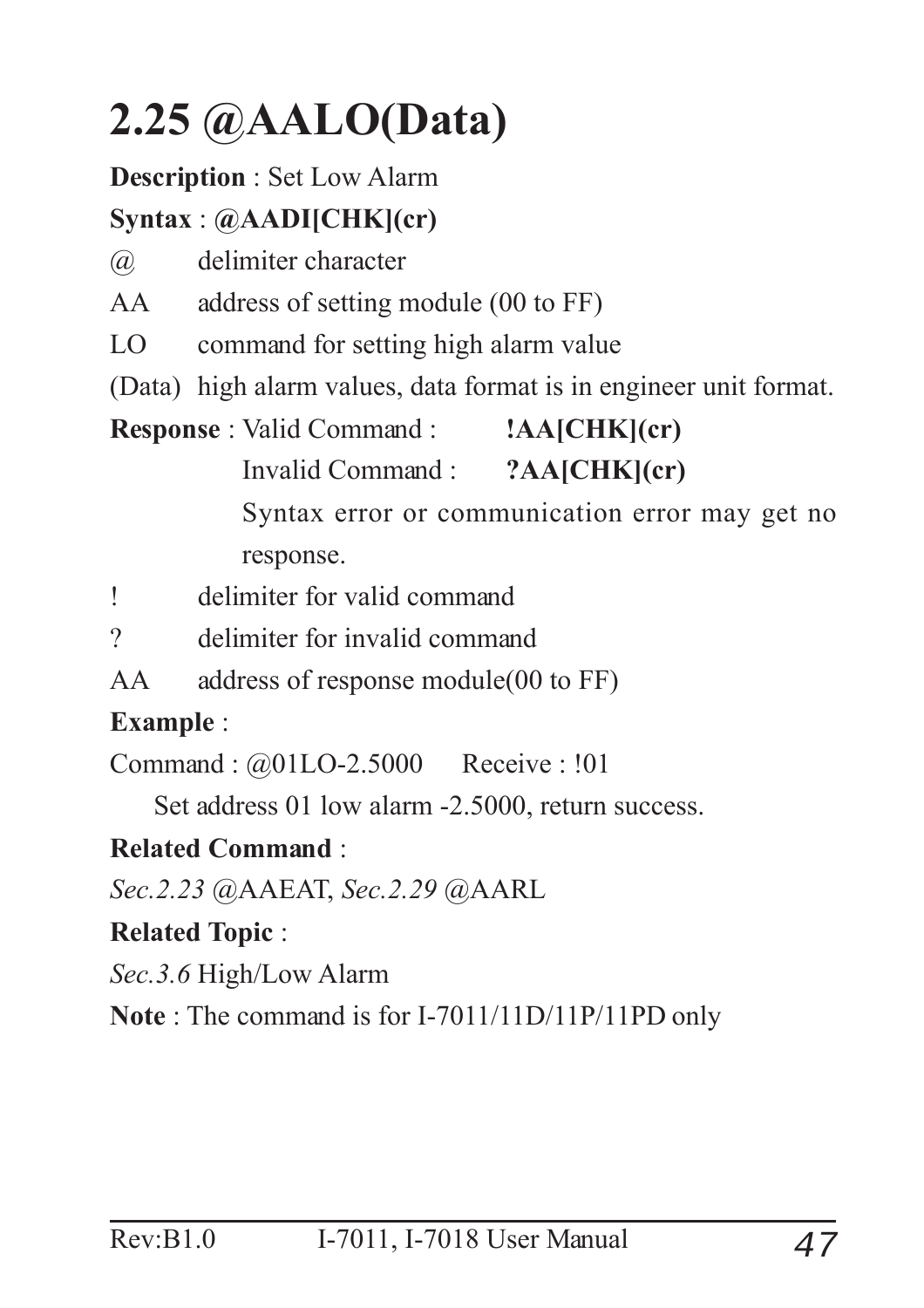# 2.25 @AALO(Data)

**Description** : Set Low Alarm

**Syntax** : **@AADI[CHK](cr)**

@ delimiter character

AA address of setting module (00 to FF)

LO command for setting high alarm value

(Data) high alarm values, data format is in engineer unit format.

**Response** : Valid Command : **!AA[CHK](cr)**

Invalid Command : **?AA[CHK](cr)**

Syntax error or communication error may get no response.

! delimiter for valid command

? delimiter for invalid command

AA address of response module(00 to FF)

**Example** :

Command : @01LO-2.5000 Receive : !01

Set address 01 low alarm -2.5000, return success.

**Related Command** :

*Sec.2.23* @AAEAT, *Sec.2.29* @AARL

**Related Topic** :

*Sec.3.6* High/Low Alarm

**Note** : The command is for I-7011/11D/11P/11PD only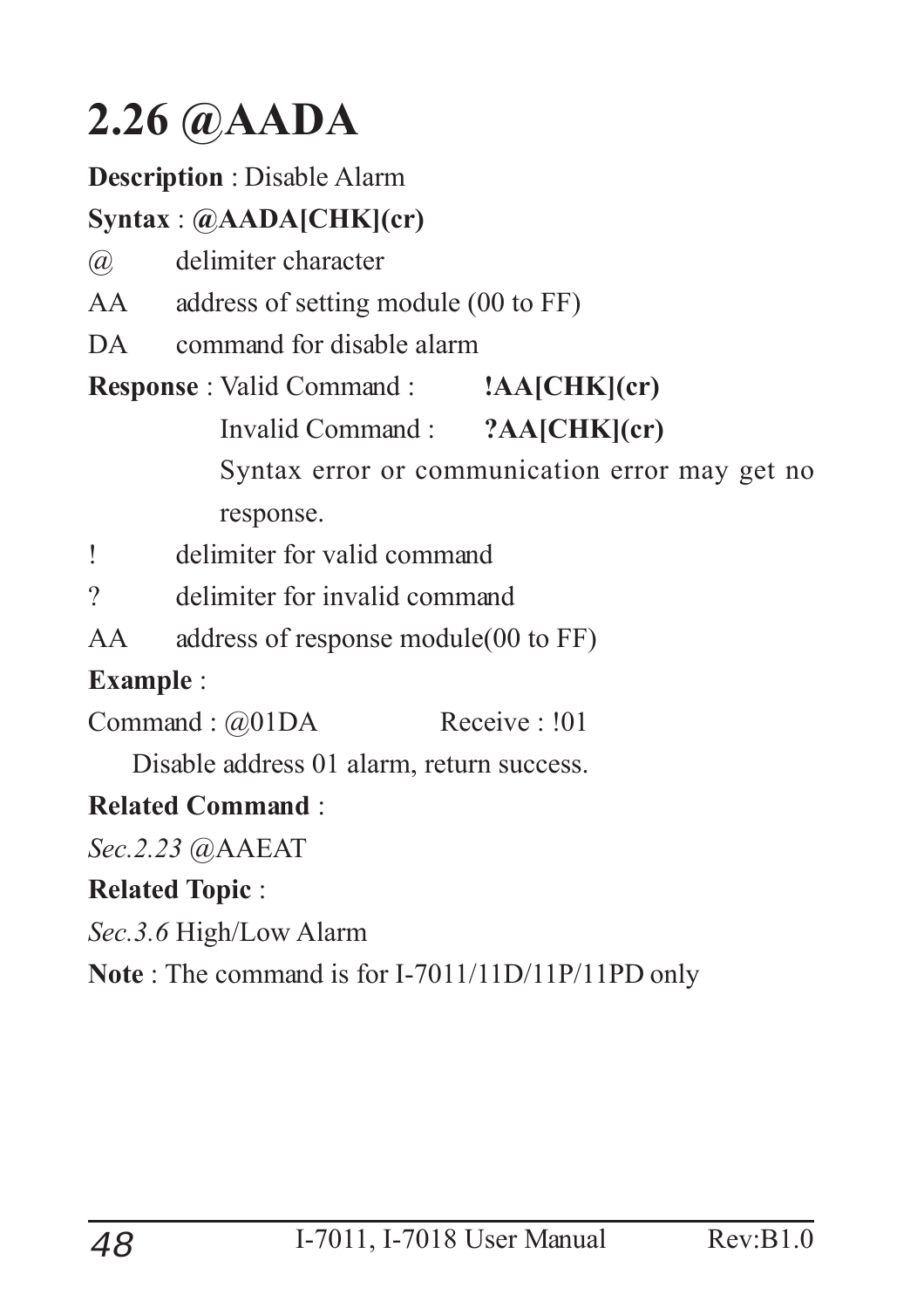## 2.26 @AADA

**Description** : Disable Alarm

**Syntax** : **@AADA[CHK](cr)**

@  delimiter character

AA  address of setting module (00 to FF)

DA  command for disable alarm

**Response** : Valid Command :  **!AA[CHK](cr)**

Invalid Command :  **?AA[CHK](cr)**

Syntax error or communication error may get no response.

!  delimiter for valid command

?  delimiter for invalid command

AA  address of response module(00 to FF)

**Example** :

Command : @01DA  Receive : !01

Disable address 01 alarm, return success.

**Related Command** :

*Sec.2.23* @AAEAT

**Related Topic** :

*Sec.3.6* High/Low Alarm

**Note** : The command is for I-7011/11D/11P/11PD only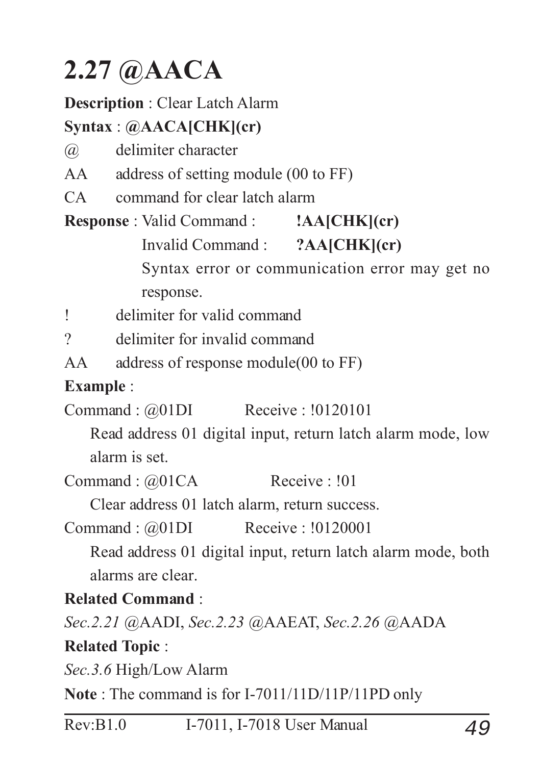## 2.27 @AACA

**Description** : Clear Latch Alarm

**Syntax** : **@AACA[CHK](cr)**

@ delimiter character

AA address of setting module (00 to FF)

CA command for clear latch alarm

**Response** : Valid Command : **!AA[CHK](cr)**

Invalid Command : **?AA[CHK](cr)**

Syntax error or communication error may get no response.

! delimiter for valid command

? delimiter for invalid command

AA address of response module(00 to FF)

**Example** :

Command : @01DI Receive : !0120101

Read address 01 digital input, return latch alarm mode, low alarm is set.

Command : @01CA Receive : !01

Clear address 01 latch alarm, return success.

Command : @01DI Receive : !0120001

Read address 01 digital input, return latch alarm mode, both alarms are clear.

**Related Command** :

*Sec.2.21* @AADI, *Sec.2.23* @AAEAT, *Sec.2.26* @AADA

**Related Topic** :

*Sec.3.6* High/Low Alarm

**Note** : The command is for I-7011/11D/11P/11PD only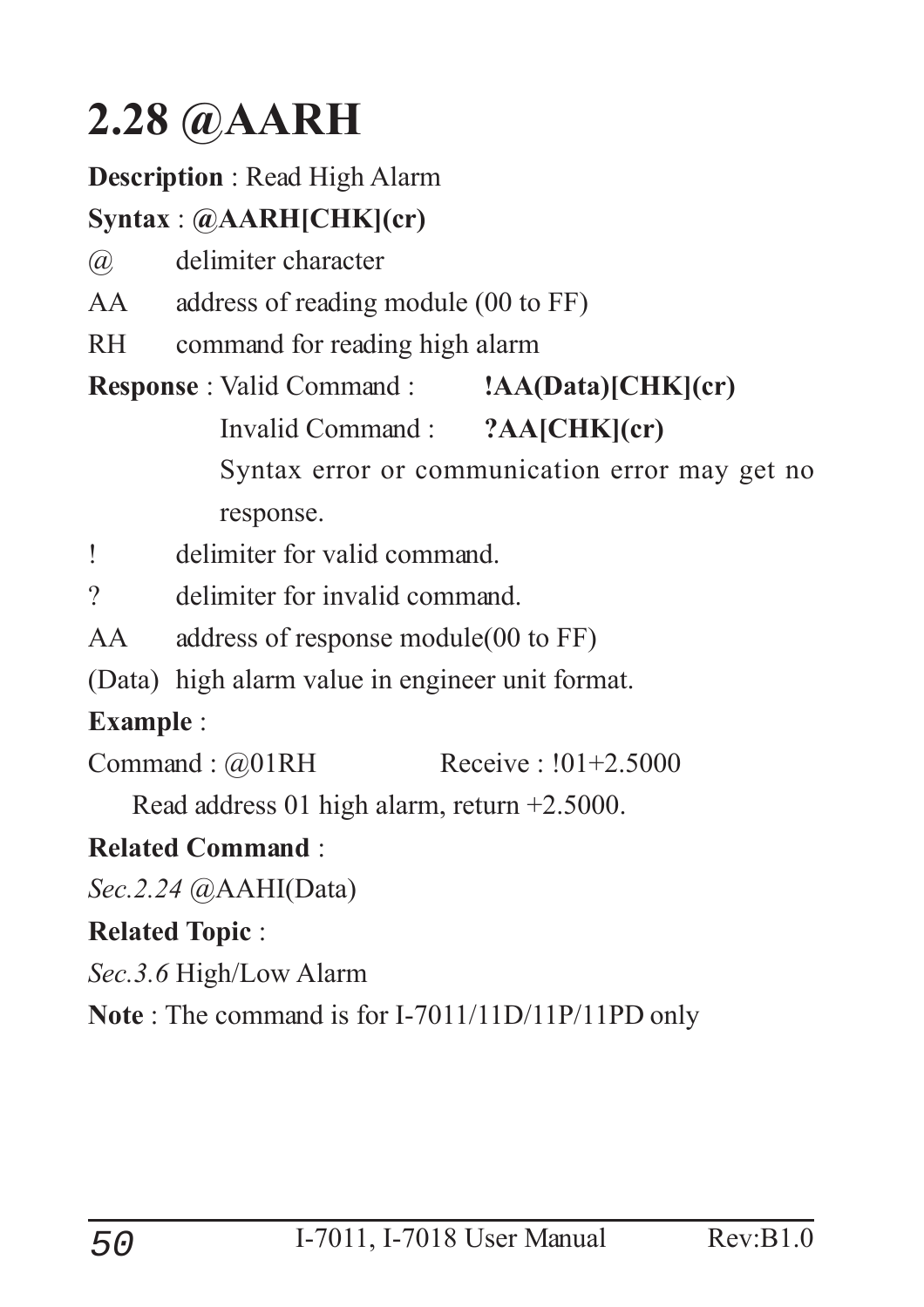# 2.28 @AARH

**Description** : Read High Alarm

**Syntax** : **@AARH[CHK](cr)**

@ delimiter character

AA address of reading module (00 to FF)

RH command for reading high alarm

**Response** : Valid Command : **!AA(Data)[CHK](cr)**

Invalid Command : **?AA[CHK](cr)**

Syntax error or communication error may get no response.

! delimiter for valid command.

? delimiter for invalid command.

AA address of response module(00 to FF)

(Data) high alarm value in engineer unit format.

**Example** :

Command : @01RH Receive : !01+2.5000

Read address 01 high alarm, return +2.5000.

**Related Command** :

*Sec.2.24* @AAHI(Data)

**Related Topic** :

*Sec.3.6* High/Low Alarm

**Note** : The command is for I-7011/11D/11P/11PD only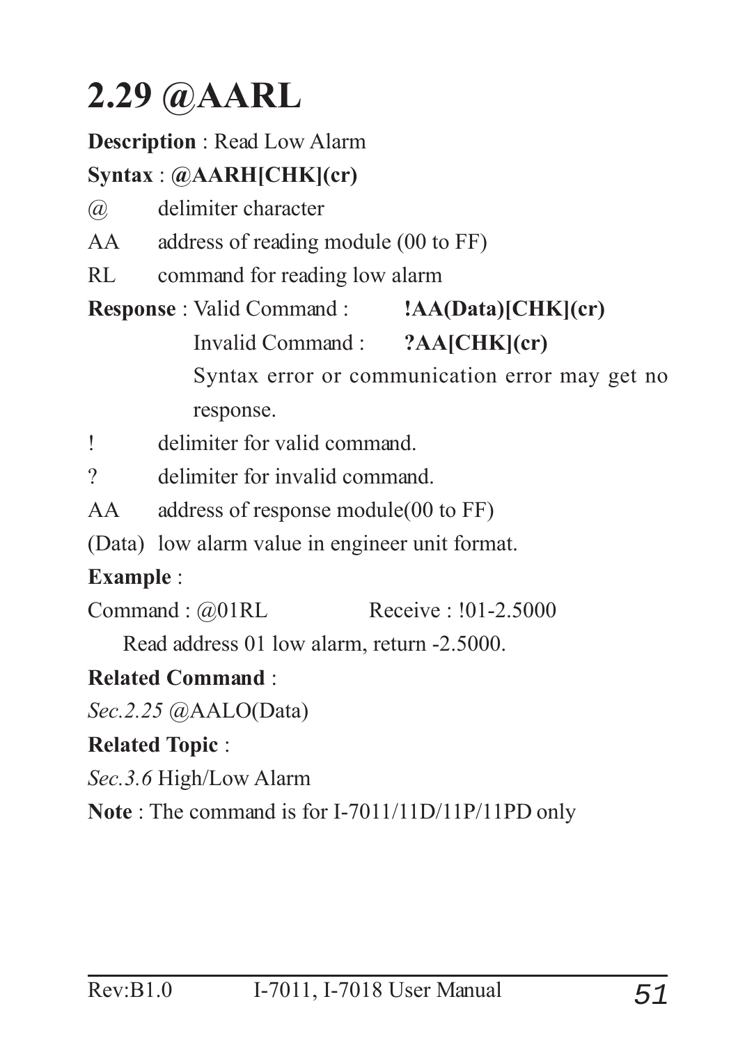# 2.29 @AARL

**Description** : Read Low Alarm

**Syntax** : **@AARH[CHK](cr)**

@ delimiter character

AA address of reading module (00 to FF)

RL command for reading low alarm

**Response** : Valid Command : **!AA(Data)[CHK](cr)**

Invalid Command : **?AA[CHK](cr)**

Syntax error or communication error may get no response.

! delimiter for valid command.

? delimiter for invalid command.

AA address of response module(00 to FF)

(Data) low alarm value in engineer unit format.

**Example** :

Command : @01RL Receive : !01-2.5000

Read address 01 low alarm, return -2.5000.

**Related Command** :

*Sec.2.25* @AALO(Data)

**Related Topic** :

*Sec.3.6* High/Low Alarm

**Note** : The command is for I-7011/11D/11P/11PD only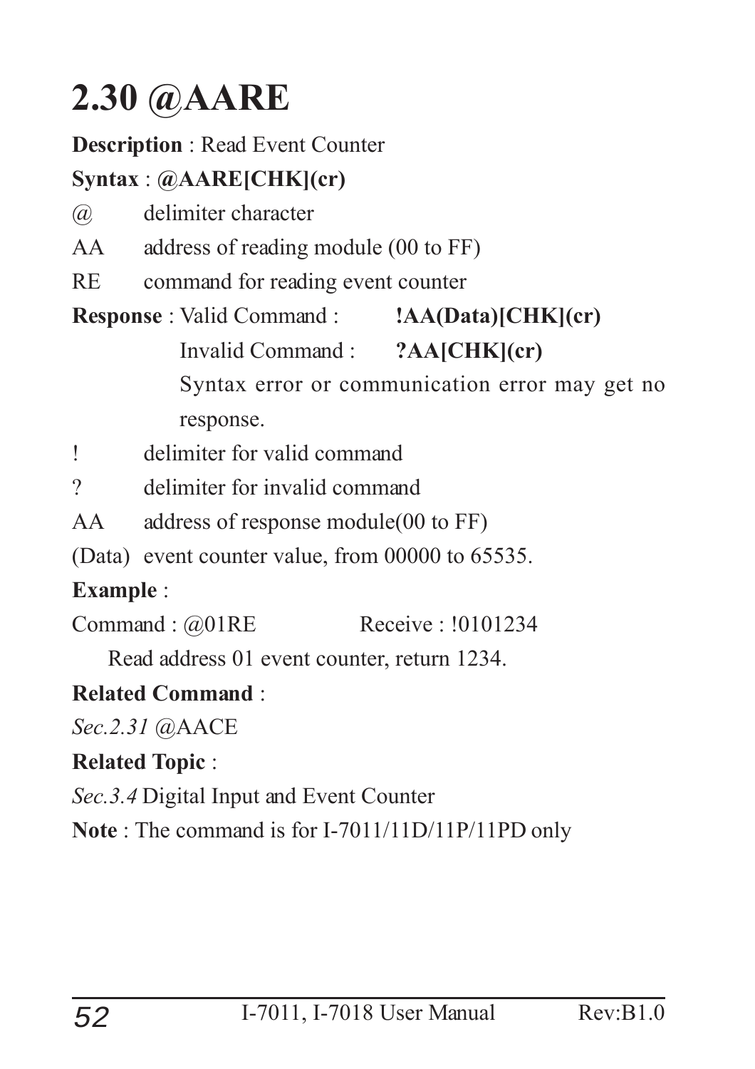# 2.30 @AARE

**Description** : Read Event Counter

**Syntax** : **@AARE[CHK](cr)**

@ delimiter character

AA address of reading module (00 to FF)

RE command for reading event counter

**Response** : Valid Command : **!AA(Data)[CHK](cr)**

Invalid Command : **?AA[CHK](cr)**

Syntax error or communication error may get no response.

! delimiter for valid command

? delimiter for invalid command

AA address of response module(00 to FF)

(Data) event counter value, from 00000 to 65535.

**Example** :

Command : @01RE Receive : !0101234

Read address 01 event counter, return 1234.

**Related Command** :

*Sec.2.31* @AACE

**Related Topic** :

*Sec.3.4* Digital Input and Event Counter

**Note** : The command is for I-7011/11D/11P/11PD only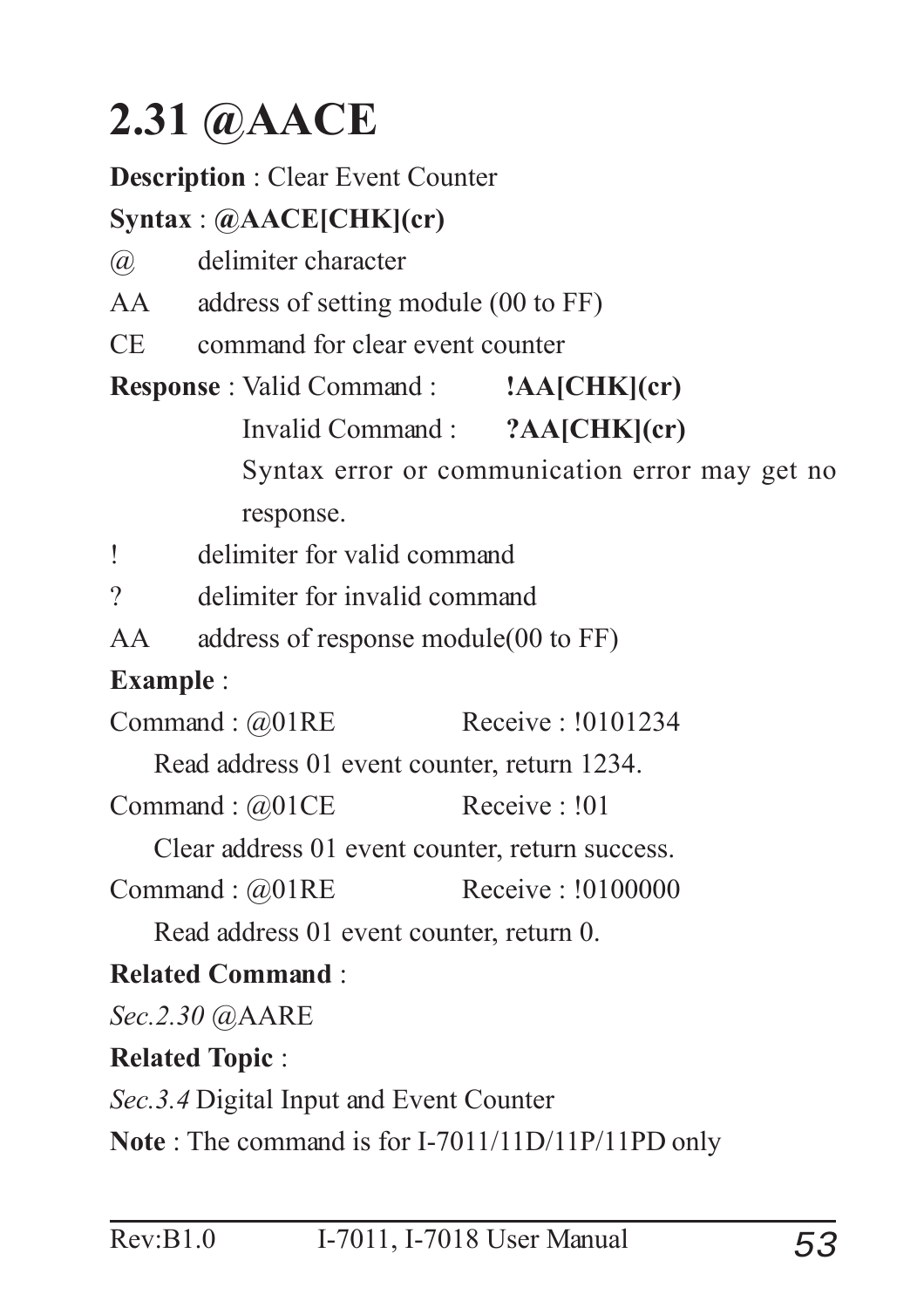# 2.31 @AACE

**Description** : Clear Event Counter

**Syntax** : **@AACE[CHK](cr)**

@ delimiter character

AA address of setting module (00 to FF)

CE command for clear event counter

**Response** : Valid Command : **!AA[CHK](cr)**

Invalid Command : **?AA[CHK](cr)**

Syntax error or communication error may get no response.

! delimiter for valid command

? delimiter for invalid command

AA address of response module(00 to FF)

**Example** :

Command : @01RE Receive : !0101234

Read address 01 event counter, return 1234.

Command : @01CE Receive : !01

Clear address 01 event counter, return success.

Command : @01RE Receive : !0100000

Read address 01 event counter, return 0.

**Related Command** :

*Sec.2.30* @AARE

**Related Topic** :

*Sec.3.4* Digital Input and Event Counter

**Note** : The command is for I-7011/11D/11P/11PD only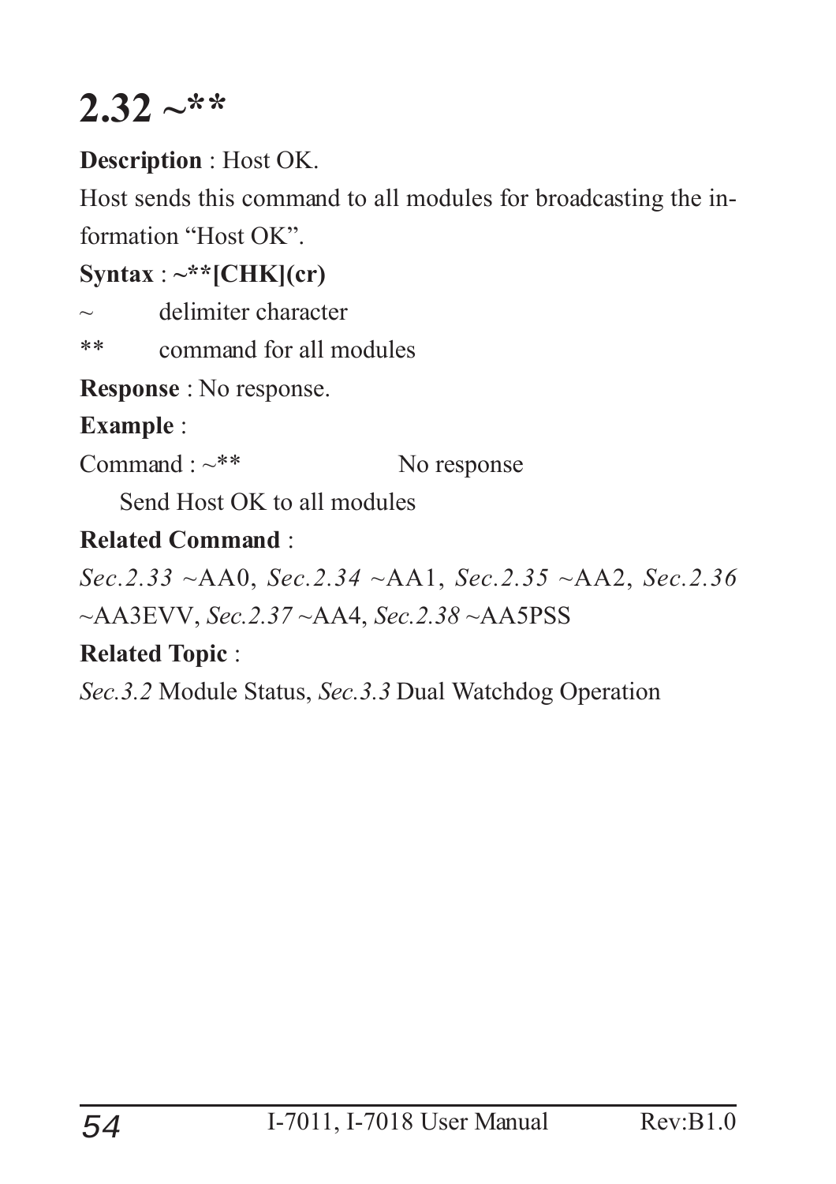## 2.32 ~**

**Description** : Host OK.

Host sends this command to all modules for broadcasting the information "Host OK".

**Syntax** : **~**[CHK](cr)**

~ delimiter character

** command for all modules

**Response** : No response.

**Example** :

Command : ~** No response

Send Host OK to all modules

**Related Command** :

*Sec.2.33* ~AA0, *Sec.2.34* ~AA1, *Sec.2.35* ~AA2, *Sec.2.36* ~AA3EVV, *Sec.2.37* ~AA4, *Sec.2.38* ~AA5PSS

**Related Topic** :

*Sec.3.2* Module Status, *Sec.3.3* Dual Watchdog Operation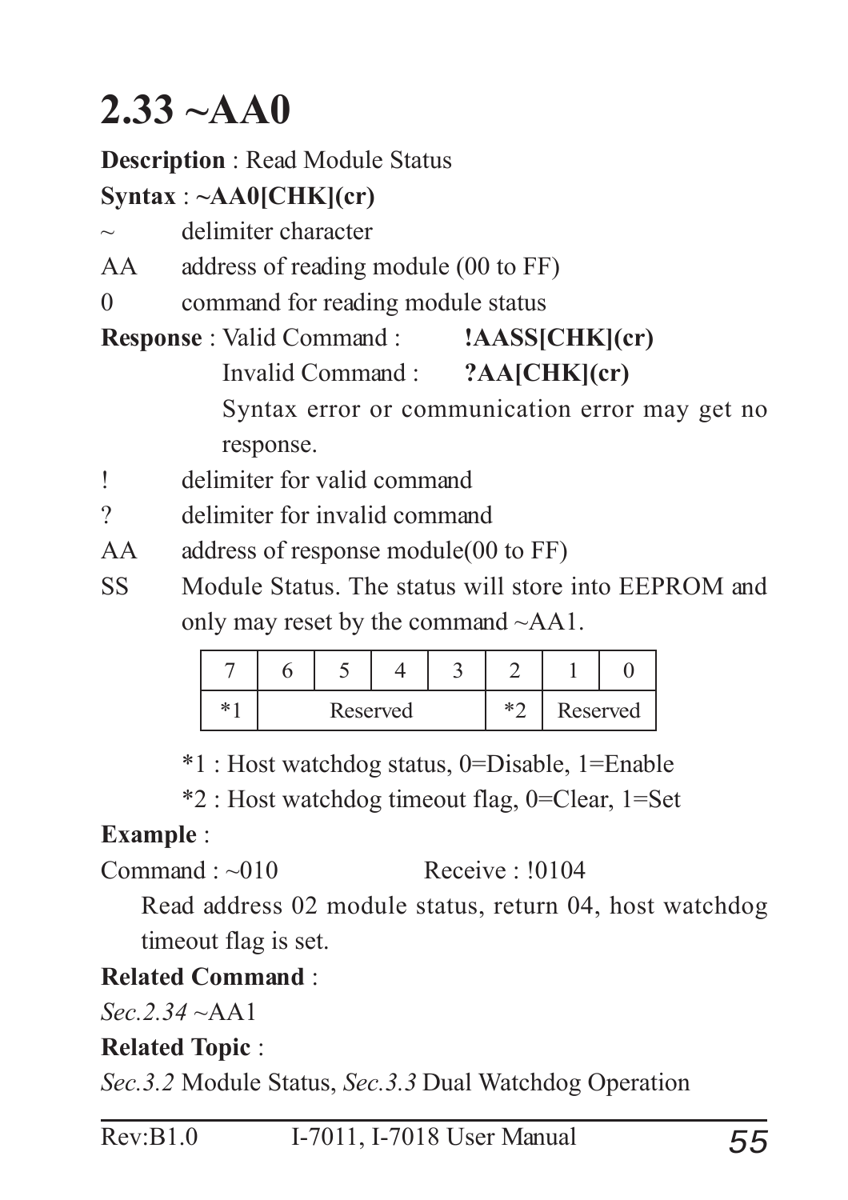# 2.33 ~AA0

**Description** : Read Module Status

**Syntax** : **~AA0[CHK](cr)**

~ delimiter character

AA address of reading module (00 to FF)

0 command for reading module status

**Response** : Valid Command : **!AASS[CHK](cr)**

Invalid Command : **?AA[CHK](cr)**

Syntax error or communication error may get no response.

! delimiter for valid command

? delimiter for invalid command

AA address of response module(00 to FF)

SS Module Status. The status will store into EEPROM and only may reset by the command ~AA1.

| 7 | 6 | 5 | 4 | 3 | 2 | 1 | 0 |
|---|---|---|---|---|---|---|---|
| *1 | Reserved | | | | *2 | Reserved | |

*1 : Host watchdog status, 0=Disable, 1=Enable

*2 : Host watchdog timeout flag, 0=Clear, 1=Set

**Example** :

Command : ~010 Receive : !0104

Read address 02 module status, return 04, host watchdog timeout flag is set.

**Related Command** :

*Sec.2.34* ~AA1

**Related Topic** :

*Sec.3.2* Module Status, *Sec.3.3* Dual Watchdog Operation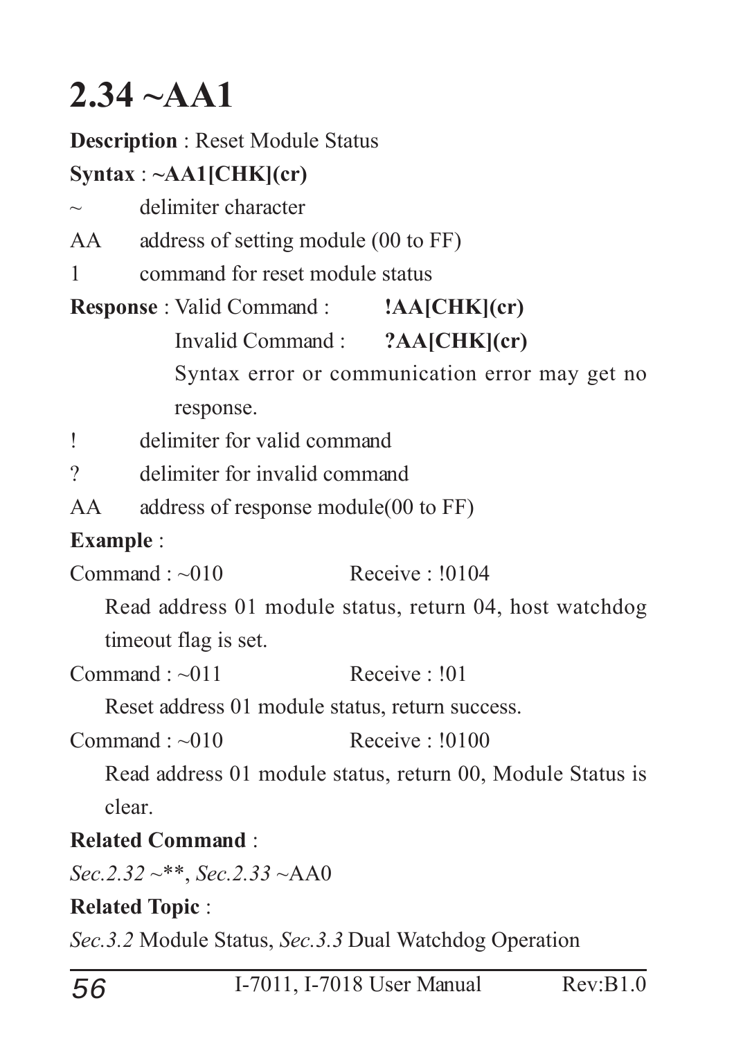# 2.34 ~AA1

**Description** : Reset Module Status

**Syntax** : **~AA1[CHK](cr)**

~ delimiter character

AA address of setting module (00 to FF)

1 command for reset module status

**Response** : Valid Command : **!AA[CHK](cr)**

Invalid Command : **?AA[CHK](cr)**

Syntax error or communication error may get no response.

! delimiter for valid command

? delimiter for invalid command

AA address of response module(00 to FF)

**Example** :

Command : ~010 Receive : !0104

Read address 01 module status, return 04, host watchdog timeout flag is set.

Command : ~011 Receive : !01

Reset address 01 module status, return success.

Command : ~010 Receive : !0100

Read address 01 module status, return 00, Module Status is clear.

**Related Command** :

*Sec.2.32* ~**, *Sec.2.33* ~AA0

**Related Topic** :

*Sec.3.2* Module Status, *Sec.3.3* Dual Watchdog Operation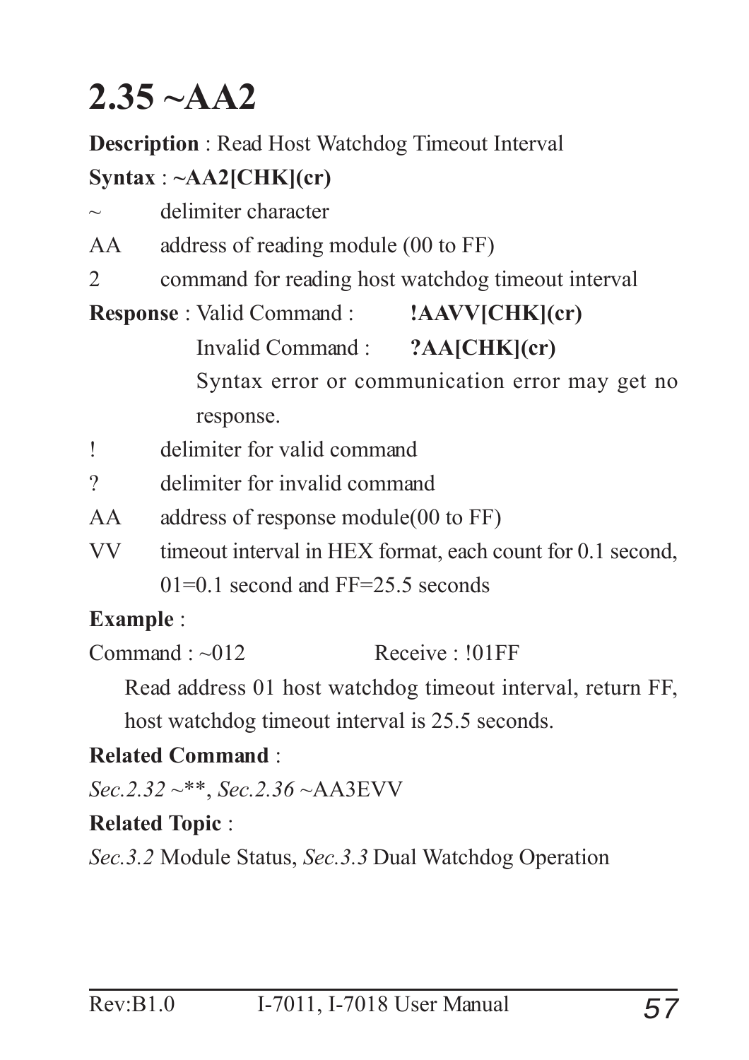# 2.35 ~AA2

**Description** : Read Host Watchdog Timeout Interval

**Syntax** : **~AA2[CHK](cr)**

~ delimiter character

AA address of reading module (00 to FF)

2 command for reading host watchdog timeout interval

**Response** : Valid Command : **!AAVV[CHK](cr)**

Invalid Command : **?AA[CHK](cr)**

Syntax error or communication error may get no response.

! delimiter for valid command

? delimiter for invalid command

AA address of response module(00 to FF)

VV timeout interval in HEX format, each count for 0.1 second, 01=0.1 second and FF=25.5 seconds

**Example** :

Command : ~012 Receive : !01FF

Read address 01 host watchdog timeout interval, return FF, host watchdog timeout interval is 25.5 seconds.

**Related Command** :

*Sec.2.32* ~**, *Sec.2.36* ~AA3EVV

**Related Topic** :

*Sec.3.2* Module Status, *Sec.3.3* Dual Watchdog Operation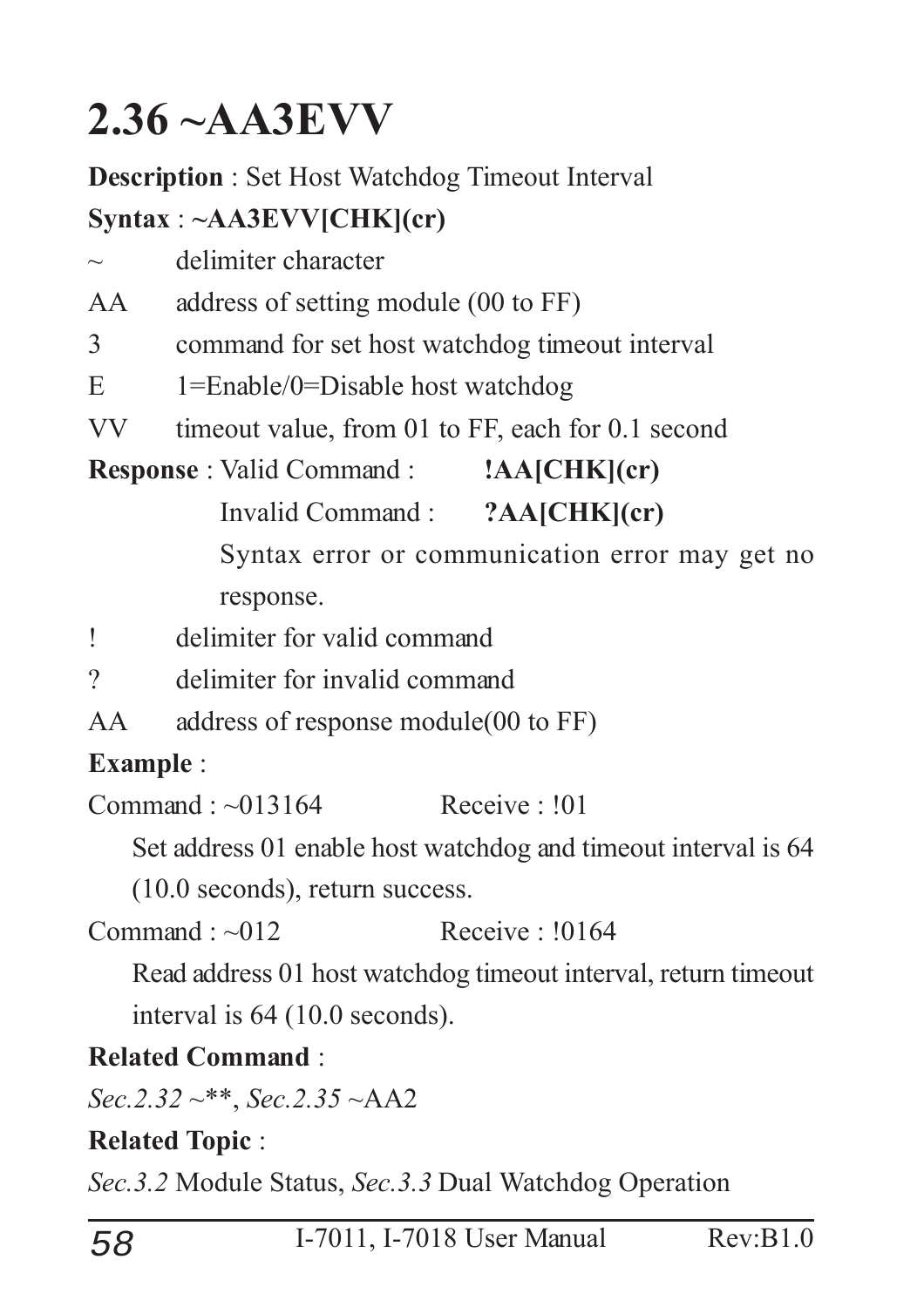# 2.36 ~AA3EVV

**Description** : Set Host Watchdog Timeout Interval

**Syntax** : **~AA3EVV[CHK](cr)**

~ delimiter character

AA address of setting module (00 to FF)

3 command for set host watchdog timeout interval

E 1=Enable/0=Disable host watchdog

VV timeout value, from 01 to FF, each for 0.1 second

**Response** : Valid Command : **!AA[CHK](cr)**

Invalid Command : **?AA[CHK](cr)**

Syntax error or communication error may get no response.

! delimiter for valid command

? delimiter for invalid command

AA address of response module(00 to FF)

**Example** :

Command : ~013164 Receive : !01

Set address 01 enable host watchdog and timeout interval is 64 (10.0 seconds), return success.

Command : ~012 Receive : !0164

Read address 01 host watchdog timeout interval, return timeout interval is 64 (10.0 seconds).

**Related Command** :

*Sec.2.32* ~**, *Sec.2.35* ~AA2

**Related Topic** :

*Sec.3.2* Module Status, *Sec.3.3* Dual Watchdog Operation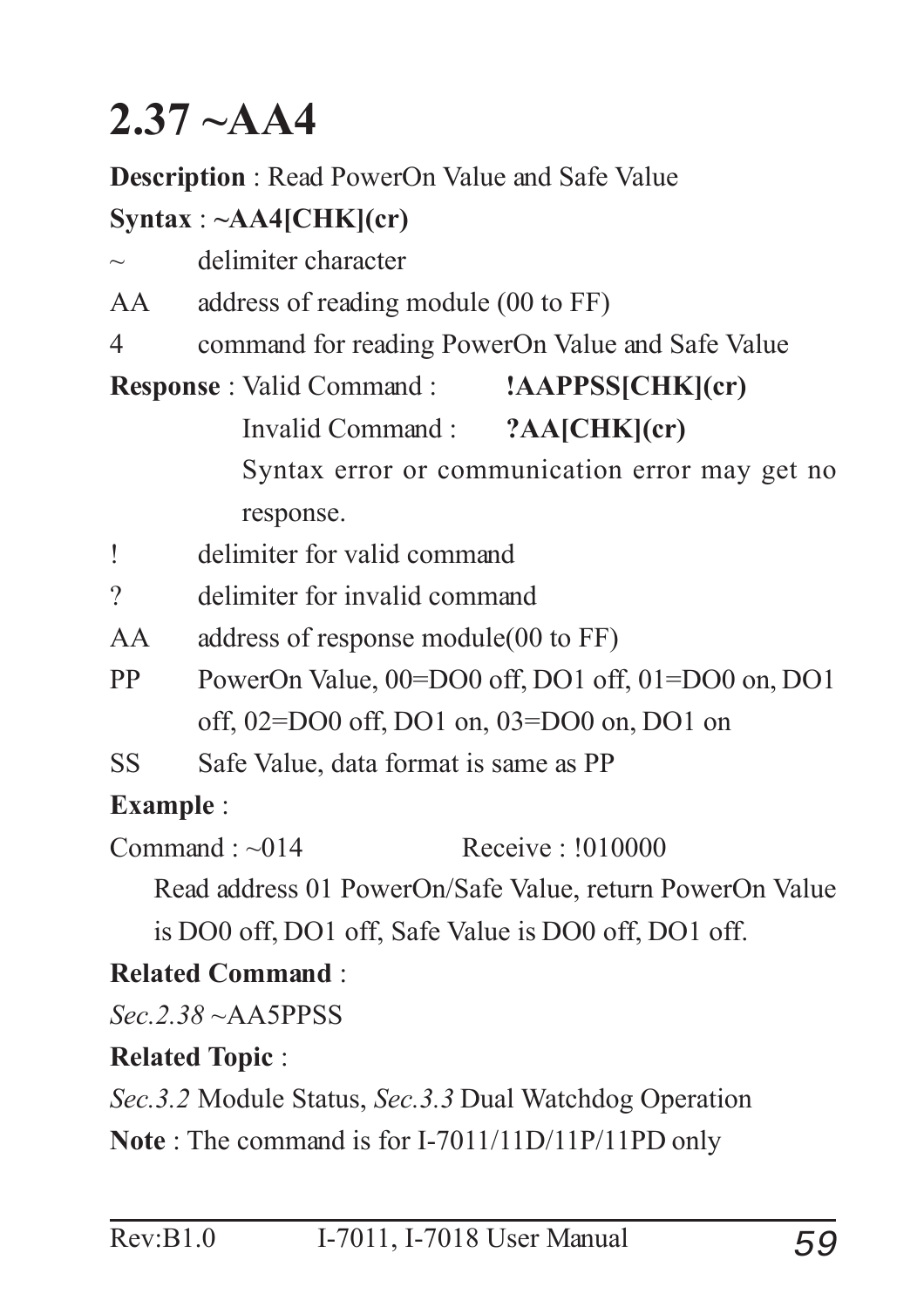# 2.37 ~AA4

**Description** : Read PowerOn Value and Safe Value

**Syntax** : **~AA4[CHK](cr)**

| | |
|---|---|
| ~ | delimiter character |
| AA | address of reading module (00 to FF) |
| 4 | command for reading PowerOn Value and Safe Value |

**Response** : Valid Command : **!AAPPSS[CHK](cr)**

Invalid Command : **?AA[CHK](cr)**

Syntax error or communication error may get no response.

| | |
|---|---|
| ! | delimiter for valid command |
| ? | delimiter for invalid command |
| AA | address of response module(00 to FF) |
| PP | PowerOn Value, 00=DO0 off, DO1 off, 01=DO0 on, DO1 off, 02=DO0 off, DO1 on, 03=DO0 on, DO1 on |
| SS | Safe Value, data format is same as PP |

**Example** :

Command : ~014 Receive : !010000

Read address 01 PowerOn/Safe Value, return PowerOn Value is DO0 off, DO1 off, Safe Value is DO0 off, DO1 off.

**Related Command** :

*Sec.2.38* ~AA5PPSS

**Related Topic** :

*Sec.3.2* Module Status, *Sec.3.3* Dual Watchdog Operation

**Note** : The command is for I-7011/11D/11P/11PD only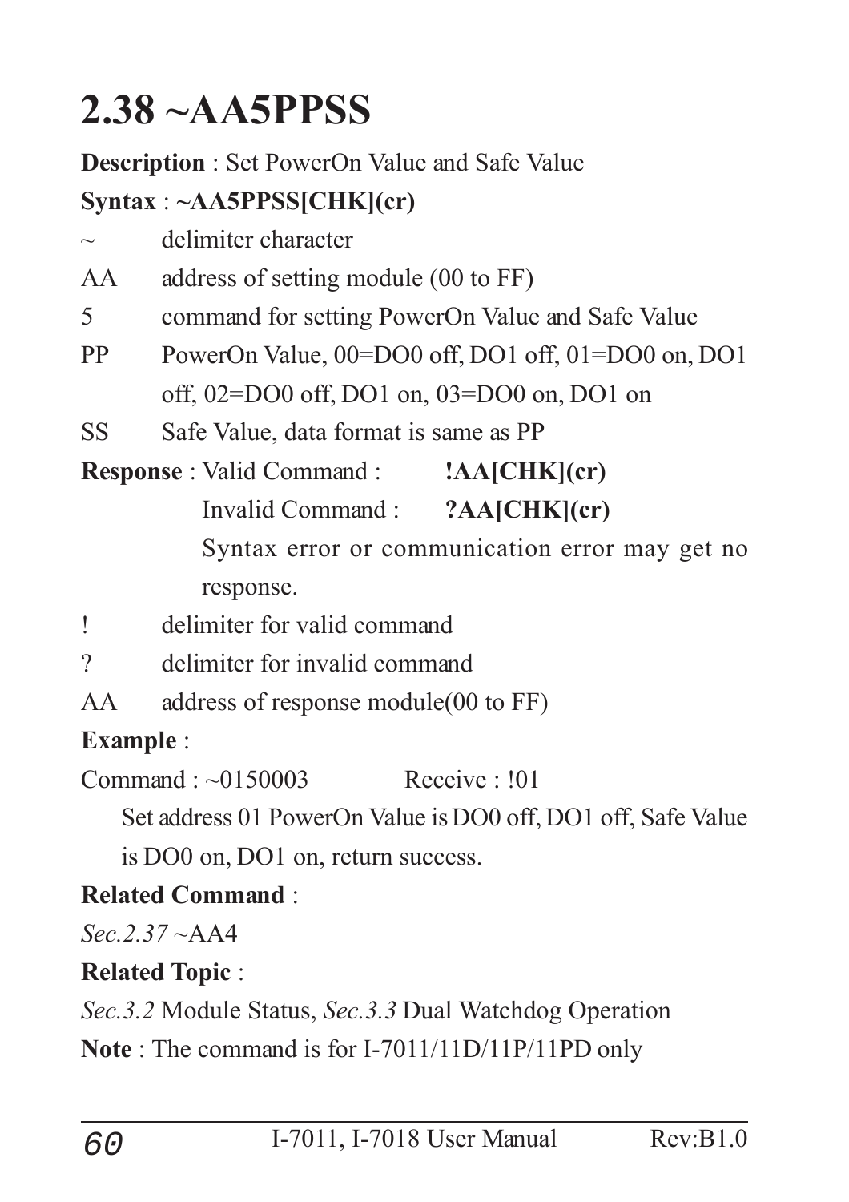# 2.38 ~AA5PPSS

**Description** : Set PowerOn Value and Safe Value

**Syntax** : **~AA5PPSS[CHK](cr)**

~ delimiter character

AA address of setting module (00 to FF)

5 command for setting PowerOn Value and Safe Value

PP PowerOn Value, 00=DO0 off, DO1 off, 01=DO0 on, DO1 off, 02=DO0 off, DO1 on, 03=DO0 on, DO1 on

SS Safe Value, data format is same as PP

**Response** : Valid Command : **!AA[CHK](cr)**

Invalid Command : **?AA[CHK](cr)**

Syntax error or communication error may get no response.

! delimiter for valid command

? delimiter for invalid command

AA address of response module(00 to FF)

**Example** :

Command : ~0150003 Receive : !01

Set address 01 PowerOn Value is DO0 off, DO1 off, Safe Value is DO0 on, DO1 on, return success.

**Related Command** :

*Sec.2.37* ~AA4

**Related Topic** :

*Sec.3.2* Module Status, *Sec.3.3* Dual Watchdog Operation

**Note** : The command is for I-7011/11D/11P/11PD only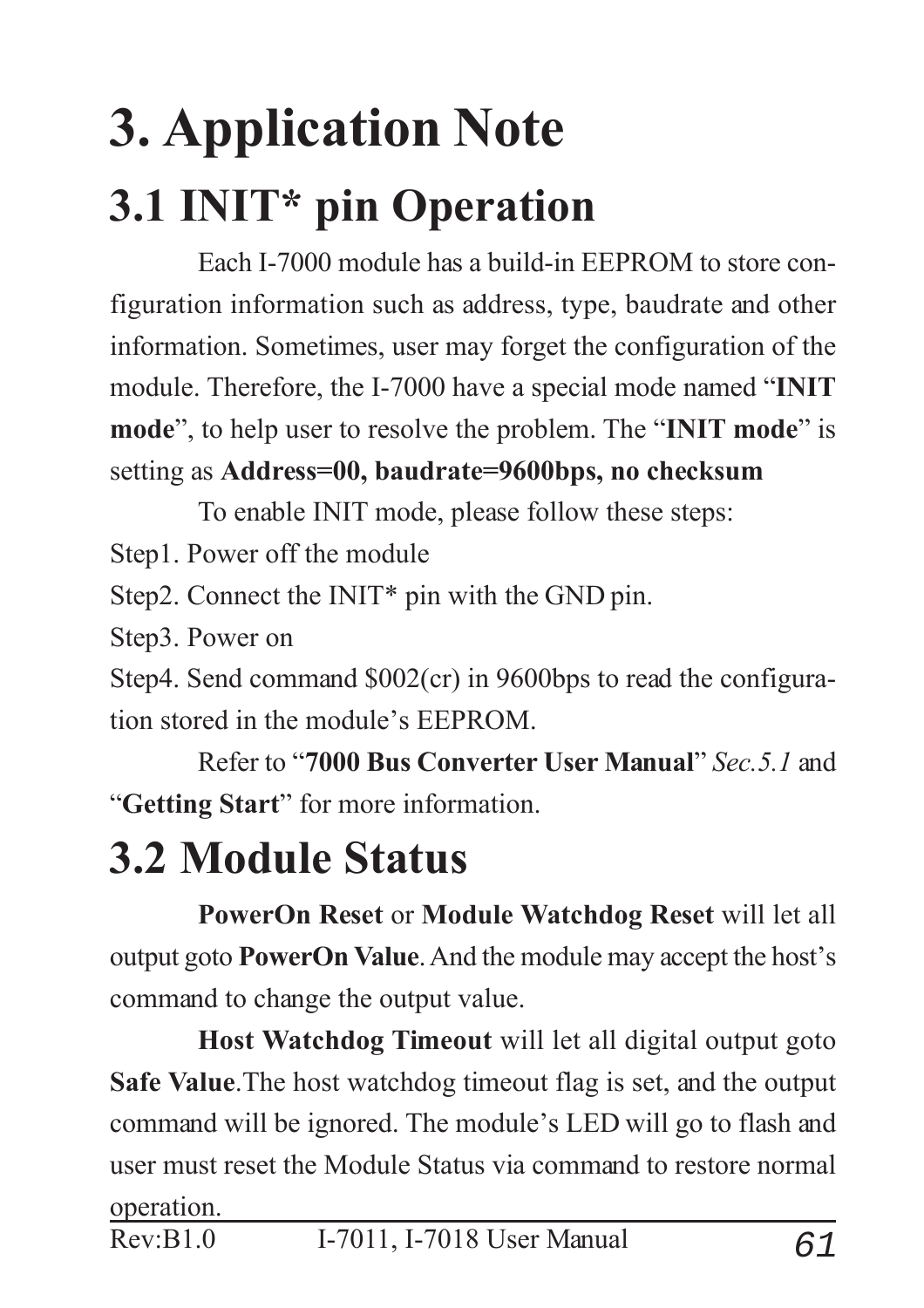# 3. Application Note

## 3.1 INIT* pin Operation

Each I-7000 module has a build-in EEPROM to store configuration information such as address, type, baudrate and other information. Sometimes, user may forget the configuration of the module. Therefore, the I-7000 have a special mode named "**INIT mode**", to help user to resolve the problem. The "**INIT mode**" is setting as **Address=00, baudrate=9600bps, no checksum**

To enable INIT mode, please follow these steps:

Step1. Power off the module

Step2. Connect the INIT* pin with the GND pin.

Step3. Power on

Step4. Send command $002(cr) in 9600bps to read the configuration stored in the module's EEPROM.

Refer to "**7000 Bus Converter User Manual**" *Sec.5.1* and "**Getting Start**" for more information.

## 3.2 Module Status

**PowerOn Reset** or **Module Watchdog Reset** will let all output goto **PowerOn Value**. And the module may accept the host's command to change the output value.

**Host Watchdog Timeout** will let all digital output goto **Safe Value**.The host watchdog timeout flag is set, and the output command will be ignored. The module's LED will go to flash and user must reset the Module Status via command to restore normal operation.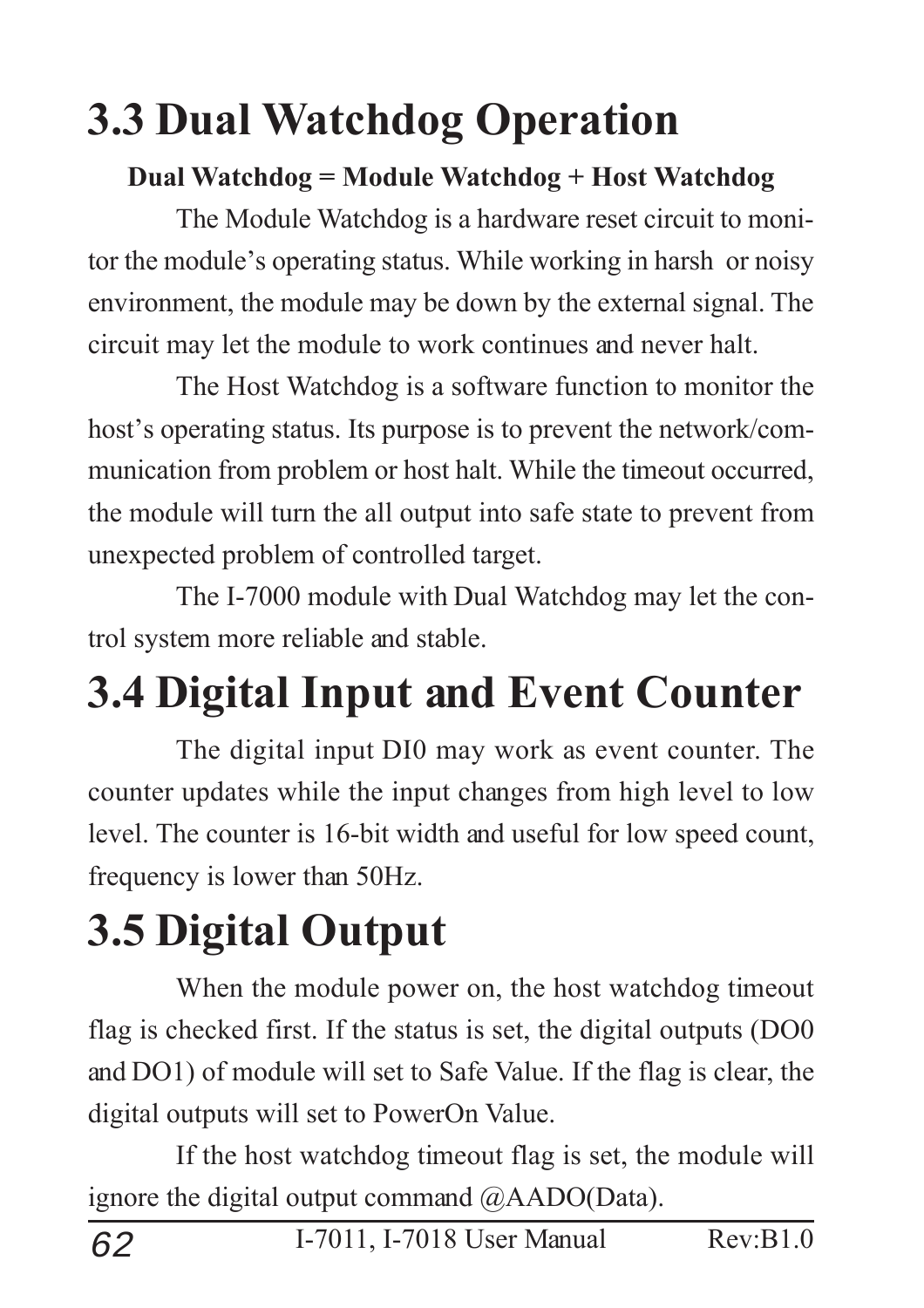# 3.3 Dual Watchdog Operation

**Dual Watchdog = Module Watchdog + Host Watchdog**

The Module Watchdog is a hardware reset circuit to monitor the module's operating status. While working in harsh or noisy environment, the module may be down by the external signal. The circuit may let the module to work continues and never halt.

The Host Watchdog is a software function to monitor the host's operating status. Its purpose is to prevent the network/communication from problem or host halt. While the timeout occurred, the module will turn the all output into safe state to prevent from unexpected problem of controlled target.

The I-7000 module with Dual Watchdog may let the control system more reliable and stable.

# 3.4 Digital Input and Event Counter

The digital input DI0 may work as event counter. The counter updates while the input changes from high level to low level. The counter is 16-bit width and useful for low speed count, frequency is lower than 50Hz.

# 3.5 Digital Output

When the module power on, the host watchdog timeout flag is checked first. If the status is set, the digital outputs (DO0 and DO1) of module will set to Safe Value. If the flag is clear, the digital outputs will set to PowerOn Value.

If the host watchdog timeout flag is set, the module will ignore the digital output command @AADO(Data).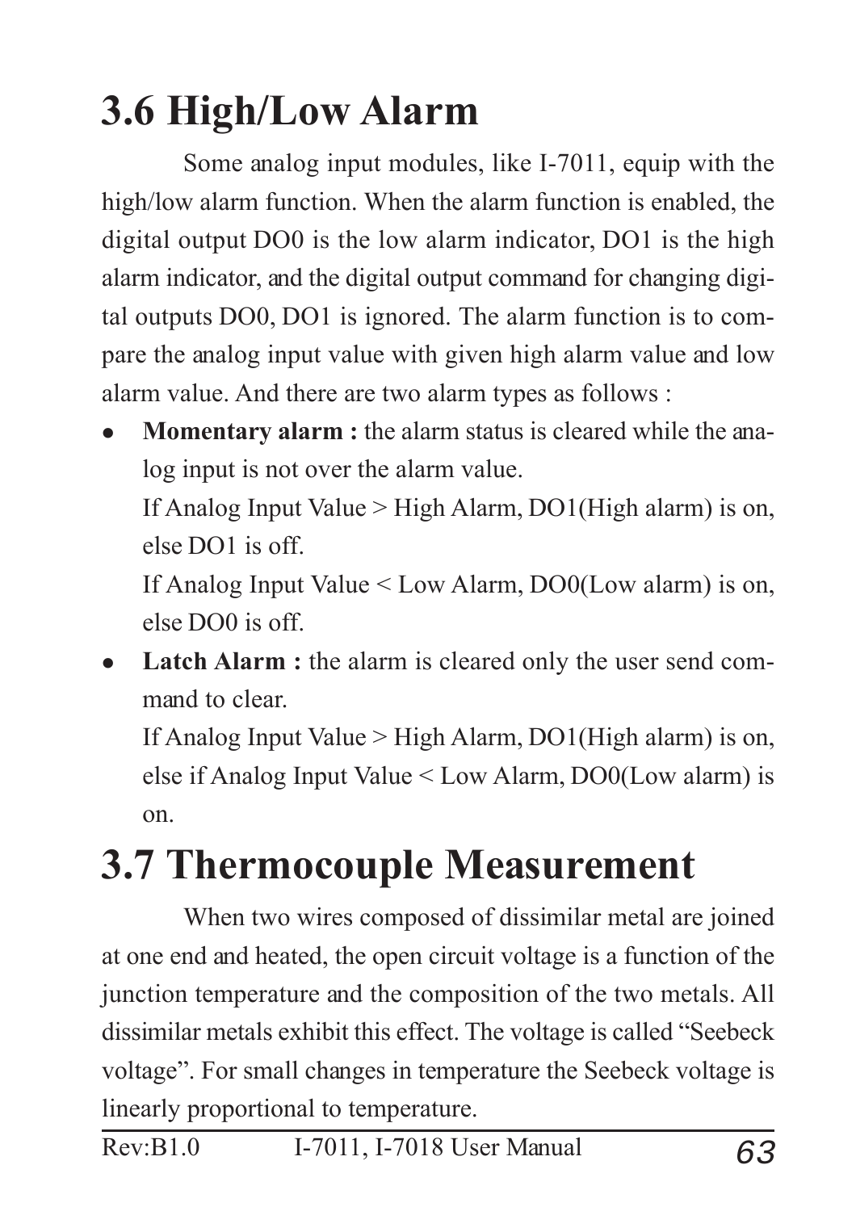## 3.6 High/Low Alarm

Some analog input modules, like I-7011, equip with the high/low alarm function. When the alarm function is enabled, the digital output DO0 is the low alarm indicator, DO1 is the high alarm indicator, and the digital output command for changing digital outputs DO0, DO1 is ignored. The alarm function is to compare the analog input value with given high alarm value and low alarm value. And there are two alarm types as follows :

- **Momentary alarm :** the alarm status is cleared while the analog input is not over the alarm value.
  If Analog Input Value > High Alarm, DO1(High alarm) is on, else DO1 is off.
  If Analog Input Value < Low Alarm, DO0(Low alarm) is on, else DO0 is off.
- **Latch Alarm :** the alarm is cleared only the user send command to clear.
  If Analog Input Value > High Alarm, DO1(High alarm) is on, else if Analog Input Value < Low Alarm, DO0(Low alarm) is on.

## 3.7 Thermocouple Measurement

When two wires composed of dissimilar metal are joined at one end and heated, the open circuit voltage is a function of the junction temperature and the composition of the two metals. All dissimilar metals exhibit this effect. The voltage is called "Seebeck voltage". For small changes in temperature the Seebeck voltage is linearly proportional to temperature.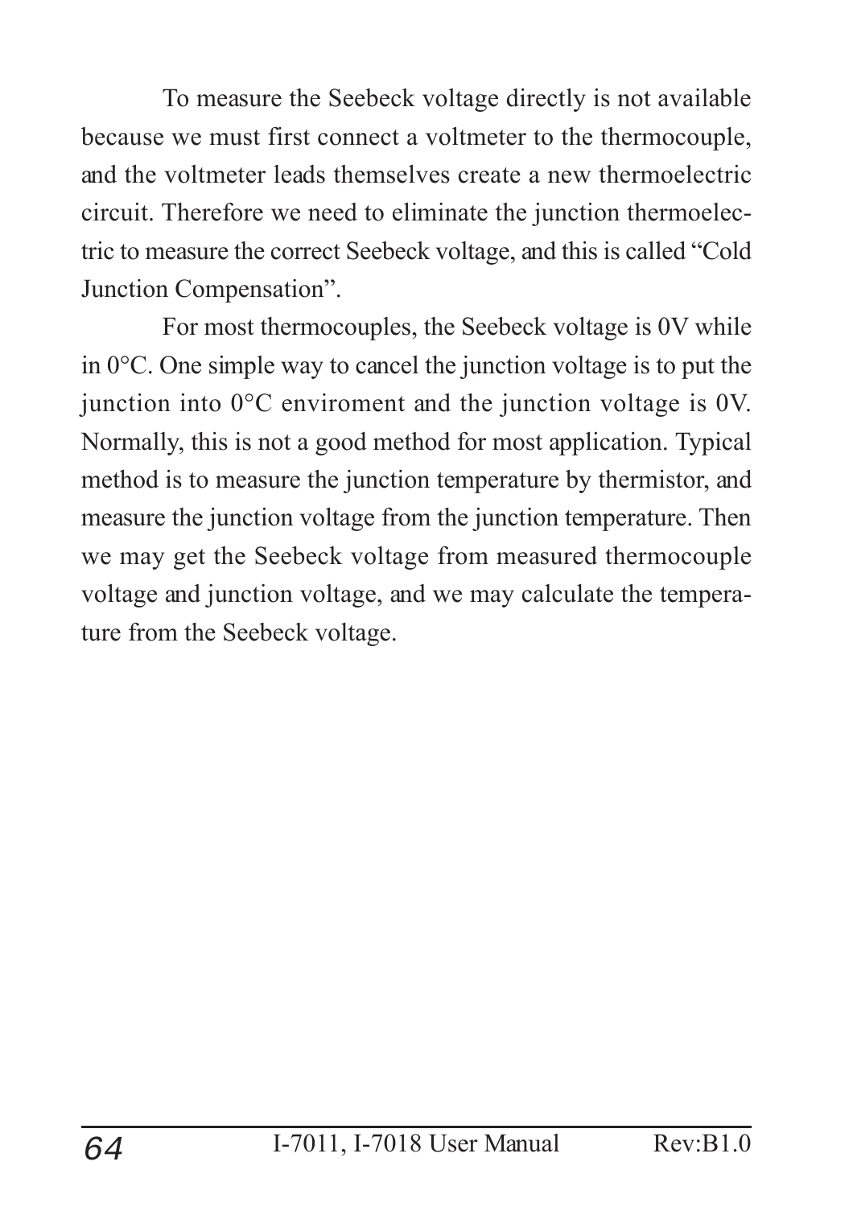To measure the Seebeck voltage directly is not available because we must first connect a voltmeter to the thermocouple, and the voltmeter leads themselves create a new thermoelectric circuit. Therefore we need to eliminate the junction thermoelectric to measure the correct Seebeck voltage, and this is called "Cold Junction Compensation".

For most thermocouples, the Seebeck voltage is 0V while in 0°C. One simple way to cancel the junction voltage is to put the junction into 0°C enviroment and the junction voltage is 0V. Normally, this is not a good method for most application. Typical method is to measure the junction temperature by thermistor, and measure the junction voltage from the junction temperature. Then we may get the Seebeck voltage from measured thermocouple voltage and junction voltage, and we may calculate the temperature from the Seebeck voltage.